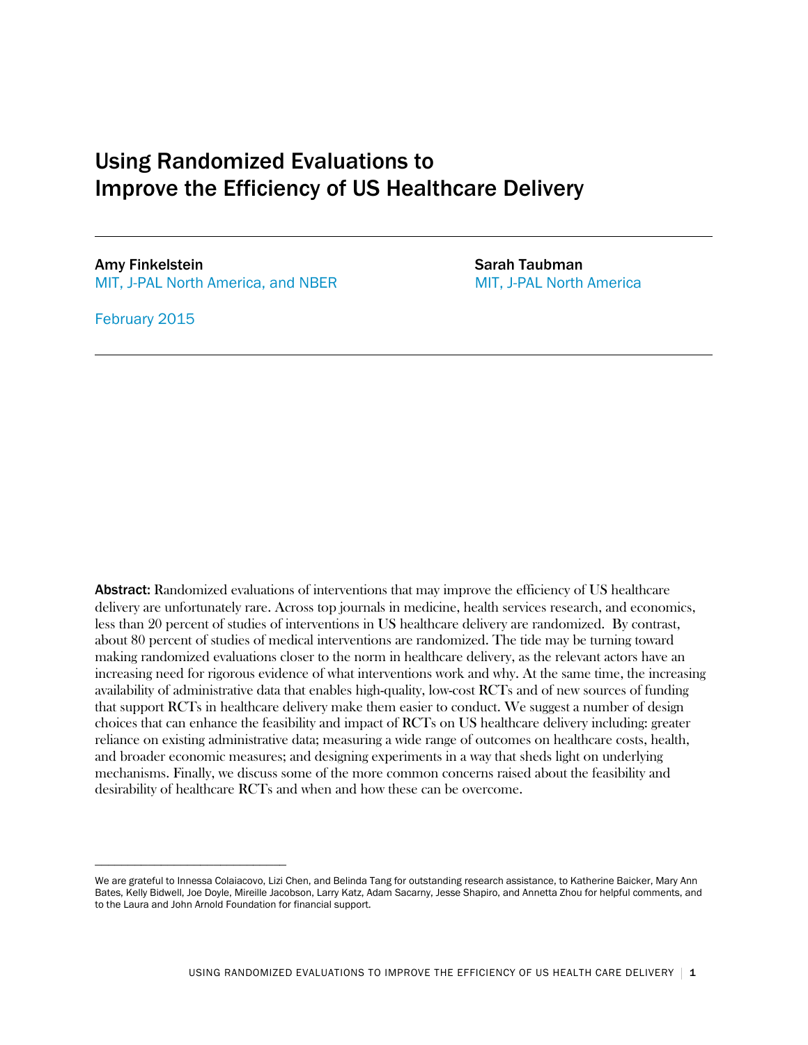# Using Randomized Evaluations to Improve the Efficiency of US Healthcare Delivery

**Amy Finkelstein**
MIT, J-PAL North America, and NBER

**Sarah Taubman**
MIT, J-PAL North America

February 2015

**Abstract:** Randomized evaluations of interventions that may improve the efficiency of US healthcare delivery are unfortunately rare. Across top journals in medicine, health services research, and economics, less than 20 percent of studies of interventions in US healthcare delivery are randomized. By contrast, about 80 percent of studies of medical interventions are randomized. The tide may be turning toward making randomized evaluations closer to the norm in healthcare delivery, as the relevant actors have an increasing need for rigorous evidence of what interventions work and why. At the same time, the increasing availability of administrative data that enables high-quality, low-cost RCTs and of new sources of funding that support RCTs in healthcare delivery make them easier to conduct. We suggest a number of design choices that can enhance the feasibility and impact of RCTs on US healthcare delivery including: greater reliance on existing administrative data; measuring a wide range of outcomes on healthcare costs, health, and broader economic measures; and designing experiments in a way that sheds light on underlying mechanisms. Finally, we discuss some of the more common concerns raised about the feasibility and desirability of healthcare RCTs and when and how these can be overcome.

---

We are grateful to Innessa Colaiacovo, Lizi Chen, and Belinda Tang for outstanding research assistance, to Katherine Baicker, Mary Ann Bates, Kelly Bidwell, Joe Doyle, Mireille Jacobson, Larry Katz, Adam Sacarny, Jesse Shapiro, and Annetta Zhou for helpful comments, and to the Laura and John Arnold Foundation for financial support.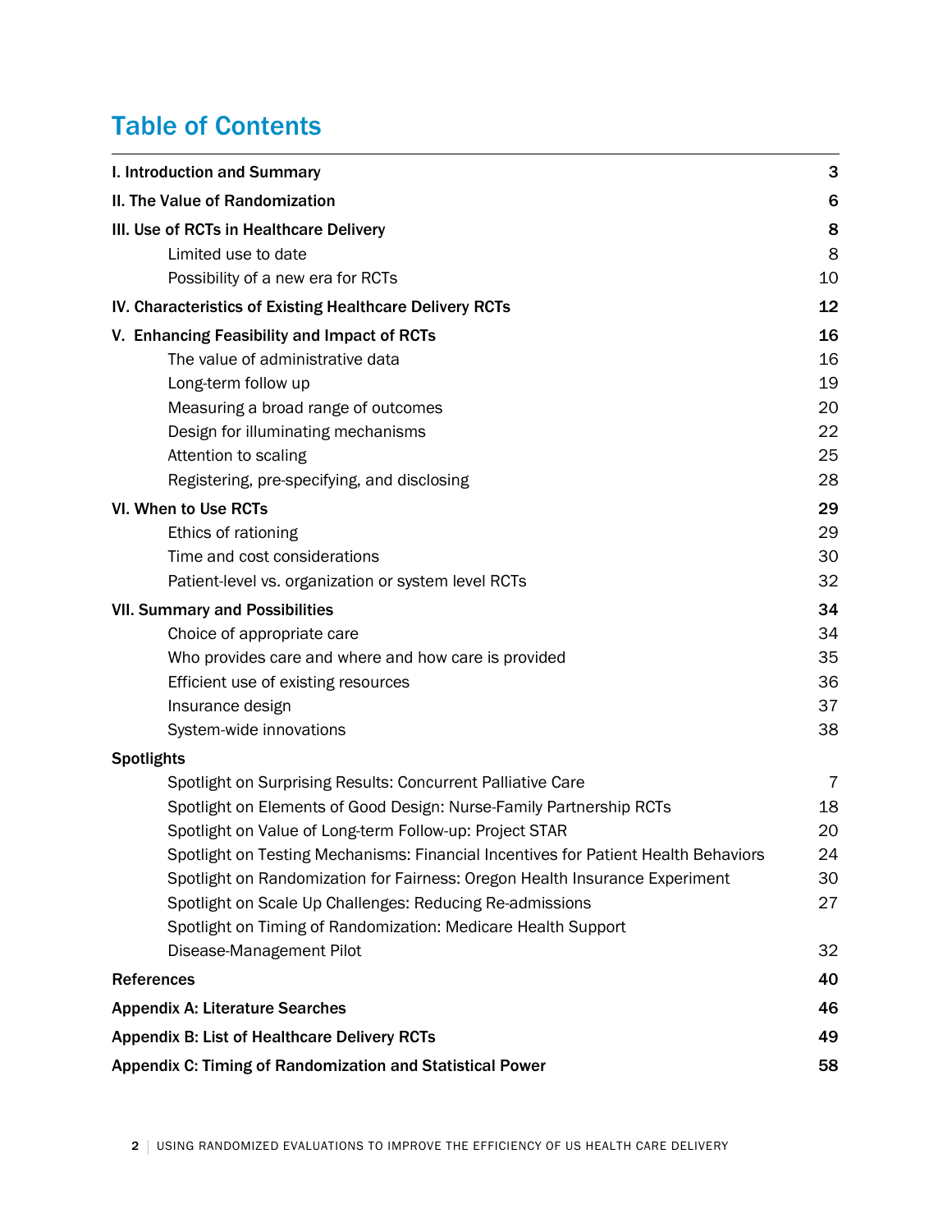# Table of Contents

| | |
|---|---|
| **I. Introduction and Summary** | **3** |
| **II. The Value of Randomization** | **6** |
| **III. Use of RCTs in Healthcare Delivery** | **8** |
| Limited use to date | 8 |
| Possibility of a new era for RCTs | 10 |
| **IV. Characteristics of Existing Healthcare Delivery RCTs** | **12** |
| **V. Enhancing Feasibility and Impact of RCTs** | **16** |
| The value of administrative data | 16 |
| Long-term follow up | 19 |
| Measuring a broad range of outcomes | 20 |
| Design for illuminating mechanisms | 22 |
| Attention to scaling | 25 |
| Registering, pre-specifying, and disclosing | 28 |
| **VI. When to Use RCTs** | **29** |
| Ethics of rationing | 29 |
| Time and cost considerations | 30 |
| Patient-level vs. organization or system level RCTs | 32 |
| **VII. Summary and Possibilities** | **34** |
| Choice of appropriate care | 34 |
| Who provides care and where and how care is provided | 35 |
| Efficient use of existing resources | 36 |
| Insurance design | 37 |
| System-wide innovations | 38 |
| **Spotlights** | |
| Spotlight on Surprising Results: Concurrent Palliative Care | 7 |
| Spotlight on Elements of Good Design: Nurse-Family Partnership RCTs | 18 |
| Spotlight on Value of Long-term Follow-up: Project STAR | 20 |
| Spotlight on Testing Mechanisms: Financial Incentives for Patient Health Behaviors | 24 |
| Spotlight on Randomization for Fairness: Oregon Health Insurance Experiment | 30 |
| Spotlight on Scale Up Challenges: Reducing Re-admissions | 27 |
| Spotlight on Timing of Randomization: Medicare Health Support Disease-Management Pilot | 32 |
| **References** | **40** |
| **Appendix A: Literature Searches** | **46** |
| **Appendix B: List of Healthcare Delivery RCTs** | **49** |
| **Appendix C: Timing of Randomization and Statistical Power** | **58** |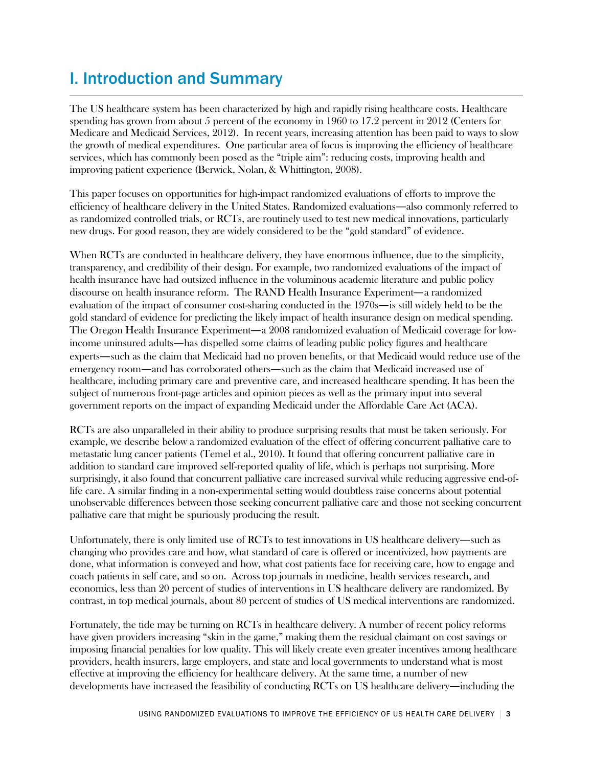# I. Introduction and Summary

The US healthcare system has been characterized by high and rapidly rising healthcare costs. Healthcare spending has grown from about 5 percent of the economy in 1960 to 17.2 percent in 2012 (Centers for Medicare and Medicaid Services, 2012). In recent years, increasing attention has been paid to ways to slow the growth of medical expenditures. One particular area of focus is improving the efficiency of healthcare services, which has commonly been posed as the "triple aim": reducing costs, improving health and improving patient experience (Berwick, Nolan, & Whittington, 2008).

This paper focuses on opportunities for high-impact randomized evaluations of efforts to improve the efficiency of healthcare delivery in the United States. Randomized evaluations—also commonly referred to as randomized controlled trials, or RCTs, are routinely used to test new medical innovations, particularly new drugs. For good reason, they are widely considered to be the "gold standard" of evidence.

When RCTs are conducted in healthcare delivery, they have enormous influence, due to the simplicity, transparency, and credibility of their design. For example, two randomized evaluations of the impact of health insurance have had outsized influence in the voluminous academic literature and public policy discourse on health insurance reform. The RAND Health Insurance Experiment—a randomized evaluation of the impact of consumer cost-sharing conducted in the 1970s—is still widely held to be the gold standard of evidence for predicting the likely impact of health insurance design on medical spending. The Oregon Health Insurance Experiment—a 2008 randomized evaluation of Medicaid coverage for low-income uninsured adults—has dispelled some claims of leading public policy figures and healthcare experts—such as the claim that Medicaid had no proven benefits, or that Medicaid would reduce use of the emergency room—and has corroborated others—such as the claim that Medicaid increased use of healthcare, including primary care and preventive care, and increased healthcare spending. It has been the subject of numerous front-page articles and opinion pieces as well as the primary input into several government reports on the impact of expanding Medicaid under the Affordable Care Act (ACA).

RCTs are also unparalleled in their ability to produce surprising results that must be taken seriously. For example, we describe below a randomized evaluation of the effect of offering concurrent palliative care to metastatic lung cancer patients (Temel et al., 2010). It found that offering concurrent palliative care in addition to standard care improved self-reported quality of life, which is perhaps not surprising. More surprisingly, it also found that concurrent palliative care increased survival while reducing aggressive end-of-life care. A similar finding in a non-experimental setting would doubtless raise concerns about potential unobservable differences between those seeking concurrent palliative care and those not seeking concurrent palliative care that might be spuriously producing the result.

Unfortunately, there is only limited use of RCTs to test innovations in US healthcare delivery—such as changing who provides care and how, what standard of care is offered or incentivized, how payments are done, what information is conveyed and how, what cost patients face for receiving care, how to engage and coach patients in self care, and so on. Across top journals in medicine, health services research, and economics, less than 20 percent of studies of interventions in US healthcare delivery are randomized. By contrast, in top medical journals, about 80 percent of studies of US medical interventions are randomized.

Fortunately, the tide may be turning on RCTs in healthcare delivery. A number of recent policy reforms have given providers increasing "skin in the game," making them the residual claimant on cost savings or imposing financial penalties for low quality. This will likely create even greater incentives among healthcare providers, health insurers, large employers, and state and local governments to understand what is most effective at improving the efficiency for healthcare delivery. At the same time, a number of new developments have increased the feasibility of conducting RCTs on US healthcare delivery—including the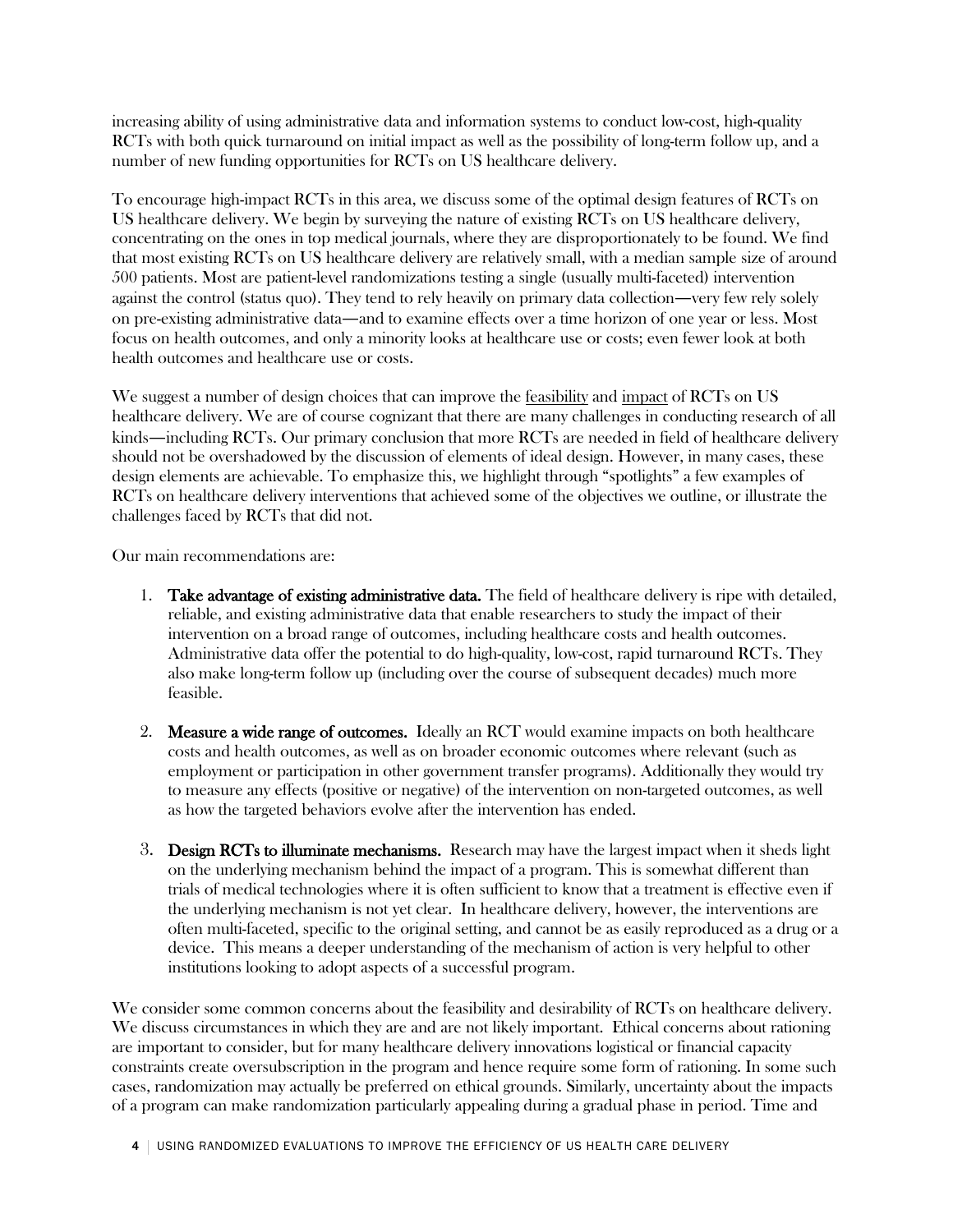increasing ability of using administrative data and information systems to conduct low-cost, high-quality RCTs with both quick turnaround on initial impact as well as the possibility of long-term follow up, and a number of new funding opportunities for RCTs on US healthcare delivery.

To encourage high-impact RCTs in this area, we discuss some of the optimal design features of RCTs on US healthcare delivery. We begin by surveying the nature of existing RCTs on US healthcare delivery, concentrating on the ones in top medical journals, where they are disproportionately to be found. We find that most existing RCTs on US healthcare delivery are relatively small, with a median sample size of around 500 patients. Most are patient-level randomizations testing a single (usually multi-faceted) intervention against the control (status quo). They tend to rely heavily on primary data collection—very few rely solely on pre-existing administrative data—and to examine effects over a time horizon of one year or less. Most focus on health outcomes, and only a minority looks at healthcare use or costs; even fewer look at both health outcomes and healthcare use or costs.

We suggest a number of design choices that can improve the feasibility and impact of RCTs on US healthcare delivery. We are of course cognizant that there are many challenges in conducting research of all kinds—including RCTs. Our primary conclusion that more RCTs are needed in field of healthcare delivery should not be overshadowed by the discussion of elements of ideal design. However, in many cases, these design elements are achievable. To emphasize this, we highlight through "spotlights" a few examples of RCTs on healthcare delivery interventions that achieved some of the objectives we outline, or illustrate the challenges faced by RCTs that did not.

Our main recommendations are:

1. **Take advantage of existing administrative data.** The field of healthcare delivery is ripe with detailed, reliable, and existing administrative data that enable researchers to study the impact of their intervention on a broad range of outcomes, including healthcare costs and health outcomes. Administrative data offer the potential to do high-quality, low-cost, rapid turnaround RCTs. They also make long-term follow up (including over the course of subsequent decades) much more feasible.

2. **Measure a wide range of outcomes.** Ideally an RCT would examine impacts on both healthcare costs and health outcomes, as well as on broader economic outcomes where relevant (such as employment or participation in other government transfer programs). Additionally they would try to measure any effects (positive or negative) of the intervention on non-targeted outcomes, as well as how the targeted behaviors evolve after the intervention has ended.

3. **Design RCTs to illuminate mechanisms.** Research may have the largest impact when it sheds light on the underlying mechanism behind the impact of a program. This is somewhat different than trials of medical technologies where it is often sufficient to know that a treatment is effective even if the underlying mechanism is not yet clear. In healthcare delivery, however, the interventions are often multi-faceted, specific to the original setting, and cannot be as easily reproduced as a drug or a device. This means a deeper understanding of the mechanism of action is very helpful to other institutions looking to adopt aspects of a successful program.

We consider some common concerns about the feasibility and desirability of RCTs on healthcare delivery. We discuss circumstances in which they are and are not likely important. Ethical concerns about rationing are important to consider, but for many healthcare delivery innovations logistical or financial capacity constraints create oversubscription in the program and hence require some form of rationing. In some such cases, randomization may actually be preferred on ethical grounds. Similarly, uncertainty about the impacts of a program can make randomization particularly appealing during a gradual phase in period. Time and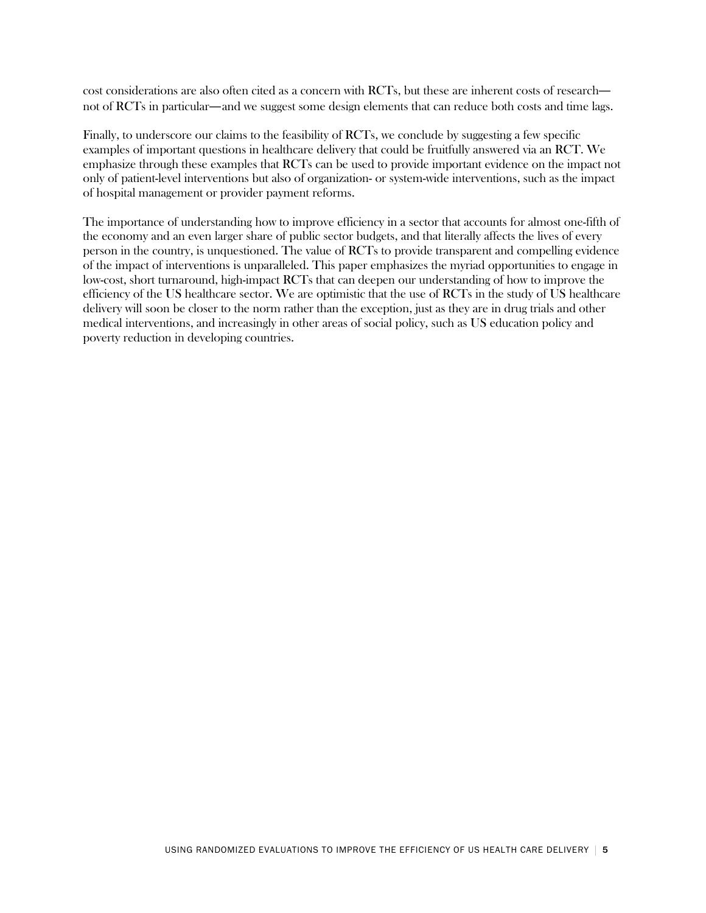cost considerations are also often cited as a concern with RCTs, but these are inherent costs of research—not of RCTs in particular—and we suggest some design elements that can reduce both costs and time lags.

Finally, to underscore our claims to the feasibility of RCTs, we conclude by suggesting a few specific examples of important questions in healthcare delivery that could be fruitfully answered via an RCT. We emphasize through these examples that RCTs can be used to provide important evidence on the impact not only of patient-level interventions but also of organization- or system-wide interventions, such as the impact of hospital management or provider payment reforms.

The importance of understanding how to improve efficiency in a sector that accounts for almost one-fifth of the economy and an even larger share of public sector budgets, and that literally affects the lives of every person in the country, is unquestioned. The value of RCTs to provide transparent and compelling evidence of the impact of interventions is unparalleled. This paper emphasizes the myriad opportunities to engage in low-cost, short turnaround, high-impact RCTs that can deepen our understanding of how to improve the efficiency of the US healthcare sector. We are optimistic that the use of RCTs in the study of US healthcare delivery will soon be closer to the norm rather than the exception, just as they are in drug trials and other medical interventions, and increasingly in other areas of social policy, such as US education policy and poverty reduction in developing countries.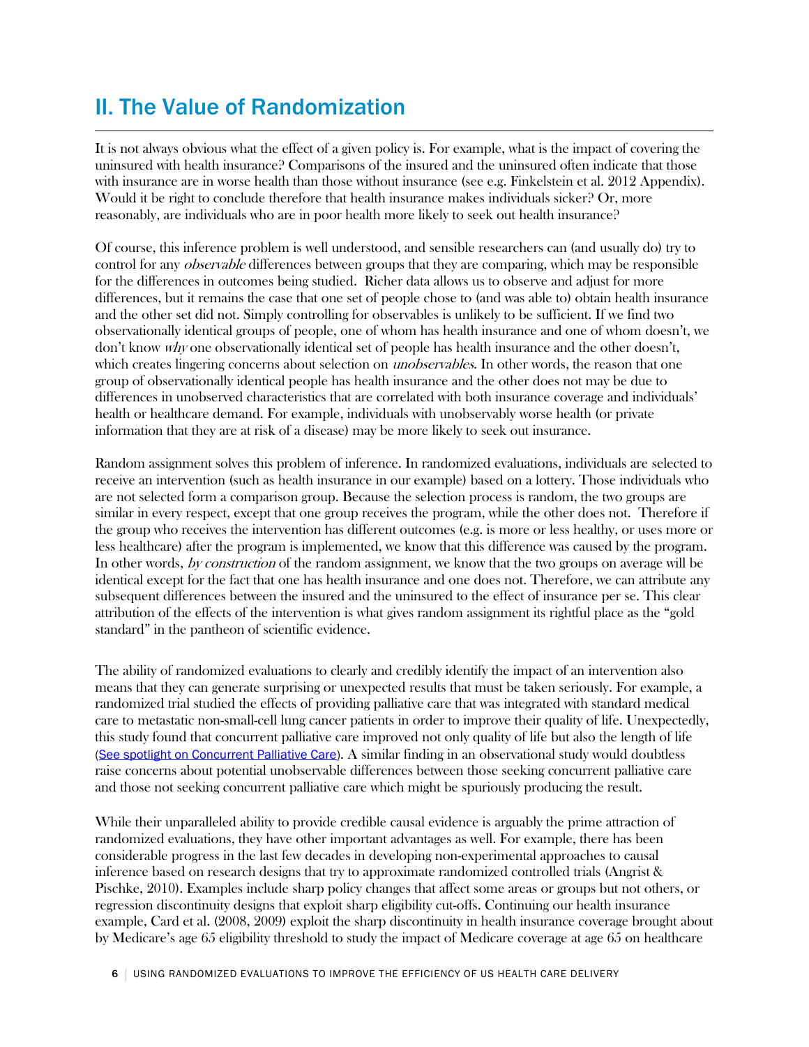## II. The Value of Randomization

It is not always obvious what the effect of a given policy is. For example, what is the impact of covering the uninsured with health insurance? Comparisons of the insured and the uninsured often indicate that those with insurance are in worse health than those without insurance (see e.g. Finkelstein et al. 2012 Appendix). Would it be right to conclude therefore that health insurance makes individuals sicker? Or, more reasonably, are individuals who are in poor health more likely to seek out health insurance?

Of course, this inference problem is well understood, and sensible researchers can (and usually do) try to control for any *observable* differences between groups that they are comparing, which may be responsible for the differences in outcomes being studied. Richer data allows us to observe and adjust for more differences, but it remains the case that one set of people chose to (and was able to) obtain health insurance and the other set did not. Simply controlling for observables is unlikely to be sufficient. If we find two observationally identical groups of people, one of whom has health insurance and one of whom doesn't, we don't know *why* one observationally identical set of people has health insurance and the other doesn't, which creates lingering concerns about selection on *unobservables*. In other words, the reason that one group of observationally identical people has health insurance and the other does not may be due to differences in unobserved characteristics that are correlated with both insurance coverage and individuals' health or healthcare demand. For example, individuals with unobservably worse health (or private information that they are at risk of a disease) may be more likely to seek out insurance.

Random assignment solves this problem of inference. In randomized evaluations, individuals are selected to receive an intervention (such as health insurance in our example) based on a lottery. Those individuals who are not selected form a comparison group. Because the selection process is random, the two groups are similar in every respect, except that one group receives the program, while the other does not. Therefore if the group who receives the intervention has different outcomes (e.g. is more or less healthy, or uses more or less healthcare) after the program is implemented, we know that this difference was caused by the program. In other words, *by construction* of the random assignment, we know that the two groups on average will be identical except for the fact that one has health insurance and one does not. Therefore, we can attribute any subsequent differences between the insured and the uninsured to the effect of insurance per se. This clear attribution of the effects of the intervention is what gives random assignment its rightful place as the "gold standard" in the pantheon of scientific evidence.

The ability of randomized evaluations to clearly and credibly identify the impact of an intervention also means that they can generate surprising or unexpected results that must be taken seriously. For example, a randomized trial studied the effects of providing palliative care that was integrated with standard medical care to metastatic non-small-cell lung cancer patients in order to improve their quality of life. Unexpectedly, this study found that concurrent palliative care improved not only quality of life but also the length of life (See spotlight on Concurrent Palliative Care). A similar finding in an observational study would doubtless raise concerns about potential unobservable differences between those seeking concurrent palliative care and those not seeking concurrent palliative care which might be spuriously producing the result.

While their unparalleled ability to provide credible causal evidence is arguably the prime attraction of randomized evaluations, they have other important advantages as well. For example, there has been considerable progress in the last few decades in developing non-experimental approaches to causal inference based on research designs that try to approximate randomized controlled trials (Angrist & Pischke, 2010). Examples include sharp policy changes that affect some areas or groups but not others, or regression discontinuity designs that exploit sharp eligibility cut-offs. Continuing our health insurance example, Card et al. (2008, 2009) exploit the sharp discontinuity in health insurance coverage brought about by Medicare's age 65 eligibility threshold to study the impact of Medicare coverage at age 65 on healthcare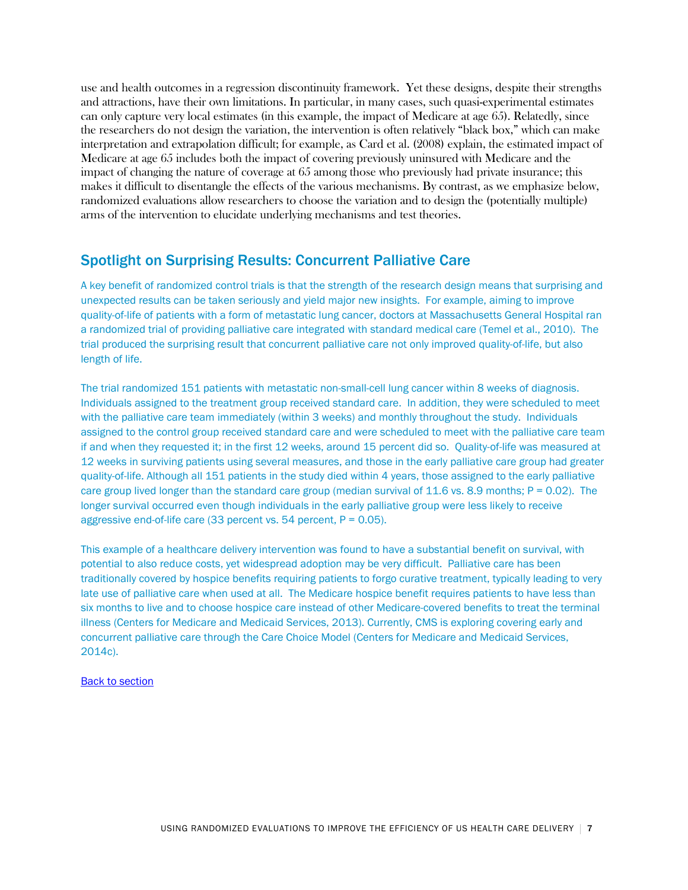use and health outcomes in a regression discontinuity framework. Yet these designs, despite their strengths and attractions, have their own limitations. In particular, in many cases, such quasi-experimental estimates can only capture very local estimates (in this example, the impact of Medicare at age 65). Relatedly, since the researchers do not design the variation, the intervention is often relatively "black box," which can make interpretation and extrapolation difficult; for example, as Card et al. (2008) explain, the estimated impact of Medicare at age 65 includes both the impact of covering previously uninsured with Medicare and the impact of changing the nature of coverage at 65 among those who previously had private insurance; this makes it difficult to disentangle the effects of the various mechanisms. By contrast, as we emphasize below, randomized evaluations allow researchers to choose the variation and to design the (potentially multiple) arms of the intervention to elucidate underlying mechanisms and test theories.

## Spotlight on Surprising Results: Concurrent Palliative Care

A key benefit of randomized control trials is that the strength of the research design means that surprising and unexpected results can be taken seriously and yield major new insights. For example, aiming to improve quality-of-life of patients with a form of metastatic lung cancer, doctors at Massachusetts General Hospital ran a randomized trial of providing palliative care integrated with standard medical care (Temel et al., 2010). The trial produced the surprising result that concurrent palliative care not only improved quality-of-life, but also length of life.

The trial randomized 151 patients with metastatic non-small-cell lung cancer within 8 weeks of diagnosis. Individuals assigned to the treatment group received standard care. In addition, they were scheduled to meet with the palliative care team immediately (within 3 weeks) and monthly throughout the study. Individuals assigned to the control group received standard care and were scheduled to meet with the palliative care team if and when they requested it; in the first 12 weeks, around 15 percent did so. Quality-of-life was measured at 12 weeks in surviving patients using several measures, and those in the early palliative care group had greater quality-of-life. Although all 151 patients in the study died within 4 years, those assigned to the early palliative care group lived longer than the standard care group (median survival of 11.6 vs. 8.9 months; $P = 0.02$). The longer survival occurred even though individuals in the early palliative group were less likely to receive aggressive end-of-life care (33 percent vs. 54 percent, $P = 0.05$).

This example of a healthcare delivery intervention was found to have a substantial benefit on survival, with potential to also reduce costs, yet widespread adoption may be very difficult. Palliative care has been traditionally covered by hospice benefits requiring patients to forgo curative treatment, typically leading to very late use of palliative care when used at all. The Medicare hospice benefit requires patients to have less than six months to live and to choose hospice care instead of other Medicare-covered benefits to treat the terminal illness (Centers for Medicare and Medicaid Services, 2013). Currently, CMS is exploring covering early and concurrent palliative care through the Care Choice Model (Centers for Medicare and Medicaid Services, 2014c).

Back to section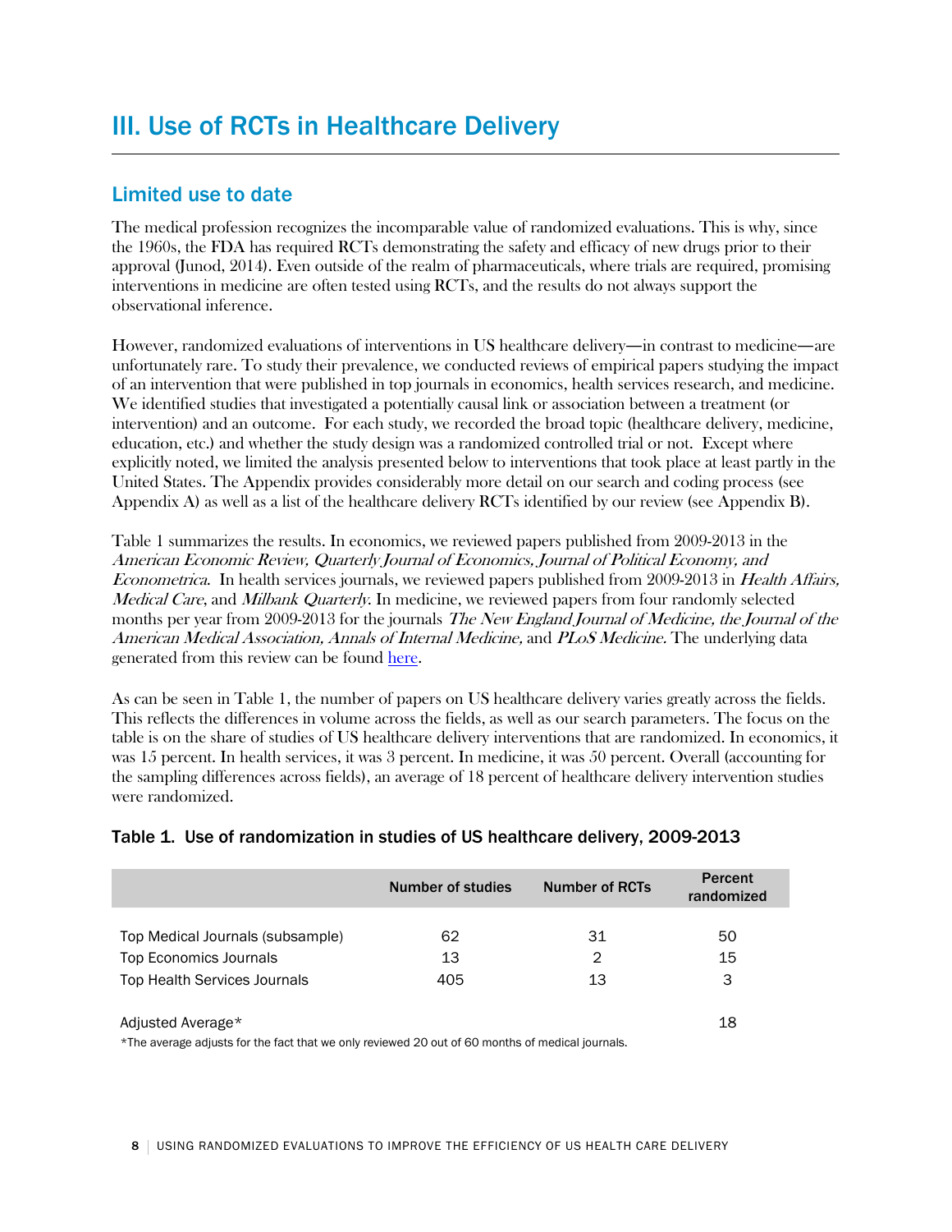# III. Use of RCTs in Healthcare Delivery

## Limited use to date

The medical profession recognizes the incomparable value of randomized evaluations. This is why, since the 1960s, the FDA has required RCTs demonstrating the safety and efficacy of new drugs prior to their approval (Junod, 2014). Even outside of the realm of pharmaceuticals, where trials are required, promising interventions in medicine are often tested using RCTs, and the results do not always support the observational inference.

However, randomized evaluations of interventions in US healthcare delivery—in contrast to medicine—are unfortunately rare. To study their prevalence, we conducted reviews of empirical papers studying the impact of an intervention that were published in top journals in economics, health services research, and medicine. We identified studies that investigated a potentially causal link or association between a treatment (or intervention) and an outcome. For each study, we recorded the broad topic (healthcare delivery, medicine, education, etc.) and whether the study design was a randomized controlled trial or not. Except where explicitly noted, we limited the analysis presented below to interventions that took place at least partly in the United States. The Appendix provides considerably more detail on our search and coding process (see Appendix A) as well as a list of the healthcare delivery RCTs identified by our review (see Appendix B).

Table 1 summarizes the results. In economics, we reviewed papers published from 2009-2013 in the *American Economic Review, Quarterly Journal of Economics, Journal of Political Economy, and Econometrica*. In health services journals, we reviewed papers published from 2009-2013 in *Health Affairs, Medical Care*, and *Milbank Quarterly*. In medicine, we reviewed papers from four randomly selected months per year from 2009-2013 for the journals *The New England Journal of Medicine, the Journal of the American Medical Association, Annals of Internal Medicine,* and *PLoS Medicine*. The underlying data generated from this review can be found here.

As can be seen in Table 1, the number of papers on US healthcare delivery varies greatly across the fields. This reflects the differences in volume across the fields, as well as our search parameters. The focus on the table is on the share of studies of US healthcare delivery interventions that are randomized. In economics, it was 15 percent. In health services, it was 3 percent. In medicine, it was 50 percent. Overall (accounting for the sampling differences across fields), an average of 18 percent of healthcare delivery intervention studies were randomized.

### Table 1. Use of randomization in studies of US healthcare delivery, 2009-2013

| | Number of studies | Number of RCTs | Percent randomized |
|---|---|---|---|
| Top Medical Journals (subsample) | 62 | 31 | 50 |
| Top Economics Journals | 13 | 2 | 15 |
| Top Health Services Journals | 405 | 13 | 3 |
| Adjusted Average* | | | 18 |

*The average adjusts for the fact that we only reviewed 20 out of 60 months of medical journals.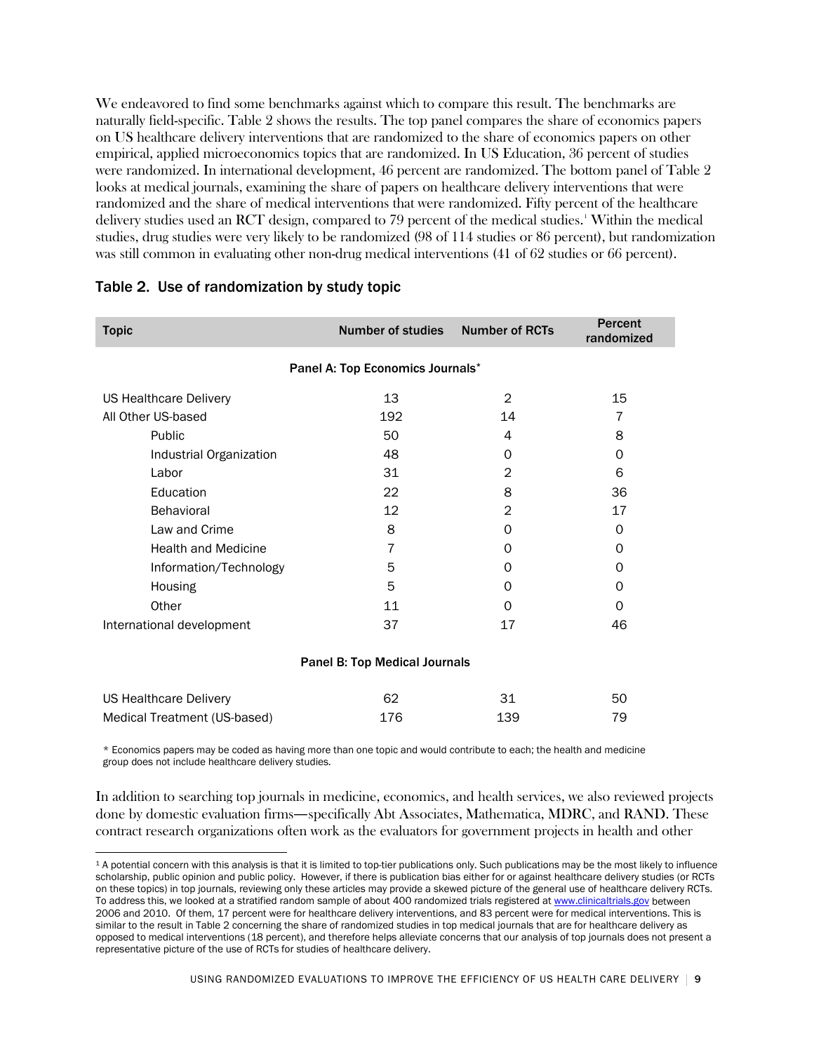We endeavored to find some benchmarks against which to compare this result. The benchmarks are naturally field-specific. Table 2 shows the results. The top panel compares the share of economics papers on US healthcare delivery interventions that are randomized to the share of economics papers on other empirical, applied microeconomics topics that are randomized. In US Education, 36 percent of studies were randomized. In international development, 46 percent are randomized. The bottom panel of Table 2 looks at medical journals, examining the share of papers on healthcare delivery interventions that were randomized and the share of medical interventions that were randomized. Fifty percent of the healthcare delivery studies used an RCT design, compared to 79 percent of the medical studies.[1] Within the medical studies, drug studies were very likely to be randomized (98 of 114 studies or 86 percent), but randomization was still common in evaluating other non-drug medical interventions (41 of 62 studies or 66 percent).

## Table 2. Use of randomization by study topic

| Topic | Number of studies | Number of RCTs | Percent randomized |
|---|---|---|---|
| **Panel A: Top Economics Journals*** | | | |
| US Healthcare Delivery | 13 | 2 | 15 |
| All Other US-based | 192 | 14 | 7 |
| Public | 50 | 4 | 8 |
| Industrial Organization | 48 | 0 | 0 |
| Labor | 31 | 2 | 6 |
| Education | 22 | 8 | 36 |
| Behavioral | 12 | 2 | 17 |
| Law and Crime | 8 | 0 | 0 |
| Health and Medicine | 7 | 0 | 0 |
| Information/Technology | 5 | 0 | 0 |
| Housing | 5 | 0 | 0 |
| Other | 11 | 0 | 0 |
| International development | 37 | 17 | 46 |
| **Panel B: Top Medical Journals** | | | |
| US Healthcare Delivery | 62 | 31 | 50 |
| Medical Treatment (US-based) | 176 | 139 | 79 |

* Economics papers may be coded as having more than one topic and would contribute to each; the health and medicine group does not include healthcare delivery studies.

In addition to searching top journals in medicine, economics, and health services, we also reviewed projects done by domestic evaluation firms—specifically Abt Associates, Mathematica, MDRC, and RAND. These contract research organizations often work as the evaluators for government projects in health and other

[1] A potential concern with this analysis is that it is limited to top-tier publications only. Such publications may be the most likely to influence scholarship, public opinion and public policy. However, if there is publication bias either for or against healthcare delivery studies (or RCTs on these topics) in top journals, reviewing only these articles may provide a skewed picture of the general use of healthcare delivery RCTs. To address this, we looked at a stratified random sample of about 400 randomized trials registered at www.clinicaltrials.gov between 2006 and 2010. Of them, 17 percent were for healthcare delivery interventions, and 83 percent were for medical interventions. This is similar to the result in Table 2 concerning the share of randomized studies in top medical journals that are for healthcare delivery as opposed to medical interventions (18 percent), and therefore helps alleviate concerns that our analysis of top journals does not present a representative picture of the use of RCTs for studies of healthcare delivery.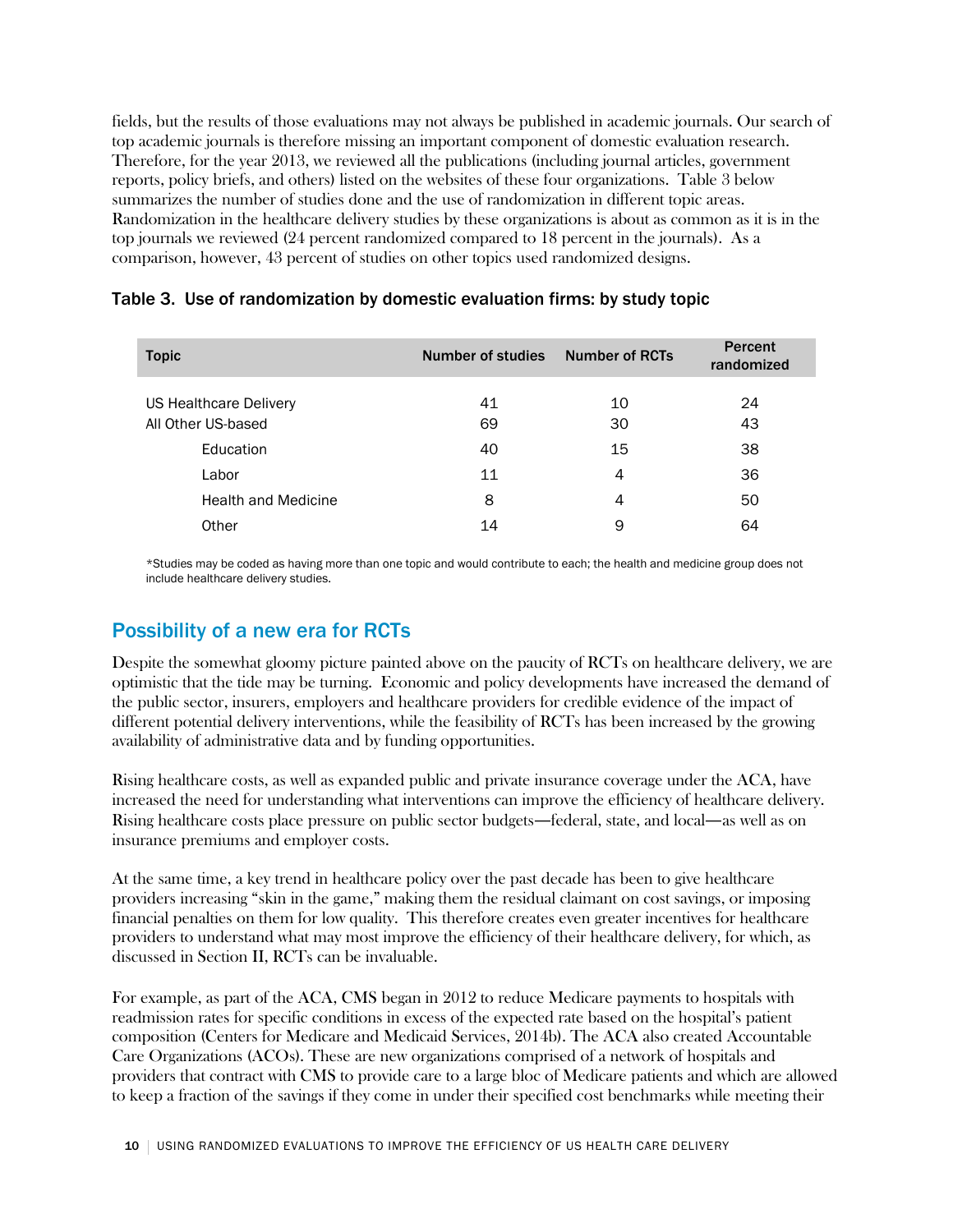fields, but the results of those evaluations may not always be published in academic journals. Our search of top academic journals is therefore missing an important component of domestic evaluation research. Therefore, for the year 2013, we reviewed all the publications (including journal articles, government reports, policy briefs, and others) listed on the websites of these four organizations. Table 3 below summarizes the number of studies done and the use of randomization in different topic areas. Randomization in the healthcare delivery studies by these organizations is about as common as it is in the top journals we reviewed (24 percent randomized compared to 18 percent in the journals). As a comparison, however, 43 percent of studies on other topics used randomized designs.

**Table 3. Use of randomization by domestic evaluation firms: by study topic**

| Topic | Number of studies | Number of RCTs | Percent randomized |
|---|---|---|---|
| US Healthcare Delivery | 41 | 10 | 24 |
| All Other US-based | 69 | 30 | 43 |
| Education | 40 | 15 | 38 |
| Labor | 11 | 4 | 36 |
| Health and Medicine | 8 | 4 | 50 |
| Other | 14 | 9 | 64 |

*Studies may be coded as having more than one topic and would contribute to each; the health and medicine group does not include healthcare delivery studies.

## Possibility of a new era for RCTs

Despite the somewhat gloomy picture painted above on the paucity of RCTs on healthcare delivery, we are optimistic that the tide may be turning. Economic and policy developments have increased the demand of the public sector, insurers, employers and healthcare providers for credible evidence of the impact of different potential delivery interventions, while the feasibility of RCTs has been increased by the growing availability of administrative data and by funding opportunities.

Rising healthcare costs, as well as expanded public and private insurance coverage under the ACA, have increased the need for understanding what interventions can improve the efficiency of healthcare delivery. Rising healthcare costs place pressure on public sector budgets—federal, state, and local—as well as on insurance premiums and employer costs.

At the same time, a key trend in healthcare policy over the past decade has been to give healthcare providers increasing "skin in the game," making them the residual claimant on cost savings, or imposing financial penalties on them for low quality. This therefore creates even greater incentives for healthcare providers to understand what may most improve the efficiency of their healthcare delivery, for which, as discussed in Section II, RCTs can be invaluable.

For example, as part of the ACA, CMS began in 2012 to reduce Medicare payments to hospitals with readmission rates for specific conditions in excess of the expected rate based on the hospital's patient composition (Centers for Medicare and Medicaid Services, 2014b). The ACA also created Accountable Care Organizations (ACOs). These are new organizations comprised of a network of hospitals and providers that contract with CMS to provide care to a large bloc of Medicare patients and which are allowed to keep a fraction of the savings if they come in under their specified cost benchmarks while meeting their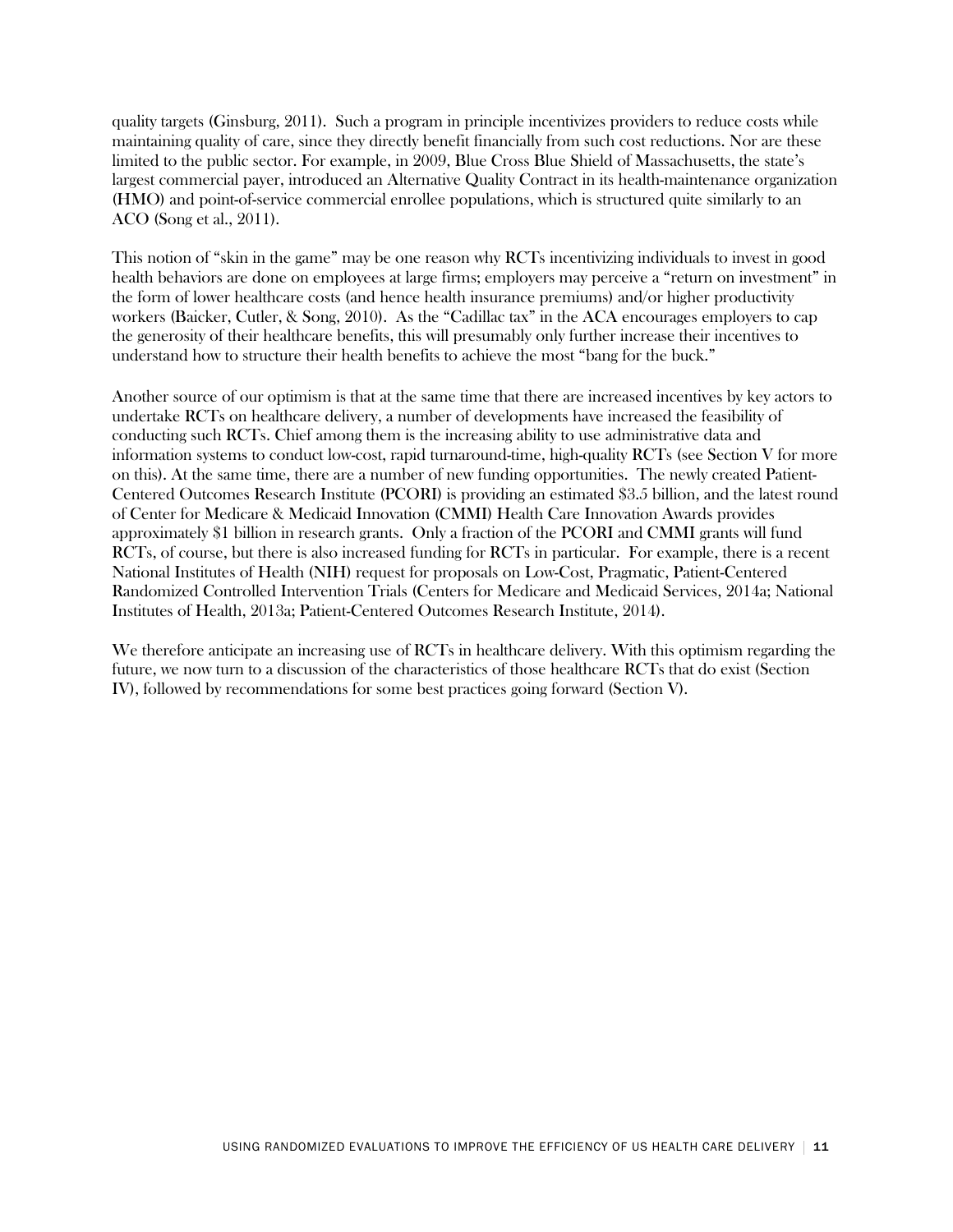quality targets (Ginsburg, 2011). Such a program in principle incentivizes providers to reduce costs while maintaining quality of care, since they directly benefit financially from such cost reductions. Nor are these limited to the public sector. For example, in 2009, Blue Cross Blue Shield of Massachusetts, the state's largest commercial payer, introduced an Alternative Quality Contract in its health-maintenance organization (HMO) and point-of-service commercial enrollee populations, which is structured quite similarly to an ACO (Song et al., 2011).

This notion of "skin in the game" may be one reason why RCTs incentivizing individuals to invest in good health behaviors are done on employees at large firms; employers may perceive a "return on investment" in the form of lower healthcare costs (and hence health insurance premiums) and/or higher productivity workers (Baicker, Cutler, & Song, 2010). As the "Cadillac tax" in the ACA encourages employers to cap the generosity of their healthcare benefits, this will presumably only further increase their incentives to understand how to structure their health benefits to achieve the most "bang for the buck."

Another source of our optimism is that at the same time that there are increased incentives by key actors to undertake RCTs on healthcare delivery, a number of developments have increased the feasibility of conducting such RCTs. Chief among them is the increasing ability to use administrative data and information systems to conduct low-cost, rapid turnaround-time, high-quality RCTs (see Section V for more on this). At the same time, there are a number of new funding opportunities. The newly created Patient-Centered Outcomes Research Institute (PCORI) is providing an estimated $3.5 billion, and the latest round of Center for Medicare & Medicaid Innovation (CMMI) Health Care Innovation Awards provides approximately $1 billion in research grants. Only a fraction of the PCORI and CMMI grants will fund RCTs, of course, but there is also increased funding for RCTs in particular. For example, there is a recent National Institutes of Health (NIH) request for proposals on Low-Cost, Pragmatic, Patient-Centered Randomized Controlled Intervention Trials (Centers for Medicare and Medicaid Services, 2014a; National Institutes of Health, 2013a; Patient-Centered Outcomes Research Institute, 2014).

We therefore anticipate an increasing use of RCTs in healthcare delivery. With this optimism regarding the future, we now turn to a discussion of the characteristics of those healthcare RCTs that do exist (Section IV), followed by recommendations for some best practices going forward (Section V).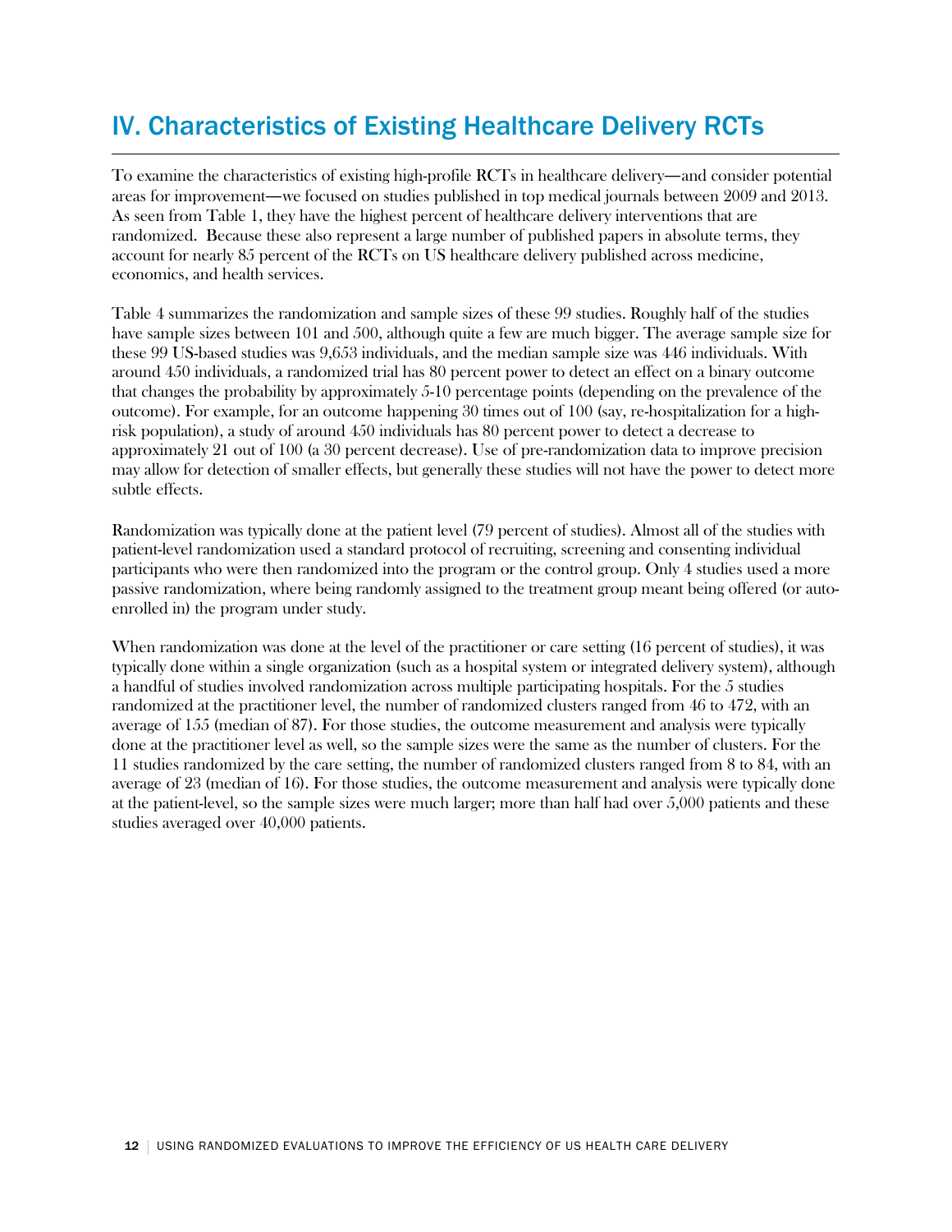# IV. Characteristics of Existing Healthcare Delivery RCTs

To examine the characteristics of existing high-profile RCTs in healthcare delivery—and consider potential areas for improvement—we focused on studies published in top medical journals between 2009 and 2013. As seen from Table 1, they have the highest percent of healthcare delivery interventions that are randomized. Because these also represent a large number of published papers in absolute terms, they account for nearly 85 percent of the RCTs on US healthcare delivery published across medicine, economics, and health services.

Table 4 summarizes the randomization and sample sizes of these 99 studies. Roughly half of the studies have sample sizes between 101 and 500, although quite a few are much bigger. The average sample size for these 99 US-based studies was 9,653 individuals, and the median sample size was 446 individuals. With around 450 individuals, a randomized trial has 80 percent power to detect an effect on a binary outcome that changes the probability by approximately 5-10 percentage points (depending on the prevalence of the outcome). For example, for an outcome happening 30 times out of 100 (say, re-hospitalization for a high-risk population), a study of around 450 individuals has 80 percent power to detect a decrease to approximately 21 out of 100 (a 30 percent decrease). Use of pre-randomization data to improve precision may allow for detection of smaller effects, but generally these studies will not have the power to detect more subtle effects.

Randomization was typically done at the patient level (79 percent of studies). Almost all of the studies with patient-level randomization used a standard protocol of recruiting, screening and consenting individual participants who were then randomized into the program or the control group. Only 4 studies used a more passive randomization, where being randomly assigned to the treatment group meant being offered (or auto-enrolled in) the program under study.

When randomization was done at the level of the practitioner or care setting (16 percent of studies), it was typically done within a single organization (such as a hospital system or integrated delivery system), although a handful of studies involved randomization across multiple participating hospitals. For the 5 studies randomized at the practitioner level, the number of randomized clusters ranged from 46 to 472, with an average of 155 (median of 87). For those studies, the outcome measurement and analysis were typically done at the practitioner level as well, so the sample sizes were the same as the number of clusters. For the 11 studies randomized by the care setting, the number of randomized clusters ranged from 8 to 84, with an average of 23 (median of 16). For those studies, the outcome measurement and analysis were typically done at the patient-level, so the sample sizes were much larger; more than half had over 5,000 patients and these studies averaged over 40,000 patients.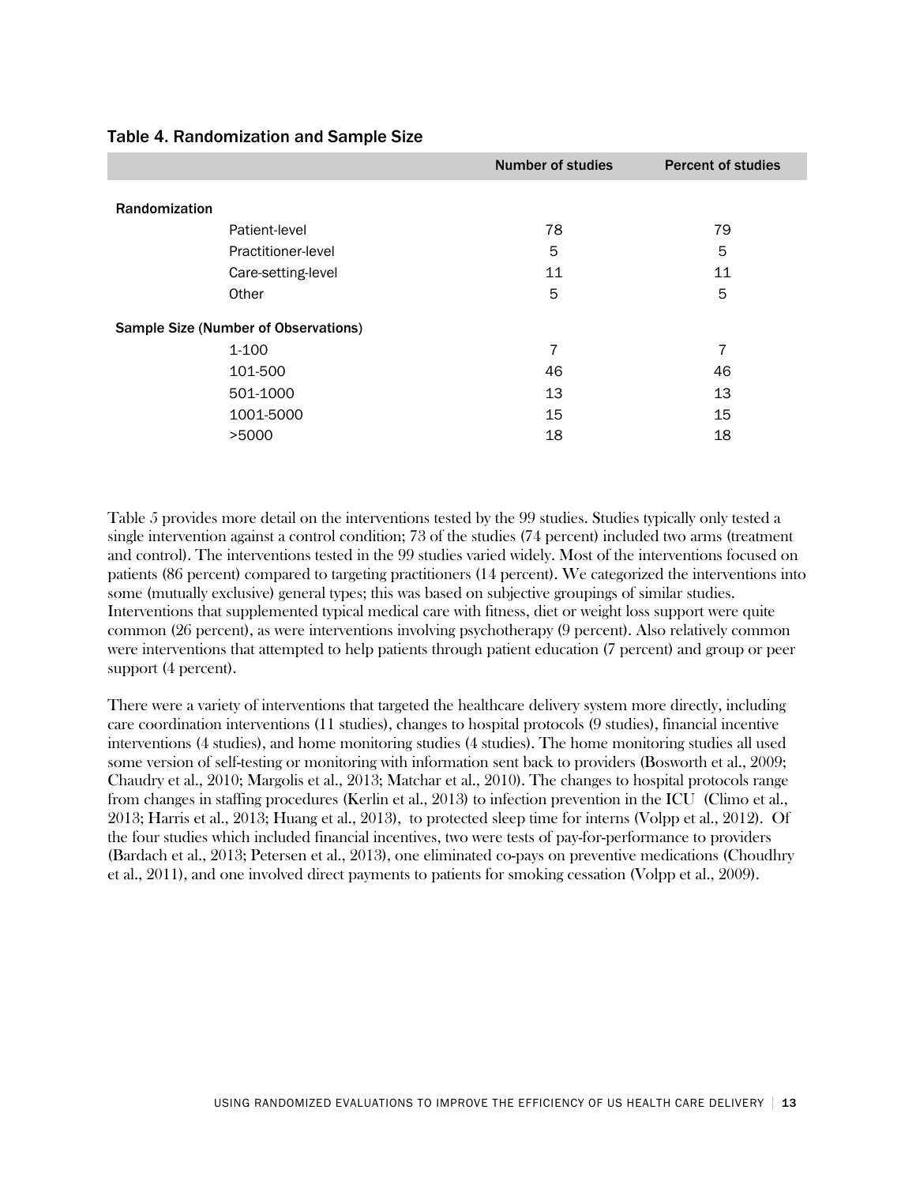### Table 4. Randomization and Sample Size

| | Number of studies | Percent of studies |
|---|---|---|
| **Randomization** | | |
| Patient-level | 78 | 79 |
| Practitioner-level | 5 | 5 |
| Care-setting-level | 11 | 11 |
| Other | 5 | 5 |
| **Sample Size (Number of Observations)** | | |
| 1-100 | 7 | 7 |
| 101-500 | 46 | 46 |
| 501-1000 | 13 | 13 |
| 1001-5000 | 15 | 15 |
| >5000 | 18 | 18 |

Table 5 provides more detail on the interventions tested by the 99 studies. Studies typically only tested a single intervention against a control condition; 73 of the studies (74 percent) included two arms (treatment and control). The interventions tested in the 99 studies varied widely. Most of the interventions focused on patients (86 percent) compared to targeting practitioners (14 percent). We categorized the interventions into some (mutually exclusive) general types; this was based on subjective groupings of similar studies. Interventions that supplemented typical medical care with fitness, diet or weight loss support were quite common (26 percent), as were interventions involving psychotherapy (9 percent). Also relatively common were interventions that attempted to help patients through patient education (7 percent) and group or peer support (4 percent).

There were a variety of interventions that targeted the healthcare delivery system more directly, including care coordination interventions (11 studies), changes to hospital protocols (9 studies), financial incentive interventions (4 studies), and home monitoring studies (4 studies). The home monitoring studies all used some version of self-testing or monitoring with information sent back to providers (Bosworth et al., 2009; Chaudry et al., 2010; Margolis et al., 2013; Matchar et al., 2010). The changes to hospital protocols range from changes in staffing procedures (Kerlin et al., 2013) to infection prevention in the ICU (Climo et al., 2013; Harris et al., 2013; Huang et al., 2013), to protected sleep time for interns (Volpp et al., 2012). Of the four studies which included financial incentives, two were tests of pay-for-performance to providers (Bardach et al., 2013; Petersen et al., 2013), one eliminated co-pays on preventive medications (Choudhry et al., 2011), and one involved direct payments to patients for smoking cessation (Volpp et al., 2009).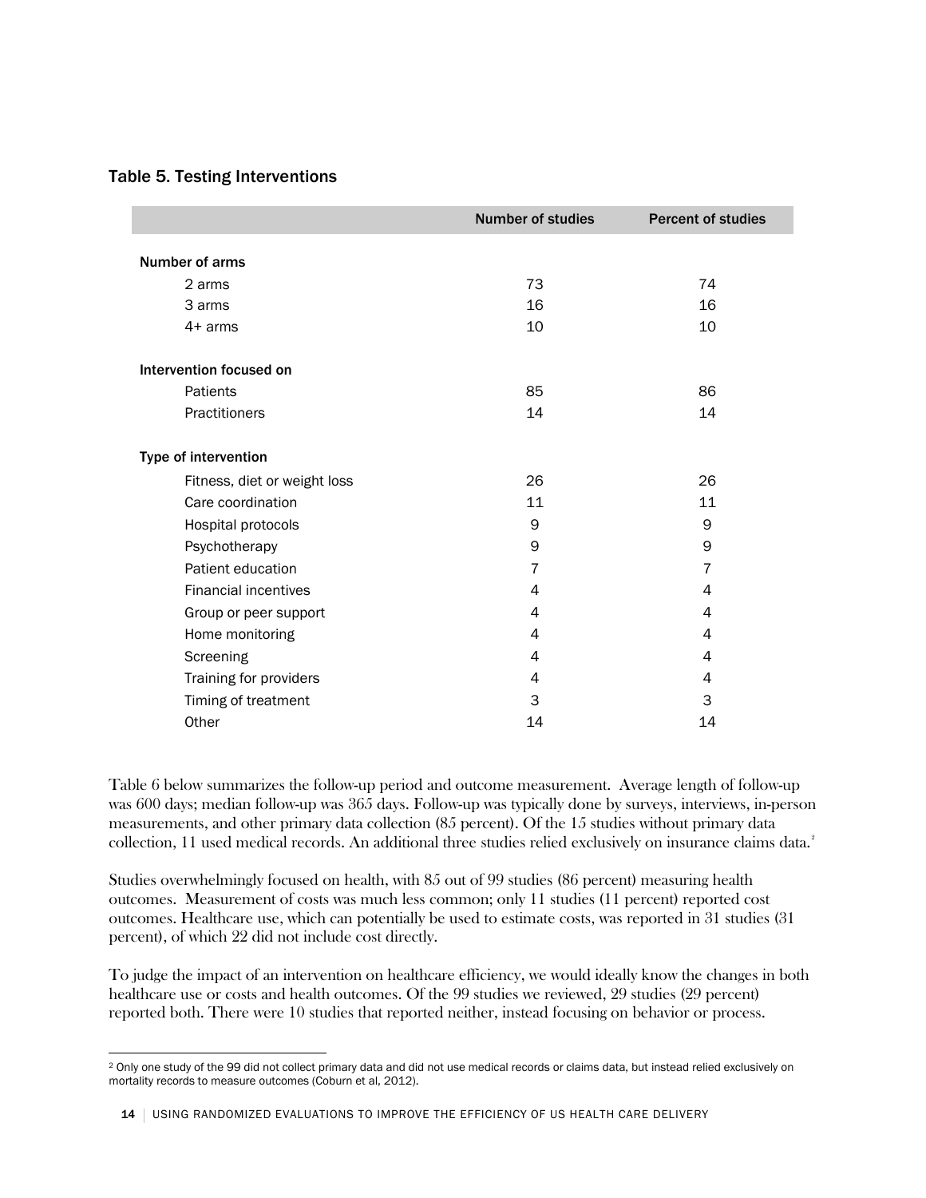### Table 5. Testing Interventions

| | Number of studies | Percent of studies |
|---|---|---|
| **Number of arms** | | |
| 2 arms | 73 | 74 |
| 3 arms | 16 | 16 |
| 4+ arms | 10 | 10 |
| **Intervention focused on** | | |
| Patients | 85 | 86 |
| Practitioners | 14 | 14 |
| **Type of intervention** | | |
| Fitness, diet or weight loss | 26 | 26 |
| Care coordination | 11 | 11 |
| Hospital protocols | 9 | 9 |
| Psychotherapy | 9 | 9 |
| Patient education | 7 | 7 |
| Financial incentives | 4 | 4 |
| Group or peer support | 4 | 4 |
| Home monitoring | 4 | 4 |
| Screening | 4 | 4 |
| Training for providers | 4 | 4 |
| Timing of treatment | 3 | 3 |
| Other | 14 | 14 |

Table 6 below summarizes the follow-up period and outcome measurement. Average length of follow-up was 600 days; median follow-up was 365 days. Follow-up was typically done by surveys, interviews, in-person measurements, and other primary data collection (85 percent). Of the 15 studies without primary data collection, 11 used medical records. An additional three studies relied exclusively on insurance claims data.[2]

Studies overwhelmingly focused on health, with 85 out of 99 studies (86 percent) measuring health outcomes. Measurement of costs was much less common; only 11 studies (11 percent) reported cost outcomes. Healthcare use, which can potentially be used to estimate costs, was reported in 31 studies (31 percent), of which 22 did not include cost directly.

To judge the impact of an intervention on healthcare efficiency, we would ideally know the changes in both healthcare use or costs and health outcomes. Of the 99 studies we reviewed, 29 studies (29 percent) reported both. There were 10 studies that reported neither, instead focusing on behavior or process.

[2] Only one study of the 99 did not collect primary data and did not use medical records or claims data, but instead relied exclusively on mortality records to measure outcomes (Coburn et al, 2012).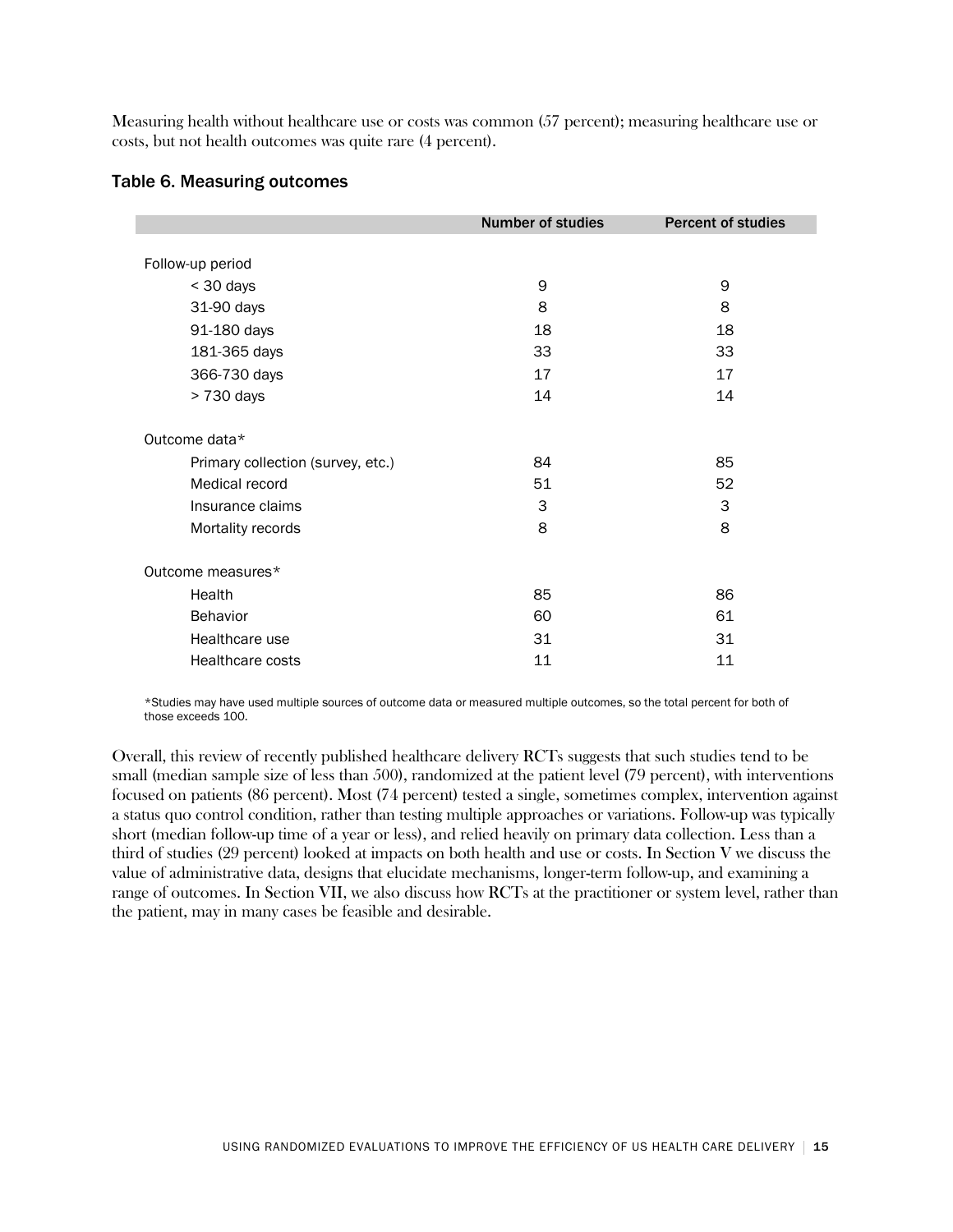Measuring health without healthcare use or costs was common (57 percent); measuring healthcare use or costs, but not health outcomes was quite rare (4 percent).

### Table 6. Measuring outcomes

| | Number of studies | Percent of studies |
|---|---|---|
| **Follow-up period** | | |
| < 30 days | 9 | 9 |
| 31-90 days | 8 | 8 |
| 91-180 days | 18 | 18 |
| 181-365 days | 33 | 33 |
| 366-730 days | 17 | 17 |
| > 730 days | 14 | 14 |
| **Outcome data*** | | |
| Primary collection (survey, etc.) | 84 | 85 |
| Medical record | 51 | 52 |
| Insurance claims | 3 | 3 |
| Mortality records | 8 | 8 |
| **Outcome measures*** | | |
| Health | 85 | 86 |
| Behavior | 60 | 61 |
| Healthcare use | 31 | 31 |
| Healthcare costs | 11 | 11 |

*Studies may have used multiple sources of outcome data or measured multiple outcomes, so the total percent for both of those exceeds 100.

Overall, this review of recently published healthcare delivery RCTs suggests that such studies tend to be small (median sample size of less than 500), randomized at the patient level (79 percent), with interventions focused on patients (86 percent). Most (74 percent) tested a single, sometimes complex, intervention against a status quo control condition, rather than testing multiple approaches or variations. Follow-up was typically short (median follow-up time of a year or less), and relied heavily on primary data collection. Less than a third of studies (29 percent) looked at impacts on both health and use or costs. In Section V we discuss the value of administrative data, designs that elucidate mechanisms, longer-term follow-up, and examining a range of outcomes. In Section VII, we also discuss how RCTs at the practitioner or system level, rather than the patient, may in many cases be feasible and desirable.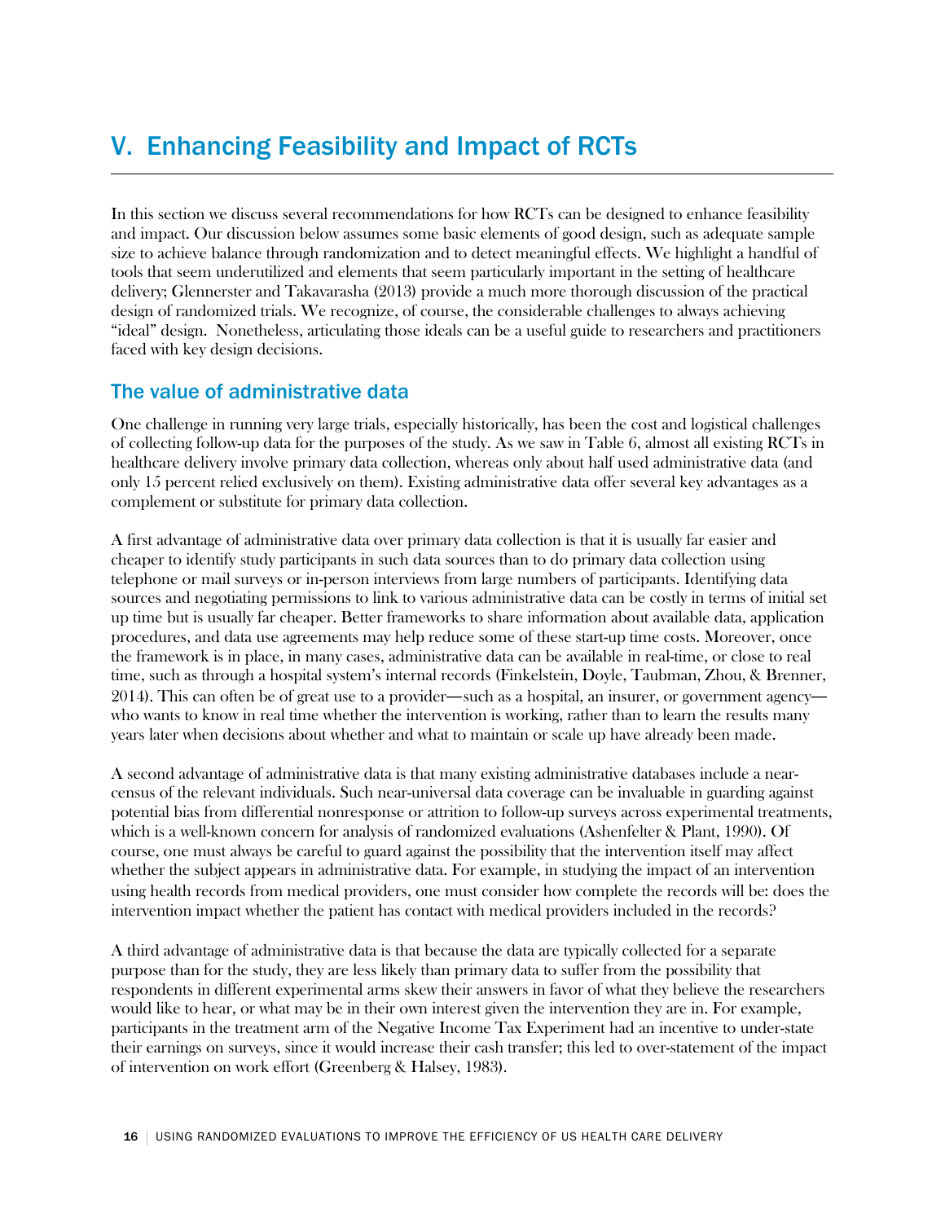# V. Enhancing Feasibility and Impact of RCTs

In this section we discuss several recommendations for how RCTs can be designed to enhance feasibility and impact. Our discussion below assumes some basic elements of good design, such as adequate sample size to achieve balance through randomization and to detect meaningful effects. We highlight a handful of tools that seem underutilized and elements that seem particularly important in the setting of healthcare delivery; Glennerster and Takavarasha (2013) provide a much more thorough discussion of the practical design of randomized trials. We recognize, of course, the considerable challenges to always achieving "ideal" design. Nonetheless, articulating those ideals can be a useful guide to researchers and practitioners faced with key design decisions.

## The value of administrative data

One challenge in running very large trials, especially historically, has been the cost and logistical challenges of collecting follow-up data for the purposes of the study. As we saw in Table 6, almost all existing RCTs in healthcare delivery involve primary data collection, whereas only about half used administrative data (and only 15 percent relied exclusively on them). Existing administrative data offer several key advantages as a complement or substitute for primary data collection.

A first advantage of administrative data over primary data collection is that it is usually far easier and cheaper to identify study participants in such data sources than to do primary data collection using telephone or mail surveys or in-person interviews from large numbers of participants. Identifying data sources and negotiating permissions to link to various administrative data can be costly in terms of initial set up time but is usually far cheaper. Better frameworks to share information about available data, application procedures, and data use agreements may help reduce some of these start-up time costs. Moreover, once the framework is in place, in many cases, administrative data can be available in real-time, or close to real time, such as through a hospital system's internal records (Finkelstein, Doyle, Taubman, Zhou, & Brenner, 2014). This can often be of great use to a provider—such as a hospital, an insurer, or government agency—who wants to know in real time whether the intervention is working, rather than to learn the results many years later when decisions about whether and what to maintain or scale up have already been made.

A second advantage of administrative data is that many existing administrative databases include a near-census of the relevant individuals. Such near-universal data coverage can be invaluable in guarding against potential bias from differential nonresponse or attrition to follow-up surveys across experimental treatments, which is a well-known concern for analysis of randomized evaluations (Ashenfelter & Plant, 1990). Of course, one must always be careful to guard against the possibility that the intervention itself may affect whether the subject appears in administrative data. For example, in studying the impact of an intervention using health records from medical providers, one must consider how complete the records will be: does the intervention impact whether the patient has contact with medical providers included in the records?

A third advantage of administrative data is that because the data are typically collected for a separate purpose than for the study, they are less likely than primary data to suffer from the possibility that respondents in different experimental arms skew their answers in favor of what they believe the researchers would like to hear, or what may be in their own interest given the intervention they are in. For example, participants in the treatment arm of the Negative Income Tax Experiment had an incentive to under-state their earnings on surveys, since it would increase their cash transfer; this led to over-statement of the impact of intervention on work effort (Greenberg & Halsey, 1983).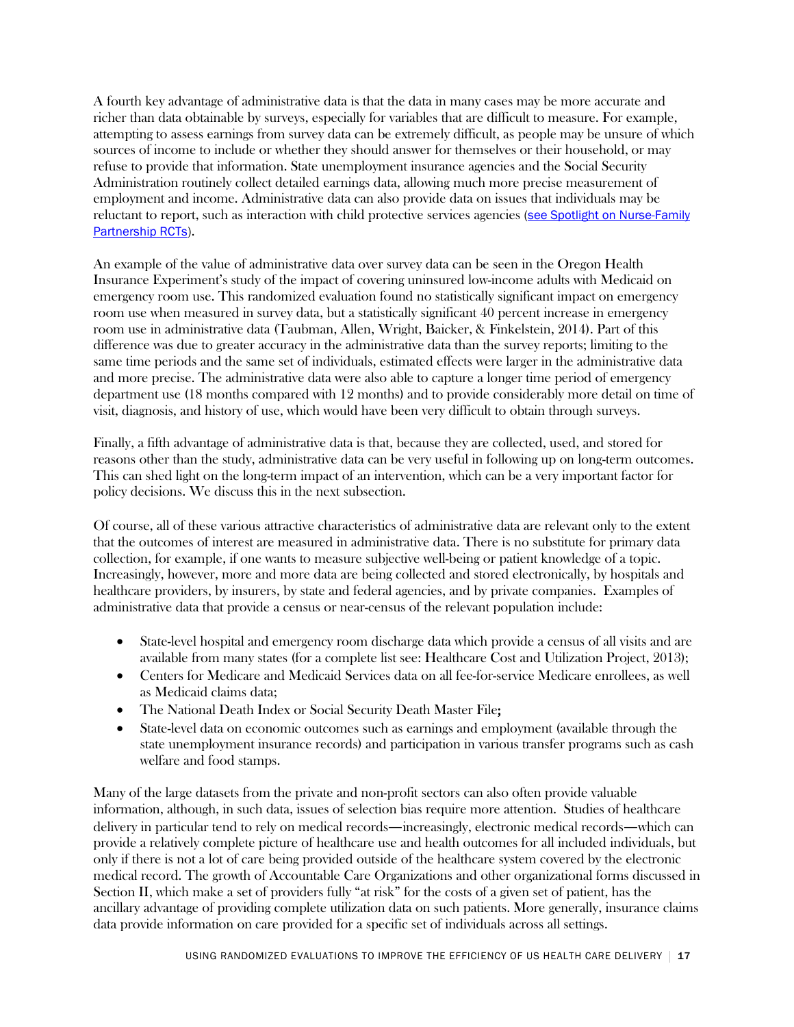A fourth key advantage of administrative data is that the data in many cases may be more accurate and richer than data obtainable by surveys, especially for variables that are difficult to measure. For example, attempting to assess earnings from survey data can be extremely difficult, as people may be unsure of which sources of income to include or whether they should answer for themselves or their household, or may refuse to provide that information. State unemployment insurance agencies and the Social Security Administration routinely collect detailed earnings data, allowing much more precise measurement of employment and income. Administrative data can also provide data on issues that individuals may be reluctant to report, such as interaction with child protective services agencies (see Spotlight on Nurse-Family Partnership RCTs).

An example of the value of administrative data over survey data can be seen in the Oregon Health Insurance Experiment's study of the impact of covering uninsured low-income adults with Medicaid on emergency room use. This randomized evaluation found no statistically significant impact on emergency room use when measured in survey data, but a statistically significant 40 percent increase in emergency room use in administrative data (Taubman, Allen, Wright, Baicker, & Finkelstein, 2014). Part of this difference was due to greater accuracy in the administrative data than the survey reports; limiting to the same time periods and the same set of individuals, estimated effects were larger in the administrative data and more precise. The administrative data were also able to capture a longer time period of emergency department use (18 months compared with 12 months) and to provide considerably more detail on time of visit, diagnosis, and history of use, which would have been very difficult to obtain through surveys.

Finally, a fifth advantage of administrative data is that, because they are collected, used, and stored for reasons other than the study, administrative data can be very useful in following up on long-term outcomes. This can shed light on the long-term impact of an intervention, which can be a very important factor for policy decisions. We discuss this in the next subsection.

Of course, all of these various attractive characteristics of administrative data are relevant only to the extent that the outcomes of interest are measured in administrative data. There is no substitute for primary data collection, for example, if one wants to measure subjective well-being or patient knowledge of a topic. Increasingly, however, more and more data are being collected and stored electronically, by hospitals and healthcare providers, by insurers, by state and federal agencies, and by private companies. Examples of administrative data that provide a census or near-census of the relevant population include:

- State-level hospital and emergency room discharge data which provide a census of all visits and are available from many states (for a complete list see: Healthcare Cost and Utilization Project, 2013);
- Centers for Medicare and Medicaid Services data on all fee-for-service Medicare enrollees, as well as Medicaid claims data;
- The National Death Index or Social Security Death Master File**;**
- State-level data on economic outcomes such as earnings and employment (available through the state unemployment insurance records) and participation in various transfer programs such as cash welfare and food stamps.

Many of the large datasets from the private and non-profit sectors can also often provide valuable information, although, in such data, issues of selection bias require more attention. Studies of healthcare delivery in particular tend to rely on medical records—increasingly, electronic medical records—which can provide a relatively complete picture of healthcare use and health outcomes for all included individuals, but only if there is not a lot of care being provided outside of the healthcare system covered by the electronic medical record. The growth of Accountable Care Organizations and other organizational forms discussed in Section II, which make a set of providers fully "at risk" for the costs of a given set of patient, has the ancillary advantage of providing complete utilization data on such patients. More generally, insurance claims data provide information on care provided for a specific set of individuals across all settings.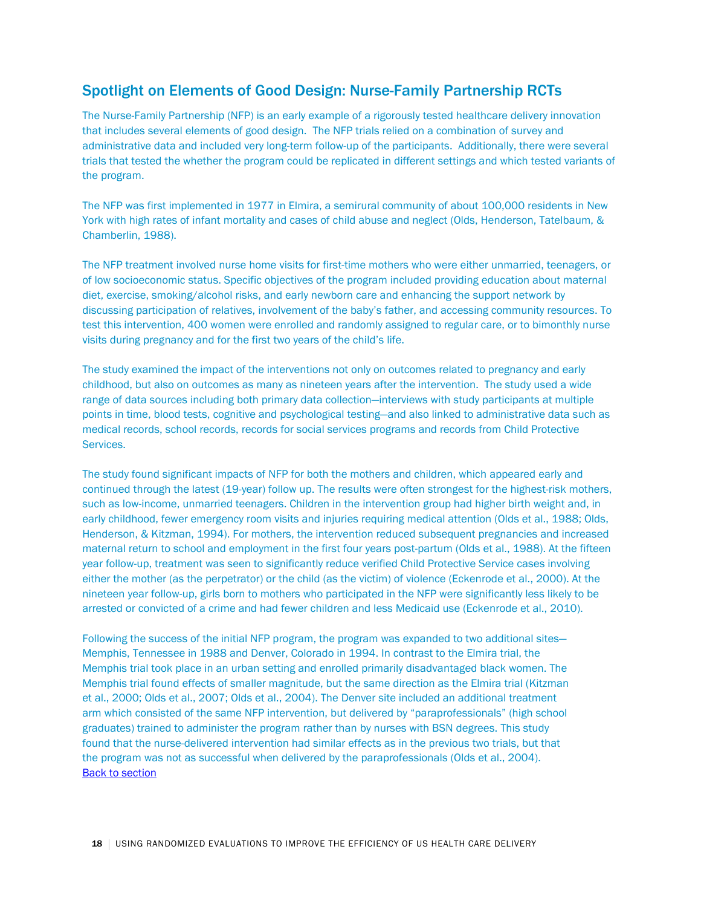## Spotlight on Elements of Good Design: Nurse-Family Partnership RCTs

The Nurse-Family Partnership (NFP) is an early example of a rigorously tested healthcare delivery innovation that includes several elements of good design. The NFP trials relied on a combination of survey and administrative data and included very long-term follow-up of the participants. Additionally, there were several trials that tested the whether the program could be replicated in different settings and which tested variants of the program.

The NFP was first implemented in 1977 in Elmira, a semirural community of about 100,000 residents in New York with high rates of infant mortality and cases of child abuse and neglect (Olds, Henderson, Tatelbaum, & Chamberlin, 1988).

The NFP treatment involved nurse home visits for first-time mothers who were either unmarried, teenagers, or of low socioeconomic status. Specific objectives of the program included providing education about maternal diet, exercise, smoking/alcohol risks, and early newborn care and enhancing the support network by discussing participation of relatives, involvement of the baby's father, and accessing community resources. To test this intervention, 400 women were enrolled and randomly assigned to regular care, or to bimonthly nurse visits during pregnancy and for the first two years of the child's life.

The study examined the impact of the interventions not only on outcomes related to pregnancy and early childhood, but also on outcomes as many as nineteen years after the intervention. The study used a wide range of data sources including both primary data collection—interviews with study participants at multiple points in time, blood tests, cognitive and psychological testing—and also linked to administrative data such as medical records, school records, records for social services programs and records from Child Protective Services.

The study found significant impacts of NFP for both the mothers and children, which appeared early and continued through the latest (19-year) follow up. The results were often strongest for the highest-risk mothers, such as low-income, unmarried teenagers. Children in the intervention group had higher birth weight and, in early childhood, fewer emergency room visits and injuries requiring medical attention (Olds et al., 1988; Olds, Henderson, & Kitzman, 1994). For mothers, the intervention reduced subsequent pregnancies and increased maternal return to school and employment in the first four years post-partum (Olds et al., 1988). At the fifteen year follow-up, treatment was seen to significantly reduce verified Child Protective Service cases involving either the mother (as the perpetrator) or the child (as the victim) of violence (Eckenrode et al., 2000). At the nineteen year follow-up, girls born to mothers who participated in the NFP were significantly less likely to be arrested or convicted of a crime and had fewer children and less Medicaid use (Eckenrode et al., 2010).

Following the success of the initial NFP program, the program was expanded to two additional sites—Memphis, Tennessee in 1988 and Denver, Colorado in 1994. In contrast to the Elmira trial, the Memphis trial took place in an urban setting and enrolled primarily disadvantaged black women. The Memphis trial found effects of smaller magnitude, but the same direction as the Elmira trial (Kitzman et al., 2000; Olds et al., 2007; Olds et al., 2004). The Denver site included an additional treatment arm which consisted of the same NFP intervention, but delivered by "paraprofessionals" (high school graduates) trained to administer the program rather than by nurses with BSN degrees. This study found that the nurse-delivered intervention had similar effects as in the previous two trials, but that the program was not as successful when delivered by the paraprofessionals (Olds et al., 2004).

Back to section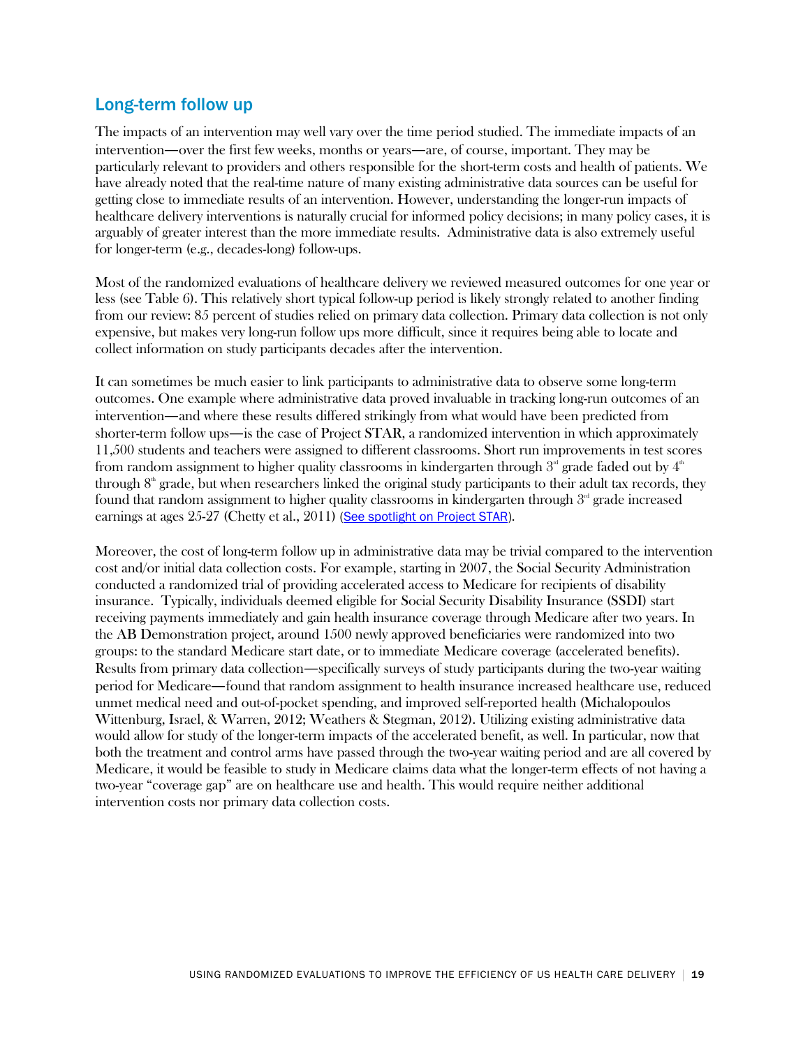## Long-term follow up

The impacts of an intervention may well vary over the time period studied. The immediate impacts of an intervention—over the first few weeks, months or years—are, of course, important. They may be particularly relevant to providers and others responsible for the short-term costs and health of patients. We have already noted that the real-time nature of many existing administrative data sources can be useful for getting close to immediate results of an intervention. However, understanding the longer-run impacts of healthcare delivery interventions is naturally crucial for informed policy decisions; in many policy cases, it is arguably of greater interest than the more immediate results. Administrative data is also extremely useful for longer-term (e.g., decades-long) follow-ups.

Most of the randomized evaluations of healthcare delivery we reviewed measured outcomes for one year or less (see Table 6). This relatively short typical follow-up period is likely strongly related to another finding from our review: 85 percent of studies relied on primary data collection. Primary data collection is not only expensive, but makes very long-run follow ups more difficult, since it requires being able to locate and collect information on study participants decades after the intervention.

It can sometimes be much easier to link participants to administrative data to observe some long-term outcomes. One example where administrative data proved invaluable in tracking long-run outcomes of an intervention—and where these results differed strikingly from what would have been predicted from shorter-term follow ups—is the case of Project STAR, a randomized intervention in which approximately 11,500 students and teachers were assigned to different classrooms. Short run improvements in test scores from random assignment to higher quality classrooms in kindergarten through 3rd grade faded out by 4th through 8th grade, but when researchers linked the original study participants to their adult tax records, they found that random assignment to higher quality classrooms in kindergarten through 3rd grade increased earnings at ages 25-27 (Chetty et al., 2011) (See spotlight on Project STAR).

Moreover, the cost of long-term follow up in administrative data may be trivial compared to the intervention cost and/or initial data collection costs. For example, starting in 2007, the Social Security Administration conducted a randomized trial of providing accelerated access to Medicare for recipients of disability insurance. Typically, individuals deemed eligible for Social Security Disability Insurance (SSDI) start receiving payments immediately and gain health insurance coverage through Medicare after two years. In the AB Demonstration project, around 1500 newly approved beneficiaries were randomized into two groups: to the standard Medicare start date, or to immediate Medicare coverage (accelerated benefits). Results from primary data collection—specifically surveys of study participants during the two-year waiting period for Medicare—found that random assignment to health insurance increased healthcare use, reduced unmet medical need and out-of-pocket spending, and improved self-reported health (Michalopoulos Wittenburg, Israel, & Warren, 2012; Weathers & Stegman, 2012). Utilizing existing administrative data would allow for study of the longer-term impacts of the accelerated benefit, as well. In particular, now that both the treatment and control arms have passed through the two-year waiting period and are all covered by Medicare, it would be feasible to study in Medicare claims data what the longer-term effects of not having a two-year "coverage gap" are on healthcare use and health. This would require neither additional intervention costs nor primary data collection costs.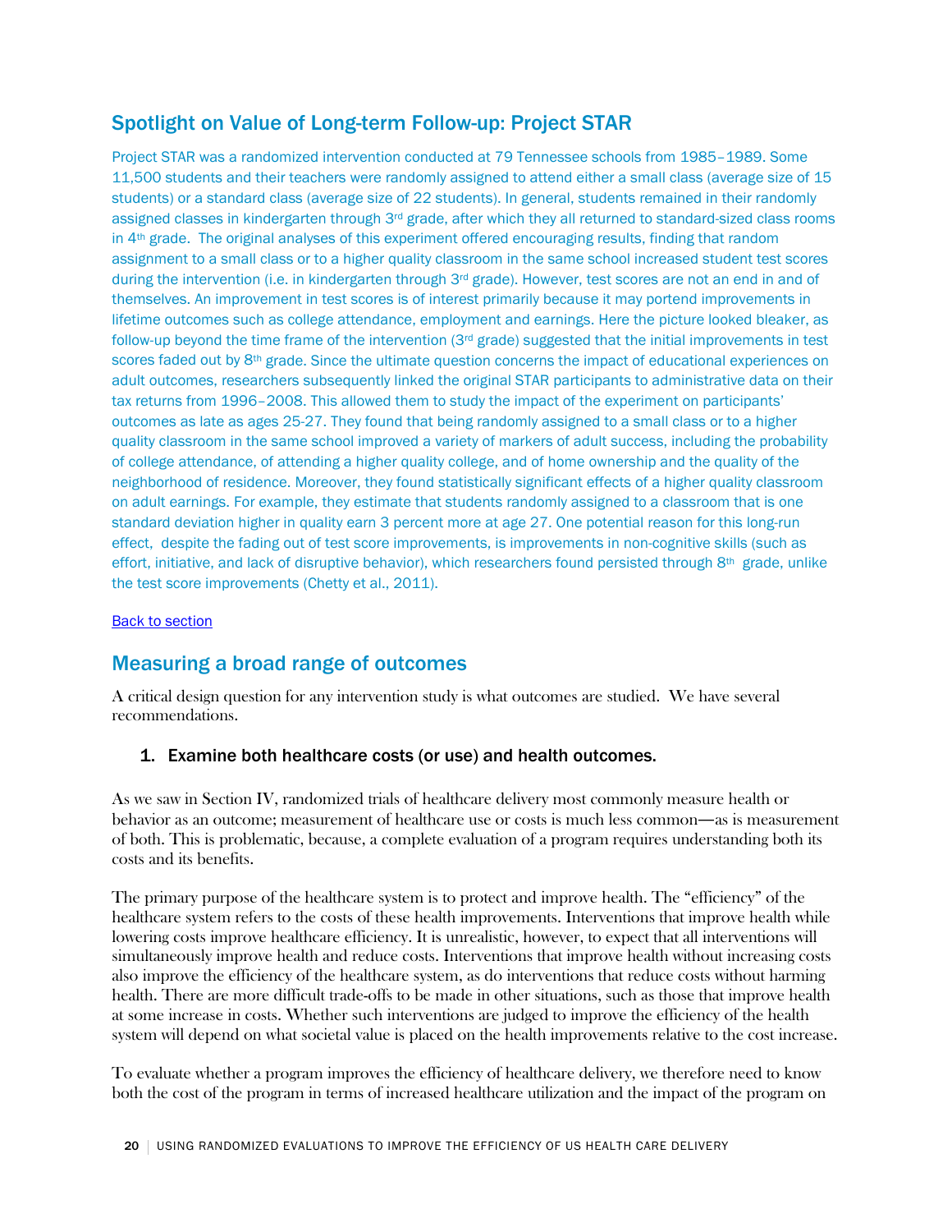## Spotlight on Value of Long-term Follow-up: Project STAR

Project STAR was a randomized intervention conducted at 79 Tennessee schools from 1985–1989. Some 11,500 students and their teachers were randomly assigned to attend either a small class (average size of 15 students) or a standard class (average size of 22 students). In general, students remained in their randomly assigned classes in kindergarten through 3rd grade, after which they all returned to standard-sized class rooms in 4th grade. The original analyses of this experiment offered encouraging results, finding that random assignment to a small class or to a higher quality classroom in the same school increased student test scores during the intervention (i.e. in kindergarten through 3rd grade). However, test scores are not an end in and of themselves. An improvement in test scores is of interest primarily because it may portend improvements in lifetime outcomes such as college attendance, employment and earnings. Here the picture looked bleaker, as follow-up beyond the time frame of the intervention (3rd grade) suggested that the initial improvements in test scores faded out by 8th grade. Since the ultimate question concerns the impact of educational experiences on adult outcomes, researchers subsequently linked the original STAR participants to administrative data on their tax returns from 1996–2008. This allowed them to study the impact of the experiment on participants' outcomes as late as ages 25-27. They found that being randomly assigned to a small class or to a higher quality classroom in the same school improved a variety of markers of adult success, including the probability of college attendance, of attending a higher quality college, and of home ownership and the quality of the neighborhood of residence. Moreover, they found statistically significant effects of a higher quality classroom on adult earnings. For example, they estimate that students randomly assigned to a classroom that is one standard deviation higher in quality earn 3 percent more at age 27. One potential reason for this long-run effect, despite the fading out of test score improvements, is improvements in non-cognitive skills (such as effort, initiative, and lack of disruptive behavior), which researchers found persisted through 8th grade, unlike the test score improvements (Chetty et al., 2011).

Back to section

## Measuring a broad range of outcomes

A critical design question for any intervention study is what outcomes are studied. We have several recommendations.

### 1. Examine both healthcare costs (or use) and health outcomes.

As we saw in Section IV, randomized trials of healthcare delivery most commonly measure health or behavior as an outcome; measurement of healthcare use or costs is much less common—as is measurement of both. This is problematic, because, a complete evaluation of a program requires understanding both its costs and its benefits.

The primary purpose of the healthcare system is to protect and improve health. The "efficiency" of the healthcare system refers to the costs of these health improvements. Interventions that improve health while lowering costs improve healthcare efficiency. It is unrealistic, however, to expect that all interventions will simultaneously improve health and reduce costs. Interventions that improve health without increasing costs also improve the efficiency of the healthcare system, as do interventions that reduce costs without harming health. There are more difficult trade-offs to be made in other situations, such as those that improve health at some increase in costs. Whether such interventions are judged to improve the efficiency of the health system will depend on what societal value is placed on the health improvements relative to the cost increase.

To evaluate whether a program improves the efficiency of healthcare delivery, we therefore need to know both the cost of the program in terms of increased healthcare utilization and the impact of the program on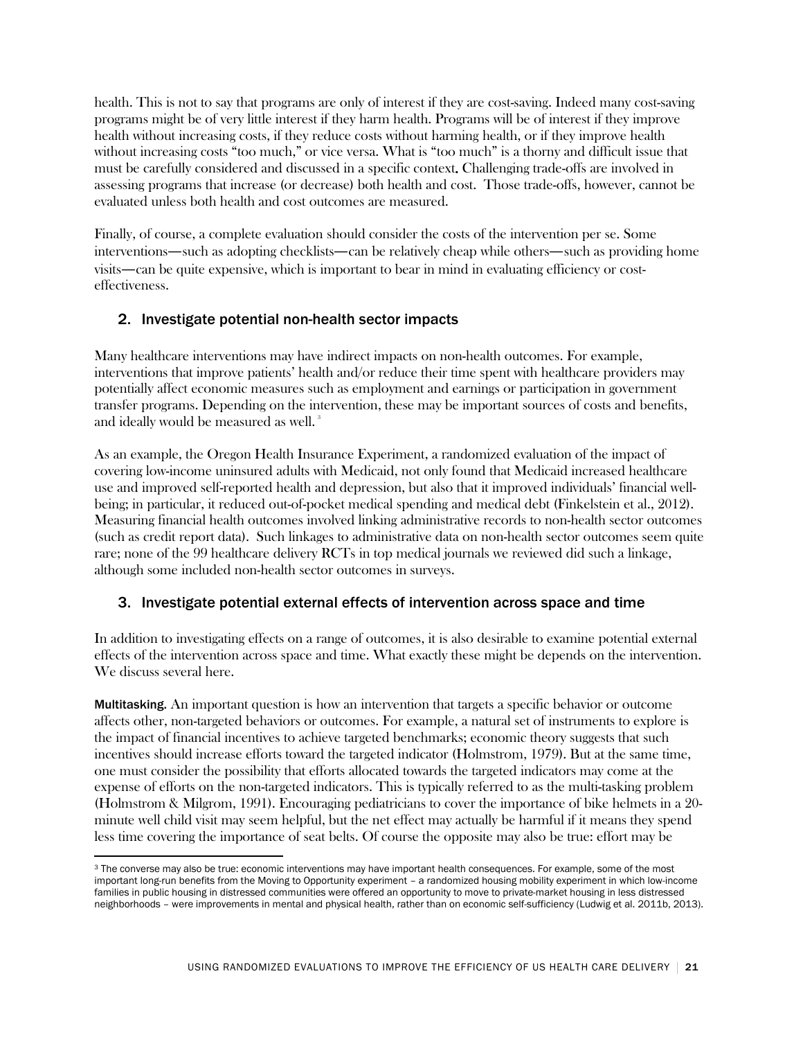health. This is not to say that programs are only of interest if they are cost-saving. Indeed many cost-saving programs might be of very little interest if they harm health. Programs will be of interest if they improve health without increasing costs, if they reduce costs without harming health, or if they improve health without increasing costs "too much," or vice versa. What is "too much" is a thorny and difficult issue that must be carefully considered and discussed in a specific context. Challenging trade-offs are involved in assessing programs that increase (or decrease) both health and cost. Those trade-offs, however, cannot be evaluated unless both health and cost outcomes are measured.

Finally, of course, a complete evaluation should consider the costs of the intervention per se. Some interventions—such as adopting checklists—can be relatively cheap while others—such as providing home visits—can be quite expensive, which is important to bear in mind in evaluating efficiency or cost-effectiveness.

## 2. Investigate potential non-health sector impacts

Many healthcare interventions may have indirect impacts on non-health outcomes. For example, interventions that improve patients' health and/or reduce their time spent with healthcare providers may potentially affect economic measures such as employment and earnings or participation in government transfer programs. Depending on the intervention, these may be important sources of costs and benefits, and ideally would be measured as well.[3]

As an example, the Oregon Health Insurance Experiment, a randomized evaluation of the impact of covering low-income uninsured adults with Medicaid, not only found that Medicaid increased healthcare use and improved self-reported health and depression, but also that it improved individuals' financial well-being; in particular, it reduced out-of-pocket medical spending and medical debt (Finkelstein et al., 2012). Measuring financial health outcomes involved linking administrative records to non-health sector outcomes (such as credit report data). Such linkages to administrative data on non-health sector outcomes seem quite rare; none of the 99 healthcare delivery RCTs in top medical journals we reviewed did such a linkage, although some included non-health sector outcomes in surveys.

## 3. Investigate potential external effects of intervention across space and time

In addition to investigating effects on a range of outcomes, it is also desirable to examine potential external effects of the intervention across space and time. What exactly these might be depends on the intervention. We discuss several here.

**Multitasking.** An important question is how an intervention that targets a specific behavior or outcome affects other, non-targeted behaviors or outcomes. For example, a natural set of instruments to explore is the impact of financial incentives to achieve targeted benchmarks; economic theory suggests that such incentives should increase efforts toward the targeted indicator (Holmstrom, 1979). But at the same time, one must consider the possibility that efforts allocated towards the targeted indicators may come at the expense of efforts on the non-targeted indicators. This is typically referred to as the multi-tasking problem (Holmstrom & Milgrom, 1991). Encouraging pediatricians to cover the importance of bike helmets in a 20-minute well child visit may seem helpful, but the net effect may actually be harmful if it means they spend less time covering the importance of seat belts. Of course the opposite may also be true: effort may be

[3] The converse may also be true: economic interventions may have important health consequences. For example, some of the most important long-run benefits from the Moving to Opportunity experiment – a randomized housing mobility experiment in which low-income families in public housing in distressed communities were offered an opportunity to move to private-market housing in less distressed neighborhoods – were improvements in mental and physical health, rather than on economic self-sufficiency (Ludwig et al. 2011b, 2013).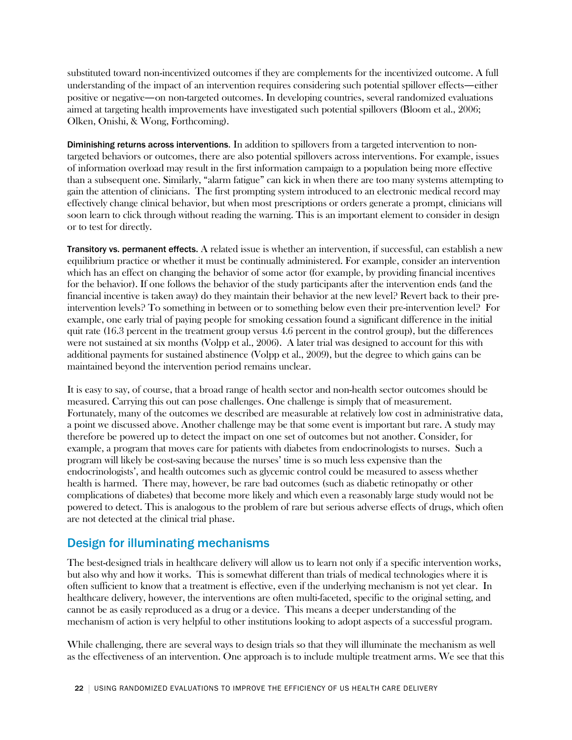substituted toward non-incentivized outcomes if they are complements for the incentivized outcome. A full understanding of the impact of an intervention requires considering such potential spillover effects—either positive or negative—on non-targeted outcomes. In developing countries, several randomized evaluations aimed at targeting health improvements have investigated such potential spillovers (Bloom et al., 2006; Olken, Onishi, & Wong, Forthcoming).

**Diminishing returns across interventions.** In addition to spillovers from a targeted intervention to non-targeted behaviors or outcomes, there are also potential spillovers across interventions. For example, issues of information overload may result in the first information campaign to a population being more effective than a subsequent one. Similarly, "alarm fatigue" can kick in when there are too many systems attempting to gain the attention of clinicians. The first prompting system introduced to an electronic medical record may effectively change clinical behavior, but when most prescriptions or orders generate a prompt, clinicians will soon learn to click through without reading the warning. This is an important element to consider in design or to test for directly.

**Transitory vs. permanent effects.** A related issue is whether an intervention, if successful, can establish a new equilibrium practice or whether it must be continually administered. For example, consider an intervention which has an effect on changing the behavior of some actor (for example, by providing financial incentives for the behavior). If one follows the behavior of the study participants after the intervention ends (and the financial incentive is taken away) do they maintain their behavior at the new level? Revert back to their pre-intervention levels? To something in between or to something below even their pre-intervention level? For example, one early trial of paying people for smoking cessation found a significant difference in the initial quit rate (16.3 percent in the treatment group versus 4.6 percent in the control group), but the differences were not sustained at six months (Volpp et al., 2006). A later trial was designed to account for this with additional payments for sustained abstinence (Volpp et al., 2009), but the degree to which gains can be maintained beyond the intervention period remains unclear.

It is easy to say, of course, that a broad range of health sector and non-health sector outcomes should be measured. Carrying this out can pose challenges. One challenge is simply that of measurement. Fortunately, many of the outcomes we described are measurable at relatively low cost in administrative data, a point we discussed above. Another challenge may be that some event is important but rare. A study may therefore be powered up to detect the impact on one set of outcomes but not another. Consider, for example, a program that moves care for patients with diabetes from endocrinologists to nurses. Such a program will likely be cost-saving because the nurses' time is so much less expensive than the endocrinologists', and health outcomes such as glycemic control could be measured to assess whether health is harmed. There may, however, be rare bad outcomes (such as diabetic retinopathy or other complications of diabetes) that become more likely and which even a reasonably large study would not be powered to detect. This is analogous to the problem of rare but serious adverse effects of drugs, which often are not detected at the clinical trial phase.

## Design for illuminating mechanisms

The best-designed trials in healthcare delivery will allow us to learn not only if a specific intervention works, but also why and how it works. This is somewhat different than trials of medical technologies where it is often sufficient to know that a treatment is effective, even if the underlying mechanism is not yet clear. In healthcare delivery, however, the interventions are often multi-faceted, specific to the original setting, and cannot be as easily reproduced as a drug or a device. This means a deeper understanding of the mechanism of action is very helpful to other institutions looking to adopt aspects of a successful program.

While challenging, there are several ways to design trials so that they will illuminate the mechanism as well as the effectiveness of an intervention. One approach is to include multiple treatment arms. We see that this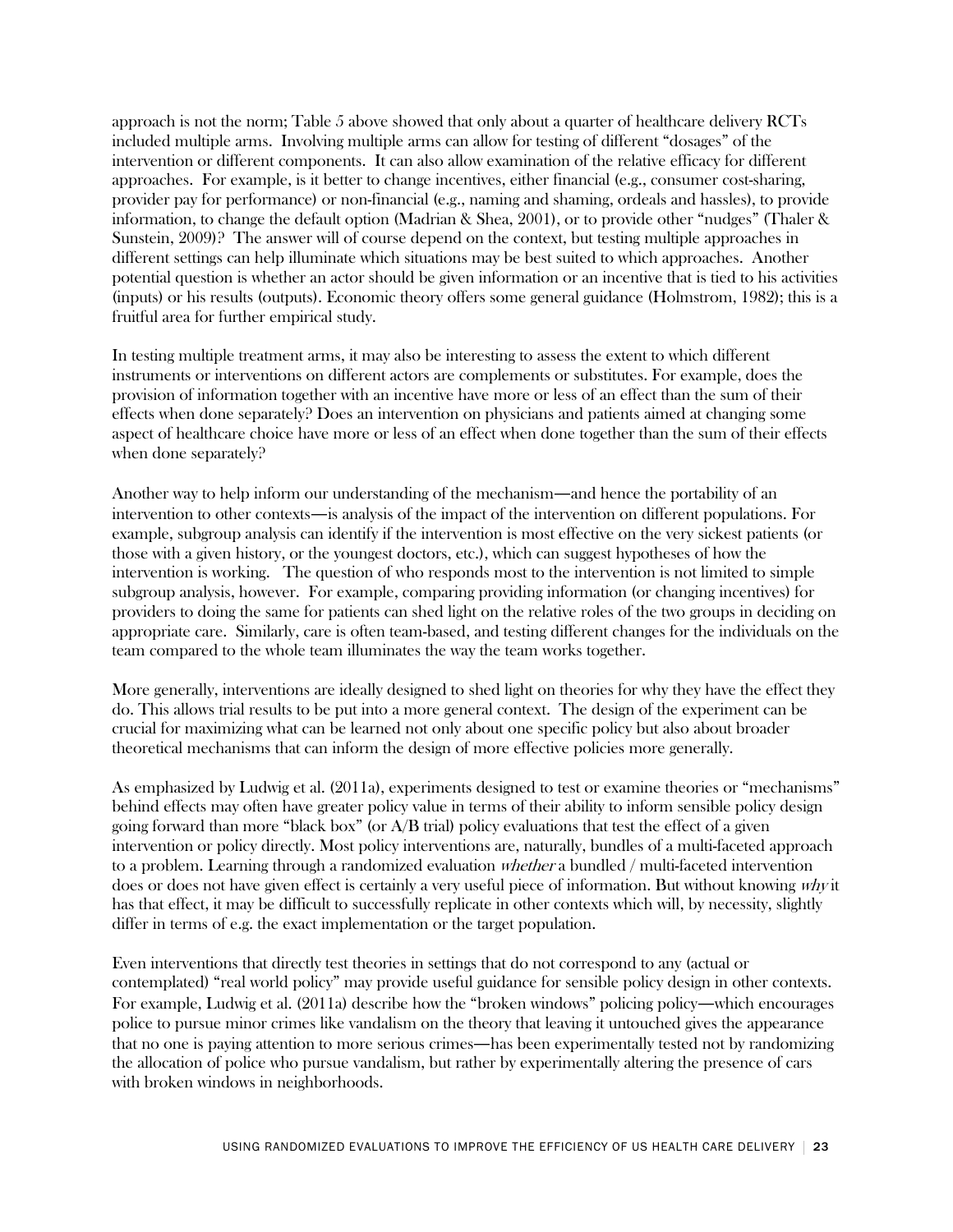approach is not the norm; Table 5 above showed that only about a quarter of healthcare delivery RCTs included multiple arms. Involving multiple arms can allow for testing of different "dosages" of the intervention or different components. It can also allow examination of the relative efficacy for different approaches. For example, is it better to change incentives, either financial (e.g., consumer cost-sharing, provider pay for performance) or non-financial (e.g., naming and shaming, ordeals and hassles), to provide information, to change the default option (Madrian & Shea, 2001), or to provide other "nudges" (Thaler & Sunstein, 2009)? The answer will of course depend on the context, but testing multiple approaches in different settings can help illuminate which situations may be best suited to which approaches. Another potential question is whether an actor should be given information or an incentive that is tied to his activities (inputs) or his results (outputs). Economic theory offers some general guidance (Holmstrom, 1982); this is a fruitful area for further empirical study.

In testing multiple treatment arms, it may also be interesting to assess the extent to which different instruments or interventions on different actors are complements or substitutes. For example, does the provision of information together with an incentive have more or less of an effect than the sum of their effects when done separately? Does an intervention on physicians and patients aimed at changing some aspect of healthcare choice have more or less of an effect when done together than the sum of their effects when done separately?

Another way to help inform our understanding of the mechanism—and hence the portability of an intervention to other contexts—is analysis of the impact of the intervention on different populations. For example, subgroup analysis can identify if the intervention is most effective on the very sickest patients (or those with a given history, or the youngest doctors, etc.), which can suggest hypotheses of how the intervention is working. The question of who responds most to the intervention is not limited to simple subgroup analysis, however. For example, comparing providing information (or changing incentives) for providers to doing the same for patients can shed light on the relative roles of the two groups in deciding on appropriate care. Similarly, care is often team-based, and testing different changes for the individuals on the team compared to the whole team illuminates the way the team works together.

More generally, interventions are ideally designed to shed light on theories for why they have the effect they do. This allows trial results to be put into a more general context. The design of the experiment can be crucial for maximizing what can be learned not only about one specific policy but also about broader theoretical mechanisms that can inform the design of more effective policies more generally.

As emphasized by Ludwig et al. (2011a), experiments designed to test or examine theories or "mechanisms" behind effects may often have greater policy value in terms of their ability to inform sensible policy design going forward than more "black box" (or A/B trial) policy evaluations that test the effect of a given intervention or policy directly. Most policy interventions are, naturally, bundles of a multi-faceted approach to a problem. Learning through a randomized evaluation *whether* a bundled / multi-faceted intervention does or does not have given effect is certainly a very useful piece of information. But without knowing *why* it has that effect, it may be difficult to successfully replicate in other contexts which will, by necessity, slightly differ in terms of e.g. the exact implementation or the target population.

Even interventions that directly test theories in settings that do not correspond to any (actual or contemplated) "real world policy" may provide useful guidance for sensible policy design in other contexts. For example, Ludwig et al. (2011a) describe how the "broken windows" policing policy—which encourages police to pursue minor crimes like vandalism on the theory that leaving it untouched gives the appearance that no one is paying attention to more serious crimes—has been experimentally tested not by randomizing the allocation of police who pursue vandalism, but rather by experimentally altering the presence of cars with broken windows in neighborhoods.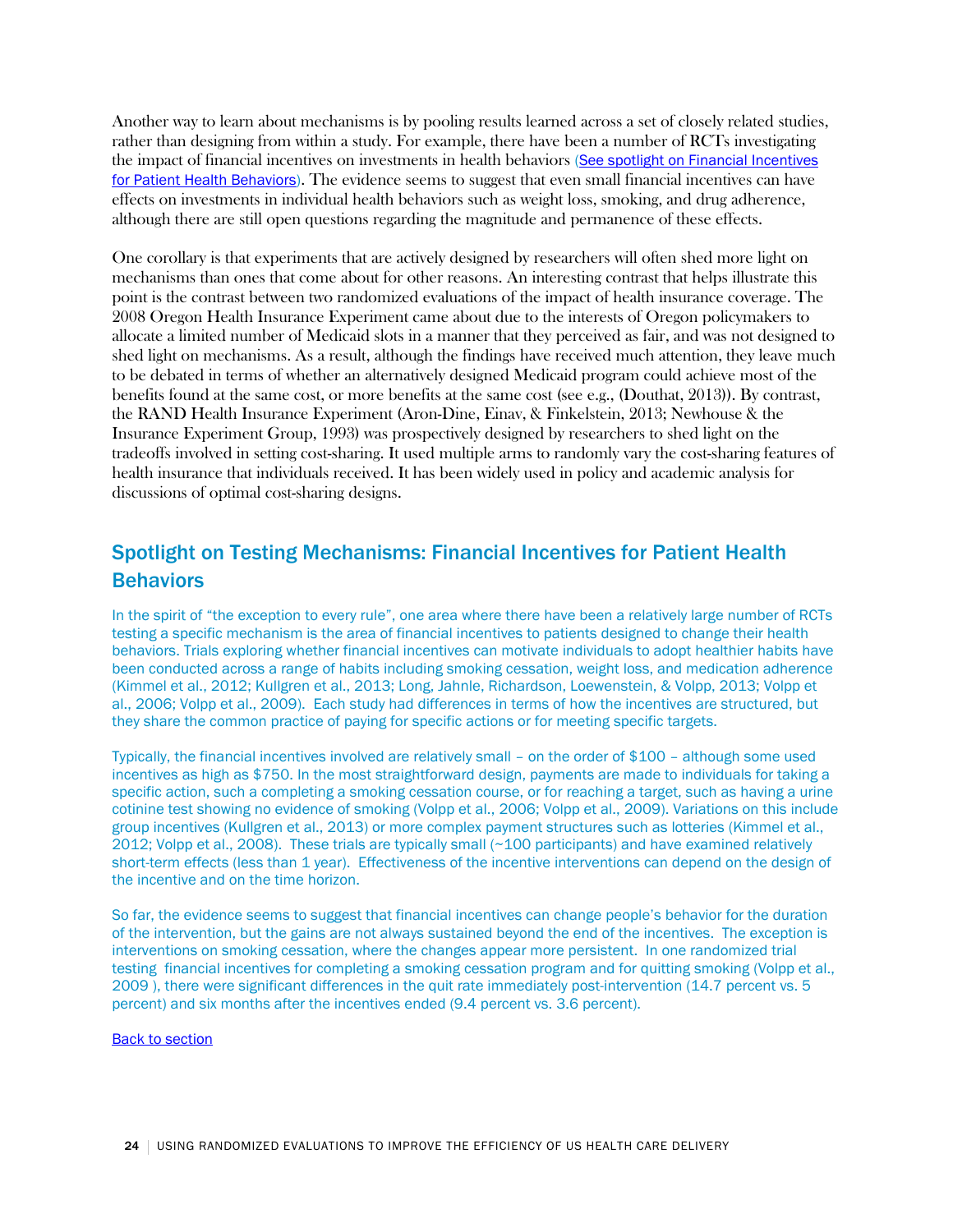Another way to learn about mechanisms is by pooling results learned across a set of closely related studies, rather than designing from within a study. For example, there have been a number of RCTs investigating the impact of financial incentives on investments in health behaviors (See spotlight on Financial Incentives for Patient Health Behaviors). The evidence seems to suggest that even small financial incentives can have effects on investments in individual health behaviors such as weight loss, smoking, and drug adherence, although there are still open questions regarding the magnitude and permanence of these effects.

One corollary is that experiments that are actively designed by researchers will often shed more light on mechanisms than ones that come about for other reasons. An interesting contrast that helps illustrate this point is the contrast between two randomized evaluations of the impact of health insurance coverage. The 2008 Oregon Health Insurance Experiment came about due to the interests of Oregon policymakers to allocate a limited number of Medicaid slots in a manner that they perceived as fair, and was not designed to shed light on mechanisms. As a result, although the findings have received much attention, they leave much to be debated in terms of whether an alternatively designed Medicaid program could achieve most of the benefits found at the same cost, or more benefits at the same cost (see e.g., (Douthat, 2013)). By contrast, the RAND Health Insurance Experiment (Aron-Dine, Einav, & Finkelstein, 2013; Newhouse & the Insurance Experiment Group, 1993) was prospectively designed by researchers to shed light on the tradeoffs involved in setting cost-sharing. It used multiple arms to randomly vary the cost-sharing features of health insurance that individuals received. It has been widely used in policy and academic analysis for discussions of optimal cost-sharing designs.

## Spotlight on Testing Mechanisms: Financial Incentives for Patient Health Behaviors

In the spirit of "the exception to every rule", one area where there have been a relatively large number of RCTs testing a specific mechanism is the area of financial incentives to patients designed to change their health behaviors. Trials exploring whether financial incentives can motivate individuals to adopt healthier habits have been conducted across a range of habits including smoking cessation, weight loss, and medication adherence (Kimmel et al., 2012; Kullgren et al., 2013; Long, Jahnle, Richardson, Loewenstein, & Volpp, 2013; Volpp et al., 2006; Volpp et al., 2009). Each study had differences in terms of how the incentives are structured, but they share the common practice of paying for specific actions or for meeting specific targets.

Typically, the financial incentives involved are relatively small – on the order of $100 – although some used incentives as high as $750. In the most straightforward design, payments are made to individuals for taking a specific action, such a completing a smoking cessation course, or for reaching a target, such as having a urine cotinine test showing no evidence of smoking (Volpp et al., 2006; Volpp et al., 2009). Variations on this include group incentives (Kullgren et al., 2013) or more complex payment structures such as lotteries (Kimmel et al., 2012; Volpp et al., 2008). These trials are typically small (~100 participants) and have examined relatively short-term effects (less than 1 year). Effectiveness of the incentive interventions can depend on the design of the incentive and on the time horizon.

So far, the evidence seems to suggest that financial incentives can change people's behavior for the duration of the intervention, but the gains are not always sustained beyond the end of the incentives. The exception is interventions on smoking cessation, where the changes appear more persistent. In one randomized trial testing financial incentives for completing a smoking cessation program and for quitting smoking (Volpp et al., 2009 ), there were significant differences in the quit rate immediately post-intervention (14.7 percent vs. 5 percent) and six months after the incentives ended (9.4 percent vs. 3.6 percent).

Back to section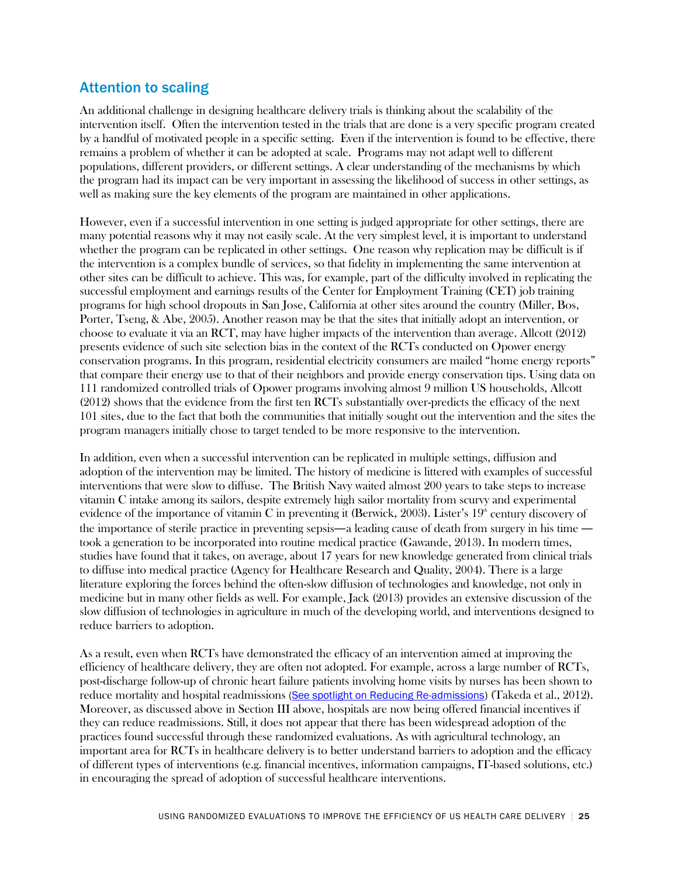## Attention to scaling

An additional challenge in designing healthcare delivery trials is thinking about the scalability of the intervention itself. Often the intervention tested in the trials that are done is a very specific program created by a handful of motivated people in a specific setting. Even if the intervention is found to be effective, there remains a problem of whether it can be adopted at scale. Programs may not adapt well to different populations, different providers, or different settings. A clear understanding of the mechanisms by which the program had its impact can be very important in assessing the likelihood of success in other settings, as well as making sure the key elements of the program are maintained in other applications.

However, even if a successful intervention in one setting is judged appropriate for other settings, there are many potential reasons why it may not easily scale. At the very simplest level, it is important to understand whether the program can be replicated in other settings. One reason why replication may be difficult is if the intervention is a complex bundle of services, so that fidelity in implementing the same intervention at other sites can be difficult to achieve. This was, for example, part of the difficulty involved in replicating the successful employment and earnings results of the Center for Employment Training (CET) job training programs for high school dropouts in San Jose, California at other sites around the country (Miller, Bos, Porter, Tseng, & Abe, 2005). Another reason may be that the sites that initially adopt an intervention, or choose to evaluate it via an RCT, may have higher impacts of the intervention than average. Allcott (2012) presents evidence of such site selection bias in the context of the RCTs conducted on Opower energy conservation programs. In this program, residential electricity consumers are mailed "home energy reports" that compare their energy use to that of their neighbors and provide energy conservation tips. Using data on 111 randomized controlled trials of Opower programs involving almost 9 million US households, Allcott (2012) shows that the evidence from the first ten RCTs substantially over-predicts the efficacy of the next 101 sites, due to the fact that both the communities that initially sought out the intervention and the sites the program managers initially chose to target tended to be more responsive to the intervention.

In addition, even when a successful intervention can be replicated in multiple settings, diffusion and adoption of the intervention may be limited. The history of medicine is littered with examples of successful interventions that were slow to diffuse. The British Navy waited almost 200 years to take steps to increase vitamin C intake among its sailors, despite extremely high sailor mortality from scurvy and experimental evidence of the importance of vitamin C in preventing it (Berwick, 2003). Lister's 19th century discovery of the importance of sterile practice in preventing sepsis—a leading cause of death from surgery in his time — took a generation to be incorporated into routine medical practice (Gawande, 2013). In modern times, studies have found that it takes, on average, about 17 years for new knowledge generated from clinical trials to diffuse into medical practice (Agency for Healthcare Research and Quality, 2004). There is a large literature exploring the forces behind the often-slow diffusion of technologies and knowledge, not only in medicine but in many other fields as well. For example, Jack (2013) provides an extensive discussion of the slow diffusion of technologies in agriculture in much of the developing world, and interventions designed to reduce barriers to adoption.

As a result, even when RCTs have demonstrated the efficacy of an intervention aimed at improving the efficiency of healthcare delivery, they are often not adopted. For example, across a large number of RCTs, post-discharge follow-up of chronic heart failure patients involving home visits by nurses has been shown to reduce mortality and hospital readmissions (See spotlight on Reducing Re-admissions) (Takeda et al., 2012). Moreover, as discussed above in Section III above, hospitals are now being offered financial incentives if they can reduce readmissions. Still, it does not appear that there has been widespread adoption of the practices found successful through these randomized evaluations. As with agricultural technology, an important area for RCTs in healthcare delivery is to better understand barriers to adoption and the efficacy of different types of interventions (e.g. financial incentives, information campaigns, IT-based solutions, etc.) in encouraging the spread of adoption of successful healthcare interventions.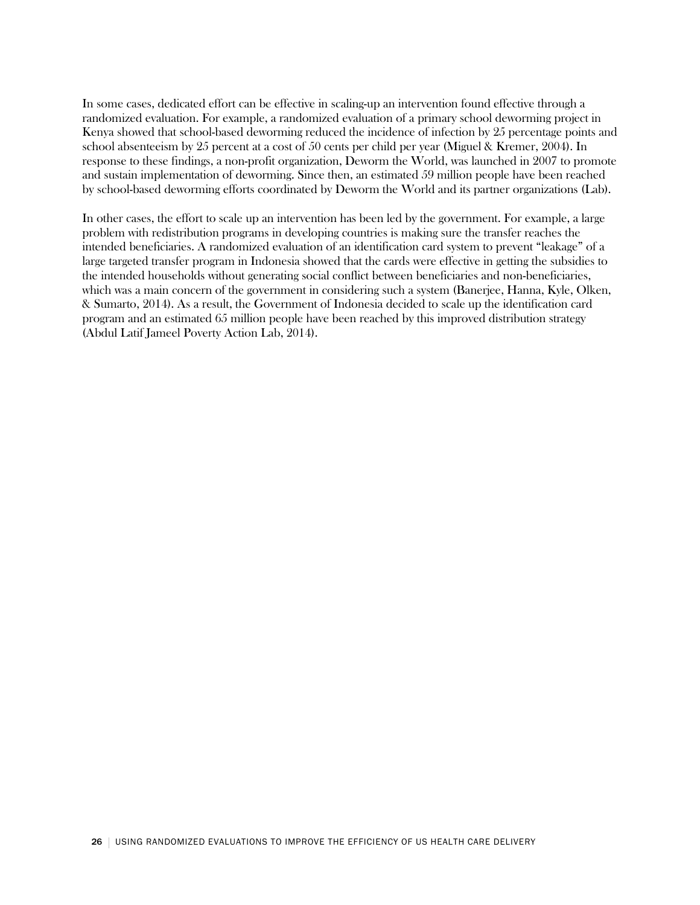In some cases, dedicated effort can be effective in scaling-up an intervention found effective through a randomized evaluation. For example, a randomized evaluation of a primary school deworming project in Kenya showed that school-based deworming reduced the incidence of infection by 25 percentage points and school absenteeism by 25 percent at a cost of 50 cents per child per year (Miguel & Kremer, 2004). In response to these findings, a non-profit organization, Deworm the World, was launched in 2007 to promote and sustain implementation of deworming. Since then, an estimated 59 million people have been reached by school-based deworming efforts coordinated by Deworm the World and its partner organizations (Lab).

In other cases, the effort to scale up an intervention has been led by the government. For example, a large problem with redistribution programs in developing countries is making sure the transfer reaches the intended beneficiaries. A randomized evaluation of an identification card system to prevent "leakage" of a large targeted transfer program in Indonesia showed that the cards were effective in getting the subsidies to the intended households without generating social conflict between beneficiaries and non-beneficiaries, which was a main concern of the government in considering such a system (Banerjee, Hanna, Kyle, Olken, & Sumarto, 2014). As a result, the Government of Indonesia decided to scale up the identification card program and an estimated 65 million people have been reached by this improved distribution strategy (Abdul Latif Jameel Poverty Action Lab, 2014).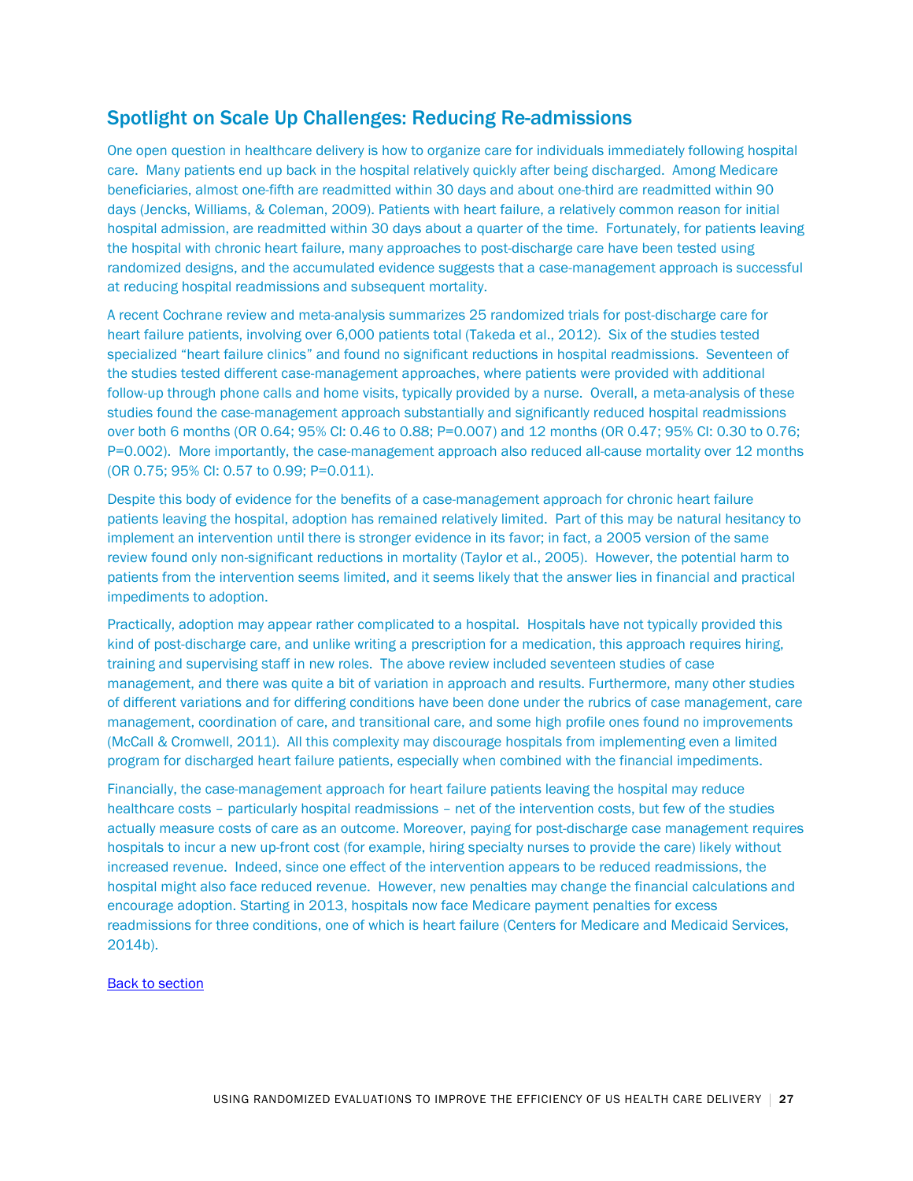## Spotlight on Scale Up Challenges: Reducing Re-admissions

One open question in healthcare delivery is how to organize care for individuals immediately following hospital care. Many patients end up back in the hospital relatively quickly after being discharged. Among Medicare beneficiaries, almost one-fifth are readmitted within 30 days and about one-third are readmitted within 90 days (Jencks, Williams, & Coleman, 2009). Patients with heart failure, a relatively common reason for initial hospital admission, are readmitted within 30 days about a quarter of the time. Fortunately, for patients leaving the hospital with chronic heart failure, many approaches to post-discharge care have been tested using randomized designs, and the accumulated evidence suggests that a case-management approach is successful at reducing hospital readmissions and subsequent mortality.

A recent Cochrane review and meta-analysis summarizes 25 randomized trials for post-discharge care for heart failure patients, involving over 6,000 patients total (Takeda et al., 2012). Six of the studies tested specialized "heart failure clinics" and found no significant reductions in hospital readmissions. Seventeen of the studies tested different case-management approaches, where patients were provided with additional follow-up through phone calls and home visits, typically provided by a nurse. Overall, a meta-analysis of these studies found the case-management approach substantially and significantly reduced hospital readmissions over both 6 months (OR 0.64; 95% CI: 0.46 to 0.88; P=0.007) and 12 months (OR 0.47; 95% CI: 0.30 to 0.76; P=0.002). More importantly, the case-management approach also reduced all-cause mortality over 12 months (OR 0.75; 95% CI: 0.57 to 0.99; P=0.011).

Despite this body of evidence for the benefits of a case-management approach for chronic heart failure patients leaving the hospital, adoption has remained relatively limited. Part of this may be natural hesitancy to implement an intervention until there is stronger evidence in its favor; in fact, a 2005 version of the same review found only non-significant reductions in mortality (Taylor et al., 2005). However, the potential harm to patients from the intervention seems limited, and it seems likely that the answer lies in financial and practical impediments to adoption.

Practically, adoption may appear rather complicated to a hospital. Hospitals have not typically provided this kind of post-discharge care, and unlike writing a prescription for a medication, this approach requires hiring, training and supervising staff in new roles. The above review included seventeen studies of case management, and there was quite a bit of variation in approach and results. Furthermore, many other studies of different variations and for differing conditions have been done under the rubrics of case management, care management, coordination of care, and transitional care, and some high profile ones found no improvements (McCall & Cromwell, 2011). All this complexity may discourage hospitals from implementing even a limited program for discharged heart failure patients, especially when combined with the financial impediments.

Financially, the case-management approach for heart failure patients leaving the hospital may reduce healthcare costs – particularly hospital readmissions – net of the intervention costs, but few of the studies actually measure costs of care as an outcome. Moreover, paying for post-discharge case management requires hospitals to incur a new up-front cost (for example, hiring specialty nurses to provide the care) likely without increased revenue. Indeed, since one effect of the intervention appears to be reduced readmissions, the hospital might also face reduced revenue. However, new penalties may change the financial calculations and encourage adoption. Starting in 2013, hospitals now face Medicare payment penalties for excess readmissions for three conditions, one of which is heart failure (Centers for Medicare and Medicaid Services, 2014b).

[Back to section]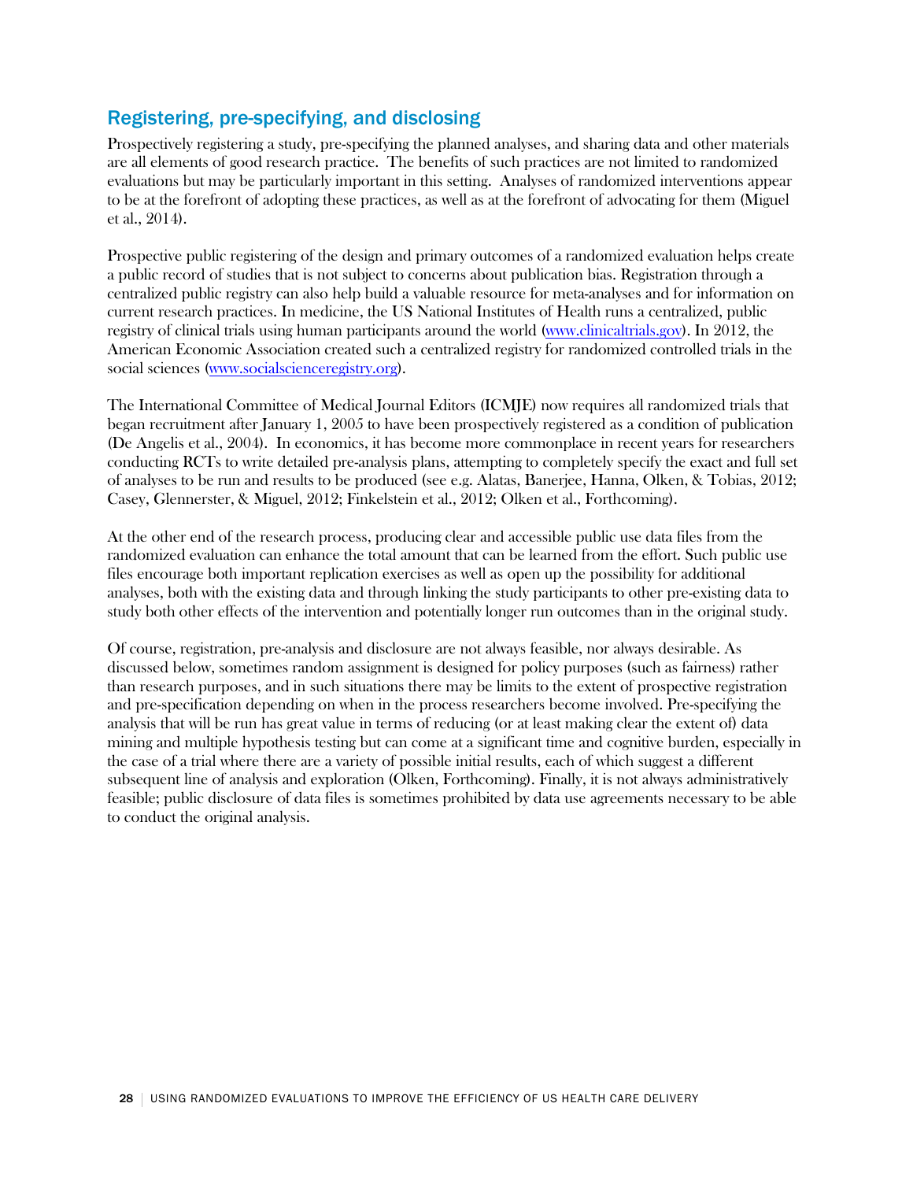## Registering, pre-specifying, and disclosing

Prospectively registering a study, pre-specifying the planned analyses, and sharing data and other materials are all elements of good research practice. The benefits of such practices are not limited to randomized evaluations but may be particularly important in this setting. Analyses of randomized interventions appear to be at the forefront of adopting these practices, as well as at the forefront of advocating for them (Miguel et al., 2014).

Prospective public registering of the design and primary outcomes of a randomized evaluation helps create a public record of studies that is not subject to concerns about publication bias. Registration through a centralized public registry can also help build a valuable resource for meta-analyses and for information on current research practices. In medicine, the US National Institutes of Health runs a centralized, public registry of clinical trials using human participants around the world (www.clinicaltrials.gov). In 2012, the American Economic Association created such a centralized registry for randomized controlled trials in the social sciences (www.socialscienceregistry.org).

The International Committee of Medical Journal Editors (ICMJE) now requires all randomized trials that began recruitment after January 1, 2005 to have been prospectively registered as a condition of publication (De Angelis et al., 2004). In economics, it has become more commonplace in recent years for researchers conducting RCTs to write detailed pre-analysis plans, attempting to completely specify the exact and full set of analyses to be run and results to be produced (see e.g. Alatas, Banerjee, Hanna, Olken, & Tobias, 2012; Casey, Glennerster, & Miguel, 2012; Finkelstein et al., 2012; Olken et al., Forthcoming).

At the other end of the research process, producing clear and accessible public use data files from the randomized evaluation can enhance the total amount that can be learned from the effort. Such public use files encourage both important replication exercises as well as open up the possibility for additional analyses, both with the existing data and through linking the study participants to other pre-existing data to study both other effects of the intervention and potentially longer run outcomes than in the original study.

Of course, registration, pre-analysis and disclosure are not always feasible, nor always desirable. As discussed below, sometimes random assignment is designed for policy purposes (such as fairness) rather than research purposes, and in such situations there may be limits to the extent of prospective registration and pre-specification depending on when in the process researchers become involved. Pre-specifying the analysis that will be run has great value in terms of reducing (or at least making clear the extent of) data mining and multiple hypothesis testing but can come at a significant time and cognitive burden, especially in the case of a trial where there are a variety of possible initial results, each of which suggest a different subsequent line of analysis and exploration (Olken, Forthcoming). Finally, it is not always administratively feasible; public disclosure of data files is sometimes prohibited by data use agreements necessary to be able to conduct the original analysis.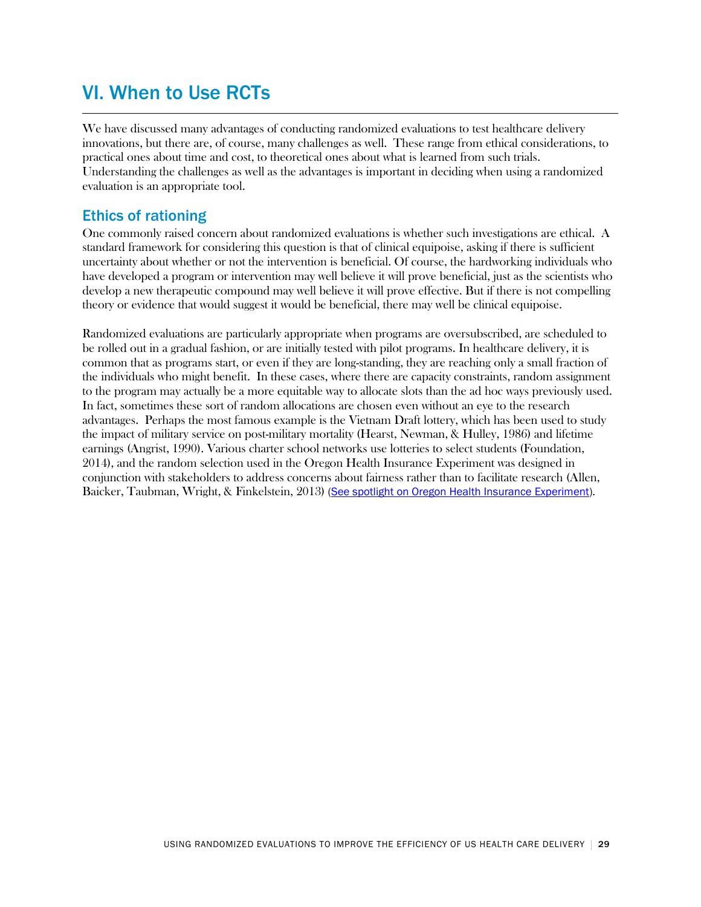# VI. When to Use RCTs

We have discussed many advantages of conducting randomized evaluations to test healthcare delivery innovations, but there are, of course, many challenges as well. These range from ethical considerations, to practical ones about time and cost, to theoretical ones about what is learned from such trials. Understanding the challenges as well as the advantages is important in deciding when using a randomized evaluation is an appropriate tool.

## Ethics of rationing

One commonly raised concern about randomized evaluations is whether such investigations are ethical. A standard framework for considering this question is that of clinical equipoise, asking if there is sufficient uncertainty about whether or not the intervention is beneficial. Of course, the hardworking individuals who have developed a program or intervention may well believe it will prove beneficial, just as the scientists who develop a new therapeutic compound may well believe it will prove effective. But if there is not compelling theory or evidence that would suggest it would be beneficial, there may well be clinical equipoise.

Randomized evaluations are particularly appropriate when programs are oversubscribed, are scheduled to be rolled out in a gradual fashion, or are initially tested with pilot programs. In healthcare delivery, it is common that as programs start, or even if they are long-standing, they are reaching only a small fraction of the individuals who might benefit. In these cases, where there are capacity constraints, random assignment to the program may actually be a more equitable way to allocate slots than the ad hoc ways previously used. In fact, sometimes these sort of random allocations are chosen even without an eye to the research advantages. Perhaps the most famous example is the Vietnam Draft lottery, which has been used to study the impact of military service on post-military mortality (Hearst, Newman, & Hulley, 1986) and lifetime earnings (Angrist, 1990). Various charter school networks use lotteries to select students (Foundation, 2014), and the random selection used in the Oregon Health Insurance Experiment was designed in conjunction with stakeholders to address concerns about fairness rather than to facilitate research (Allen, Baicker, Taubman, Wright, & Finkelstein, 2013) (See spotlight on Oregon Health Insurance Experiment).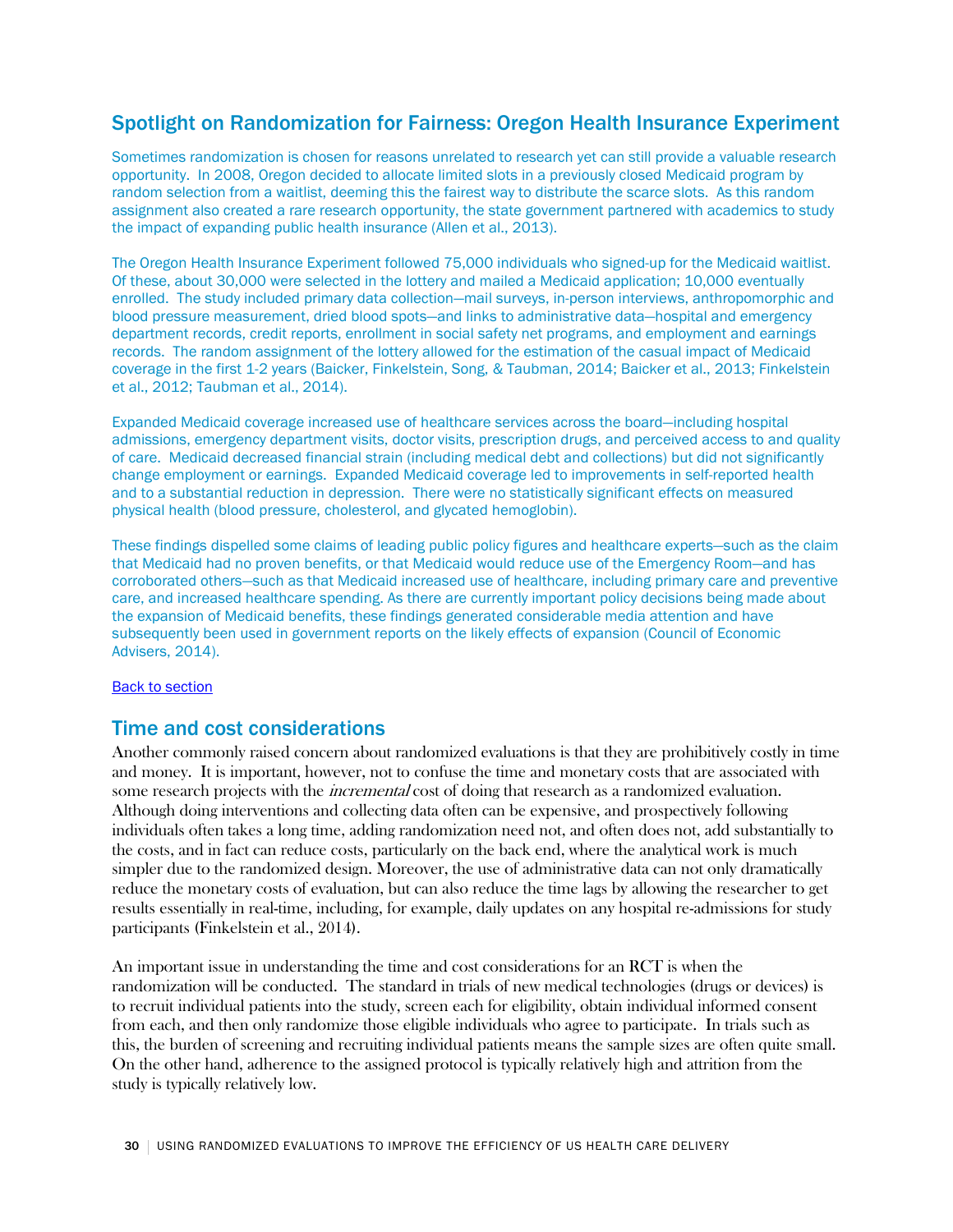## Spotlight on Randomization for Fairness: Oregon Health Insurance Experiment

Sometimes randomization is chosen for reasons unrelated to research yet can still provide a valuable research opportunity. In 2008, Oregon decided to allocate limited slots in a previously closed Medicaid program by random selection from a waitlist, deeming this the fairest way to distribute the scarce slots. As this random assignment also created a rare research opportunity, the state government partnered with academics to study the impact of expanding public health insurance (Allen et al., 2013).

The Oregon Health Insurance Experiment followed 75,000 individuals who signed-up for the Medicaid waitlist. Of these, about 30,000 were selected in the lottery and mailed a Medicaid application; 10,000 eventually enrolled. The study included primary data collection—mail surveys, in-person interviews, anthropomorphic and blood pressure measurement, dried blood spots—and links to administrative data—hospital and emergency department records, credit reports, enrollment in social safety net programs, and employment and earnings records. The random assignment of the lottery allowed for the estimation of the casual impact of Medicaid coverage in the first 1-2 years (Baicker, Finkelstein, Song, & Taubman, 2014; Baicker et al., 2013; Finkelstein et al., 2012; Taubman et al., 2014).

Expanded Medicaid coverage increased use of healthcare services across the board—including hospital admissions, emergency department visits, doctor visits, prescription drugs, and perceived access to and quality of care. Medicaid decreased financial strain (including medical debt and collections) but did not significantly change employment or earnings. Expanded Medicaid coverage led to improvements in self-reported health and to a substantial reduction in depression. There were no statistically significant effects on measured physical health (blood pressure, cholesterol, and glycated hemoglobin).

These findings dispelled some claims of leading public policy figures and healthcare experts—such as the claim that Medicaid had no proven benefits, or that Medicaid would reduce use of the Emergency Room—and has corroborated others—such as that Medicaid increased use of healthcare, including primary care and preventive care, and increased healthcare spending. As there are currently important policy decisions being made about the expansion of Medicaid benefits, these findings generated considerable media attention and have subsequently been used in government reports on the likely effects of expansion (Council of Economic Advisers, 2014).

Back to section

## Time and cost considerations

Another commonly raised concern about randomized evaluations is that they are prohibitively costly in time and money. It is important, however, not to confuse the time and monetary costs that are associated with some research projects with the *incremental* cost of doing that research as a randomized evaluation. Although doing interventions and collecting data often can be expensive, and prospectively following individuals often takes a long time, adding randomization need not, and often does not, add substantially to the costs, and in fact can reduce costs, particularly on the back end, where the analytical work is much simpler due to the randomized design. Moreover, the use of administrative data can not only dramatically reduce the monetary costs of evaluation, but can also reduce the time lags by allowing the researcher to get results essentially in real-time, including, for example, daily updates on any hospital re-admissions for study participants (Finkelstein et al., 2014).

An important issue in understanding the time and cost considerations for an RCT is when the randomization will be conducted. The standard in trials of new medical technologies (drugs or devices) is to recruit individual patients into the study, screen each for eligibility, obtain individual informed consent from each, and then only randomize those eligible individuals who agree to participate. In trials such as this, the burden of screening and recruiting individual patients means the sample sizes are often quite small. On the other hand, adherence to the assigned protocol is typically relatively high and attrition from the study is typically relatively low.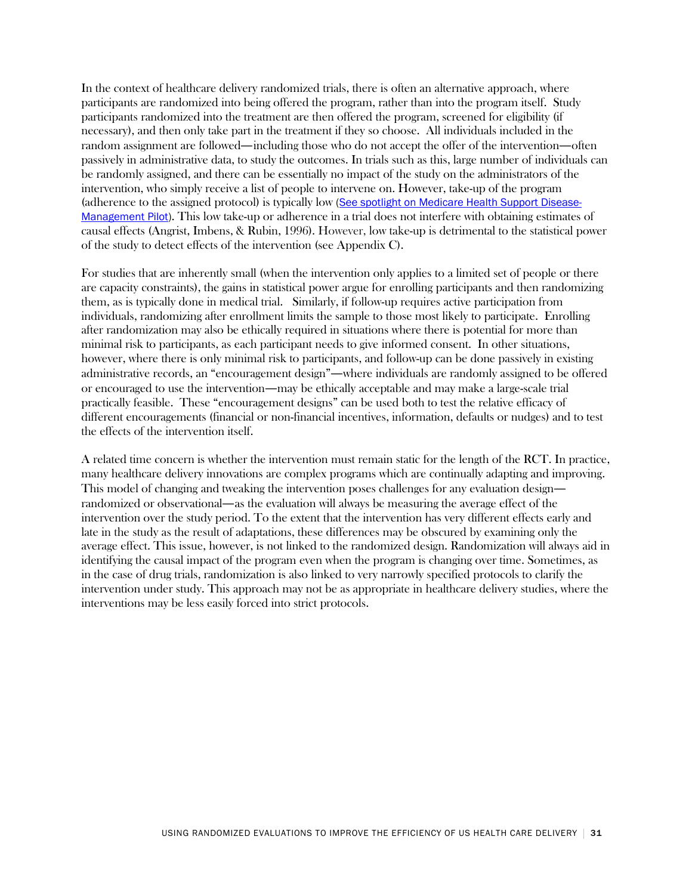In the context of healthcare delivery randomized trials, there is often an alternative approach, where participants are randomized into being offered the program, rather than into the program itself. Study participants randomized into the treatment are then offered the program, screened for eligibility (if necessary), and then only take part in the treatment if they so choose. All individuals included in the random assignment are followed—including those who do not accept the offer of the intervention—often passively in administrative data, to study the outcomes. In trials such as this, large number of individuals can be randomly assigned, and there can be essentially no impact of the study on the administrators of the intervention, who simply receive a list of people to intervene on. However, take-up of the program (adherence to the assigned protocol) is typically low (See spotlight on Medicare Health Support Disease-Management Pilot). This low take-up or adherence in a trial does not interfere with obtaining estimates of causal effects (Angrist, Imbens, & Rubin, 1996). However, low take-up is detrimental to the statistical power of the study to detect effects of the intervention (see Appendix C).

For studies that are inherently small (when the intervention only applies to a limited set of people or there are capacity constraints), the gains in statistical power argue for enrolling participants and then randomizing them, as is typically done in medical trial. Similarly, if follow-up requires active participation from individuals, randomizing after enrollment limits the sample to those most likely to participate. Enrolling after randomization may also be ethically required in situations where there is potential for more than minimal risk to participants, as each participant needs to give informed consent. In other situations, however, where there is only minimal risk to participants, and follow-up can be done passively in existing administrative records, an "encouragement design"—where individuals are randomly assigned to be offered or encouraged to use the intervention—may be ethically acceptable and may make a large-scale trial practically feasible. These "encouragement designs" can be used both to test the relative efficacy of different encouragements (financial or non-financial incentives, information, defaults or nudges) and to test the effects of the intervention itself.

A related time concern is whether the intervention must remain static for the length of the RCT. In practice, many healthcare delivery innovations are complex programs which are continually adapting and improving. This model of changing and tweaking the intervention poses challenges for any evaluation design—randomized or observational—as the evaluation will always be measuring the average effect of the intervention over the study period. To the extent that the intervention has very different effects early and late in the study as the result of adaptations, these differences may be obscured by examining only the average effect. This issue, however, is not linked to the randomized design. Randomization will always aid in identifying the causal impact of the program even when the program is changing over time. Sometimes, as in the case of drug trials, randomization is also linked to very narrowly specified protocols to clarify the intervention under study. This approach may not be as appropriate in healthcare delivery studies, where the interventions may be less easily forced into strict protocols.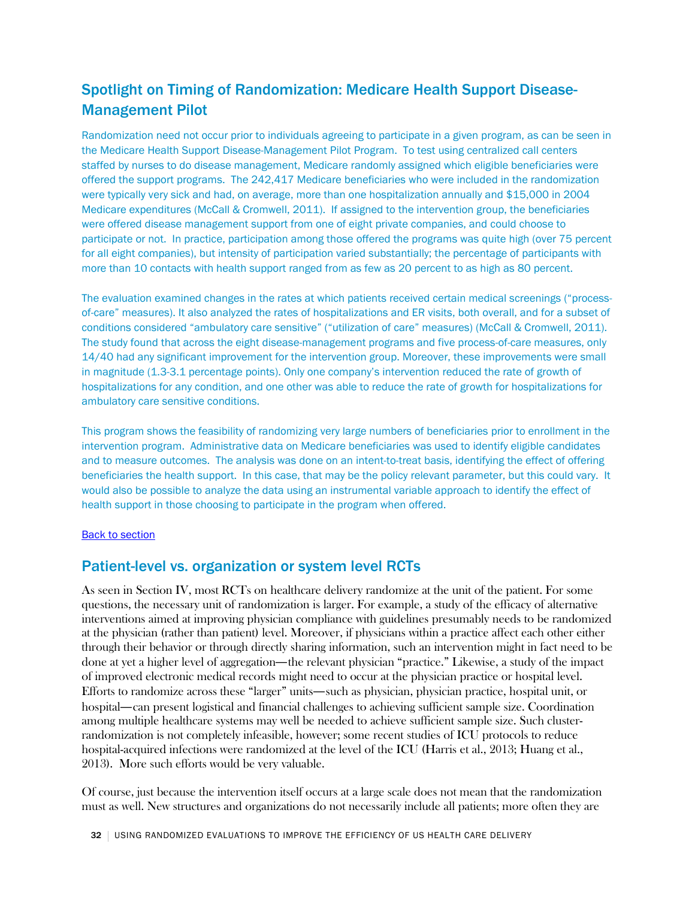## Spotlight on Timing of Randomization: Medicare Health Support Disease-Management Pilot

Randomization need not occur prior to individuals agreeing to participate in a given program, as can be seen in the Medicare Health Support Disease-Management Pilot Program. To test using centralized call centers staffed by nurses to do disease management, Medicare randomly assigned which eligible beneficiaries were offered the support programs. The 242,417 Medicare beneficiaries who were included in the randomization were typically very sick and had, on average, more than one hospitalization annually and $15,000 in 2004 Medicare expenditures (McCall & Cromwell, 2011). If assigned to the intervention group, the beneficiaries were offered disease management support from one of eight private companies, and could choose to participate or not. In practice, participation among those offered the programs was quite high (over 75 percent for all eight companies), but intensity of participation varied substantially; the percentage of participants with more than 10 contacts with health support ranged from as few as 20 percent to as high as 80 percent.

The evaluation examined changes in the rates at which patients received certain medical screenings ("process-of-care" measures). It also analyzed the rates of hospitalizations and ER visits, both overall, and for a subset of conditions considered "ambulatory care sensitive" ("utilization of care" measures) (McCall & Cromwell, 2011). The study found that across the eight disease-management programs and five process-of-care measures, only 14/40 had any significant improvement for the intervention group. Moreover, these improvements were small in magnitude (1.3-3.1 percentage points). Only one company's intervention reduced the rate of growth of hospitalizations for any condition, and one other was able to reduce the rate of growth for hospitalizations for ambulatory care sensitive conditions.

This program shows the feasibility of randomizing very large numbers of beneficiaries prior to enrollment in the intervention program. Administrative data on Medicare beneficiaries was used to identify eligible candidates and to measure outcomes. The analysis was done on an intent-to-treat basis, identifying the effect of offering beneficiaries the health support. In this case, that may be the policy relevant parameter, but this could vary. It would also be possible to analyze the data using an instrumental variable approach to identify the effect of health support in those choosing to participate in the program when offered.

Back to section

## Patient-level vs. organization or system level RCTs

As seen in Section IV, most RCTs on healthcare delivery randomize at the unit of the patient. For some questions, the necessary unit of randomization is larger. For example, a study of the efficacy of alternative interventions aimed at improving physician compliance with guidelines presumably needs to be randomized at the physician (rather than patient) level. Moreover, if physicians within a practice affect each other either through their behavior or through directly sharing information, such an intervention might in fact need to be done at yet a higher level of aggregation—the relevant physician "practice." Likewise, a study of the impact of improved electronic medical records might need to occur at the physician practice or hospital level. Efforts to randomize across these "larger" units—such as physician, physician practice, hospital unit, or hospital—can present logistical and financial challenges to achieving sufficient sample size. Coordination among multiple healthcare systems may well be needed to achieve sufficient sample size. Such cluster-randomization is not completely infeasible, however; some recent studies of ICU protocols to reduce hospital-acquired infections were randomized at the level of the ICU (Harris et al., 2013; Huang et al., 2013). More such efforts would be very valuable.

Of course, just because the intervention itself occurs at a large scale does not mean that the randomization must as well. New structures and organizations do not necessarily include all patients; more often they are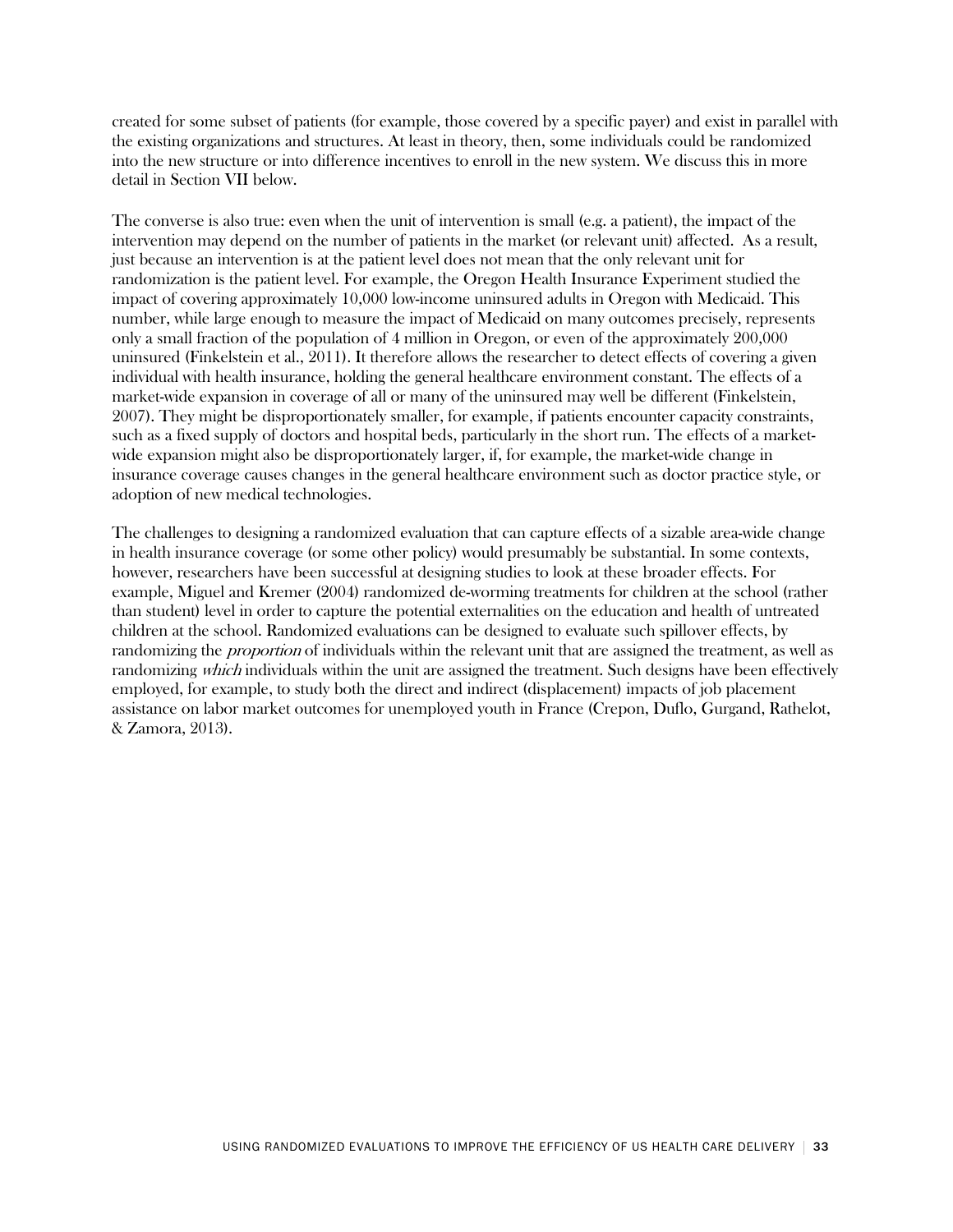created for some subset of patients (for example, those covered by a specific payer) and exist in parallel with the existing organizations and structures. At least in theory, then, some individuals could be randomized into the new structure or into difference incentives to enroll in the new system. We discuss this in more detail in Section VII below.

The converse is also true: even when the unit of intervention is small (e.g. a patient), the impact of the intervention may depend on the number of patients in the market (or relevant unit) affected. As a result, just because an intervention is at the patient level does not mean that the only relevant unit for randomization is the patient level. For example, the Oregon Health Insurance Experiment studied the impact of covering approximately 10,000 low-income uninsured adults in Oregon with Medicaid. This number, while large enough to measure the impact of Medicaid on many outcomes precisely, represents only a small fraction of the population of 4 million in Oregon, or even of the approximately 200,000 uninsured (Finkelstein et al., 2011). It therefore allows the researcher to detect effects of covering a given individual with health insurance, holding the general healthcare environment constant. The effects of a market-wide expansion in coverage of all or many of the uninsured may well be different (Finkelstein, 2007). They might be disproportionately smaller, for example, if patients encounter capacity constraints, such as a fixed supply of doctors and hospital beds, particularly in the short run. The effects of a market-wide expansion might also be disproportionately larger, if, for example, the market-wide change in insurance coverage causes changes in the general healthcare environment such as doctor practice style, or adoption of new medical technologies.

The challenges to designing a randomized evaluation that can capture effects of a sizable area-wide change in health insurance coverage (or some other policy) would presumably be substantial. In some contexts, however, researchers have been successful at designing studies to look at these broader effects. For example, Miguel and Kremer (2004) randomized de-worming treatments for children at the school (rather than student) level in order to capture the potential externalities on the education and health of untreated children at the school. Randomized evaluations can be designed to evaluate such spillover effects, by randomizing the *proportion* of individuals within the relevant unit that are assigned the treatment, as well as randomizing *which* individuals within the unit are assigned the treatment. Such designs have been effectively employed, for example, to study both the direct and indirect (displacement) impacts of job placement assistance on labor market outcomes for unemployed youth in France (Crepon, Duflo, Gurgand, Rathelot, & Zamora, 2013).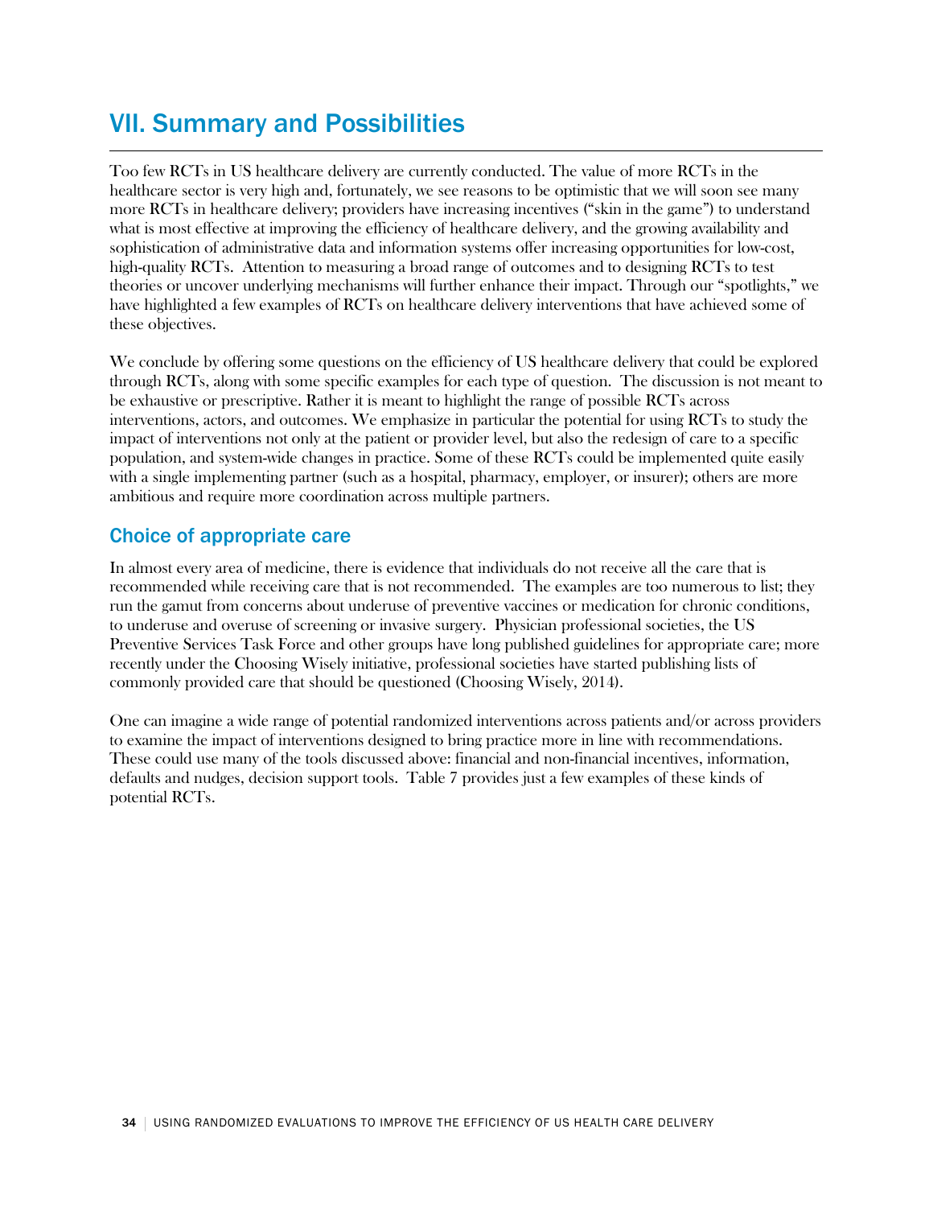# VII. Summary and Possibilities

Too few RCTs in US healthcare delivery are currently conducted. The value of more RCTs in the healthcare sector is very high and, fortunately, we see reasons to be optimistic that we will soon see many more RCTs in healthcare delivery; providers have increasing incentives ("skin in the game") to understand what is most effective at improving the efficiency of healthcare delivery, and the growing availability and sophistication of administrative data and information systems offer increasing opportunities for low-cost, high-quality RCTs. Attention to measuring a broad range of outcomes and to designing RCTs to test theories or uncover underlying mechanisms will further enhance their impact. Through our "spotlights," we have highlighted a few examples of RCTs on healthcare delivery interventions that have achieved some of these objectives.

We conclude by offering some questions on the efficiency of US healthcare delivery that could be explored through RCTs, along with some specific examples for each type of question. The discussion is not meant to be exhaustive or prescriptive. Rather it is meant to highlight the range of possible RCTs across interventions, actors, and outcomes. We emphasize in particular the potential for using RCTs to study the impact of interventions not only at the patient or provider level, but also the redesign of care to a specific population, and system-wide changes in practice. Some of these RCTs could be implemented quite easily with a single implementing partner (such as a hospital, pharmacy, employer, or insurer); others are more ambitious and require more coordination across multiple partners.

## Choice of appropriate care

In almost every area of medicine, there is evidence that individuals do not receive all the care that is recommended while receiving care that is not recommended. The examples are too numerous to list; they run the gamut from concerns about underuse of preventive vaccines or medication for chronic conditions, to underuse and overuse of screening or invasive surgery. Physician professional societies, the US Preventive Services Task Force and other groups have long published guidelines for appropriate care; more recently under the Choosing Wisely initiative, professional societies have started publishing lists of commonly provided care that should be questioned (Choosing Wisely, 2014).

One can imagine a wide range of potential randomized interventions across patients and/or across providers to examine the impact of interventions designed to bring practice more in line with recommendations. These could use many of the tools discussed above: financial and non-financial incentives, information, defaults and nudges, decision support tools. Table 7 provides just a few examples of these kinds of potential RCTs.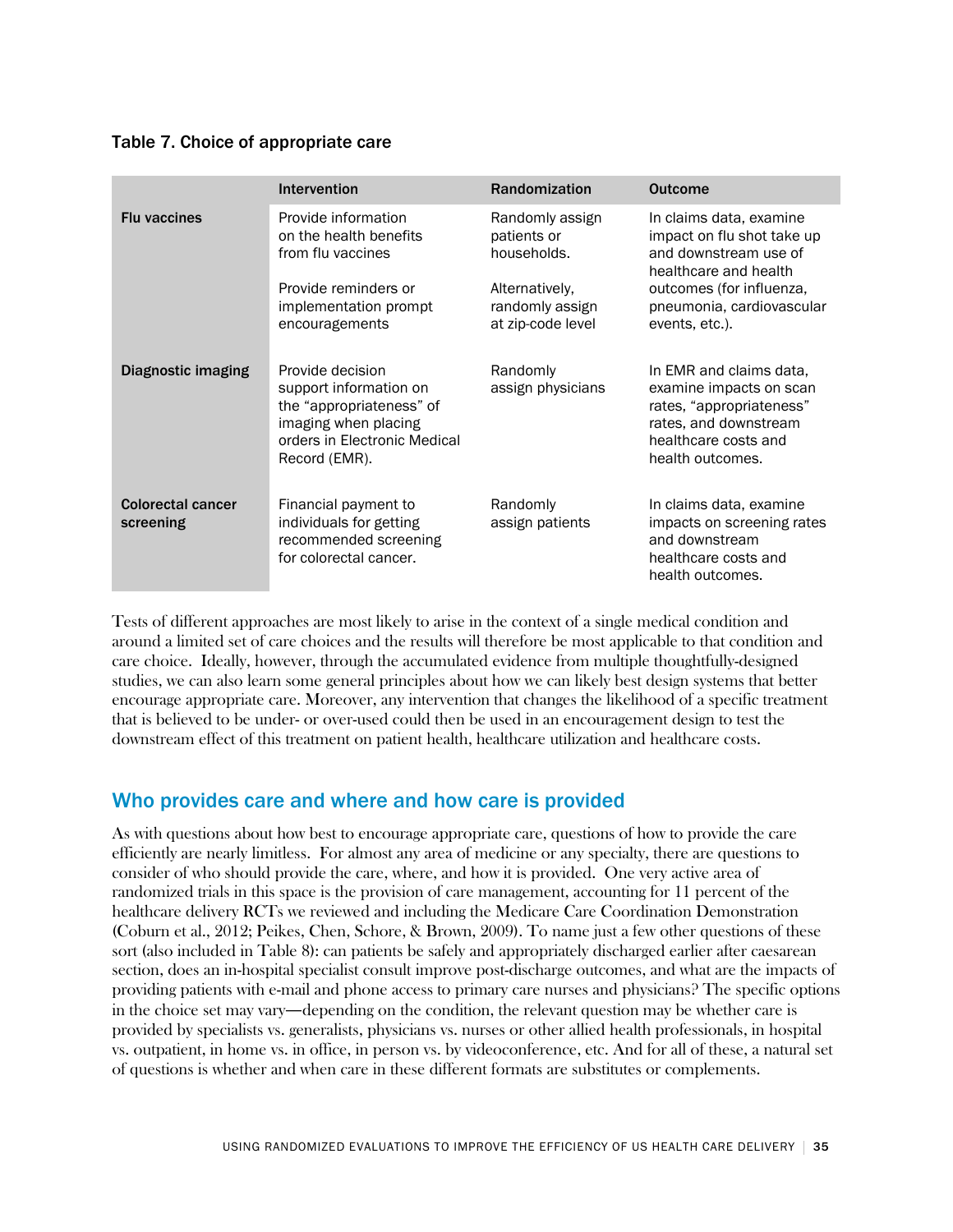Table 7. Choice of appropriate care

| | Intervention | Randomization | Outcome |
|---|---|---|---|
| **Flu vaccines** | Provide information on the health benefits from flu vaccines<br><br>Provide reminders or implementation prompt encouragements | Randomly assign patients or households.<br><br>Alternatively, randomly assign at zip-code level | In claims data, examine impact on flu shot take up and downstream use of healthcare and health outcomes (for influenza, pneumonia, cardiovascular events, etc.). |
| **Diagnostic imaging** | Provide decision support information on the "appropriateness" of imaging when placing orders in Electronic Medical Record (EMR). | Randomly assign physicians | In EMR and claims data, examine impacts on scan rates, "appropriateness" rates, and downstream healthcare costs and health outcomes. |
| **Colorectal cancer screening** | Financial payment to individuals for getting recommended screening for colorectal cancer. | Randomly assign patients | In claims data, examine impacts on screening rates and downstream healthcare costs and health outcomes. |

Tests of different approaches are most likely to arise in the context of a single medical condition and around a limited set of care choices and the results will therefore be most applicable to that condition and care choice. Ideally, however, through the accumulated evidence from multiple thoughtfully-designed studies, we can also learn some general principles about how we can likely best design systems that better encourage appropriate care. Moreover, any intervention that changes the likelihood of a specific treatment that is believed to be under- or over-used could then be used in an encouragement design to test the downstream effect of this treatment on patient health, healthcare utilization and healthcare costs.

## Who provides care and where and how care is provided

As with questions about how best to encourage appropriate care, questions of how to provide the care efficiently are nearly limitless. For almost any area of medicine or any specialty, there are questions to consider of who should provide the care, where, and how it is provided. One very active area of randomized trials in this space is the provision of care management, accounting for 11 percent of the healthcare delivery RCTs we reviewed and including the Medicare Care Coordination Demonstration (Coburn et al., 2012; Peikes, Chen, Schore, & Brown, 2009). To name just a few other questions of these sort (also included in Table 8): can patients be safely and appropriately discharged earlier after caesarean section, does an in-hospital specialist consult improve post-discharge outcomes, and what are the impacts of providing patients with e-mail and phone access to primary care nurses and physicians? The specific options in the choice set may vary—depending on the condition, the relevant question may be whether care is provided by specialists vs. generalists, physicians vs. nurses or other allied health professionals, in hospital vs. outpatient, in home vs. in office, in person vs. by videoconference, etc. And for all of these, a natural set of questions is whether and when care in these different formats are substitutes or complements.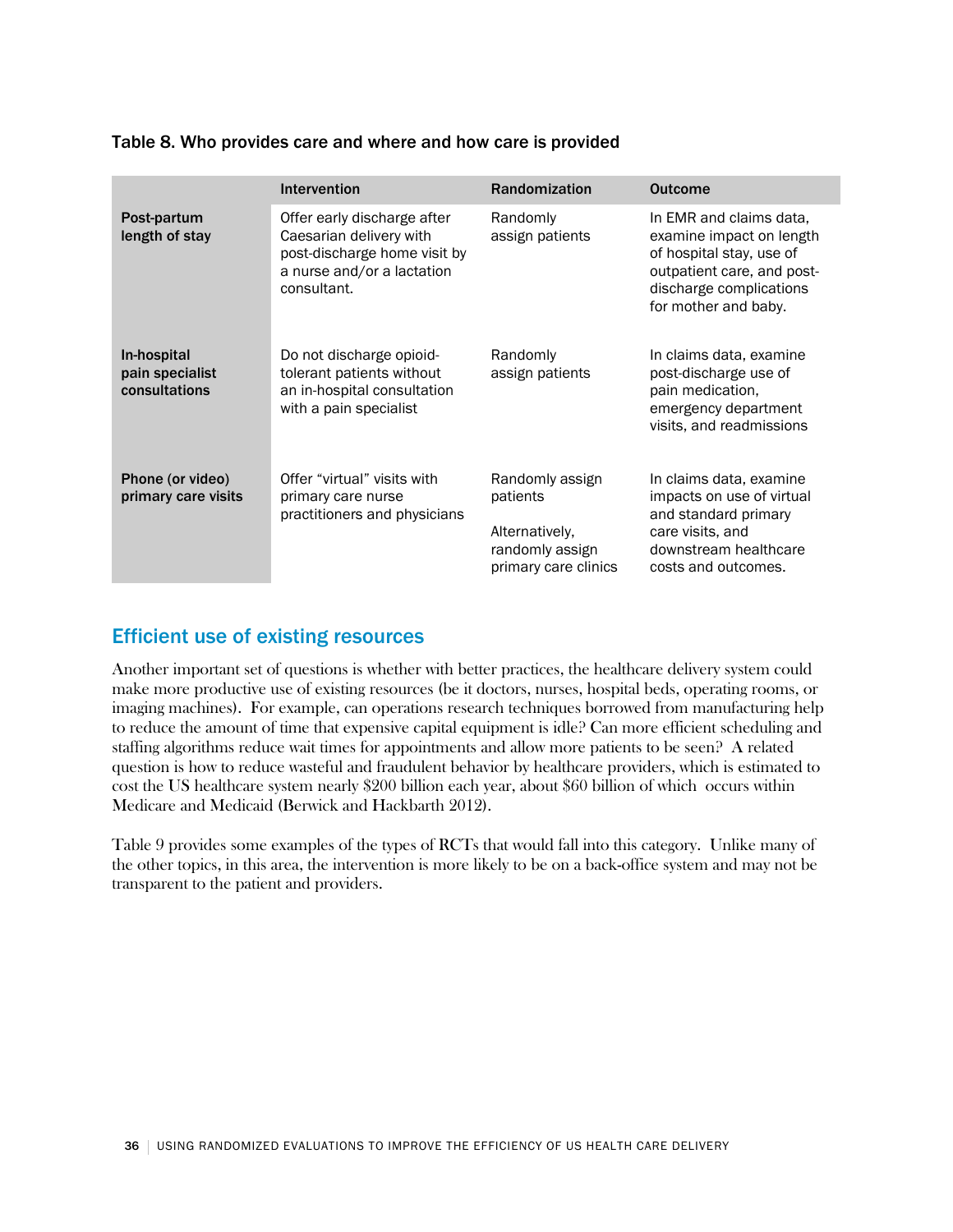**Table 8. Who provides care and where and how care is provided**

| | Intervention | Randomization | Outcome |
|---|---|---|---|
| **Post-partum length of stay** | Offer early discharge after Caesarian delivery with post-discharge home visit by a nurse and/or a lactation consultant. | Randomly assign patients | In EMR and claims data, examine impact on length of hospital stay, use of outpatient care, and post-discharge complications for mother and baby. |
| **In-hospital pain specialist consultations** | Do not discharge opioid-tolerant patients without an in-hospital consultation with a pain specialist | Randomly assign patients | In claims data, examine post-discharge use of pain medication, emergency department visits, and readmissions |
| **Phone (or video) primary care visits** | Offer "virtual" visits with primary care nurse practitioners and physicians | Randomly assign patients<br><br>Alternatively, randomly assign primary care clinics | In claims data, examine impacts on use of virtual and standard primary care visits, and downstream healthcare costs and outcomes. |

## Efficient use of existing resources

Another important set of questions is whether with better practices, the healthcare delivery system could make more productive use of existing resources (be it doctors, nurses, hospital beds, operating rooms, or imaging machines). For example, can operations research techniques borrowed from manufacturing help to reduce the amount of time that expensive capital equipment is idle? Can more efficient scheduling and staffing algorithms reduce wait times for appointments and allow more patients to be seen? A related question is how to reduce wasteful and fraudulent behavior by healthcare providers, which is estimated to cost the US healthcare system nearly $200 billion each year, about $60 billion of which occurs within Medicare and Medicaid (Berwick and Hackbarth 2012).

Table 9 provides some examples of the types of RCTs that would fall into this category. Unlike many of the other topics, in this area, the intervention is more likely to be on a back-office system and may not be transparent to the patient and providers.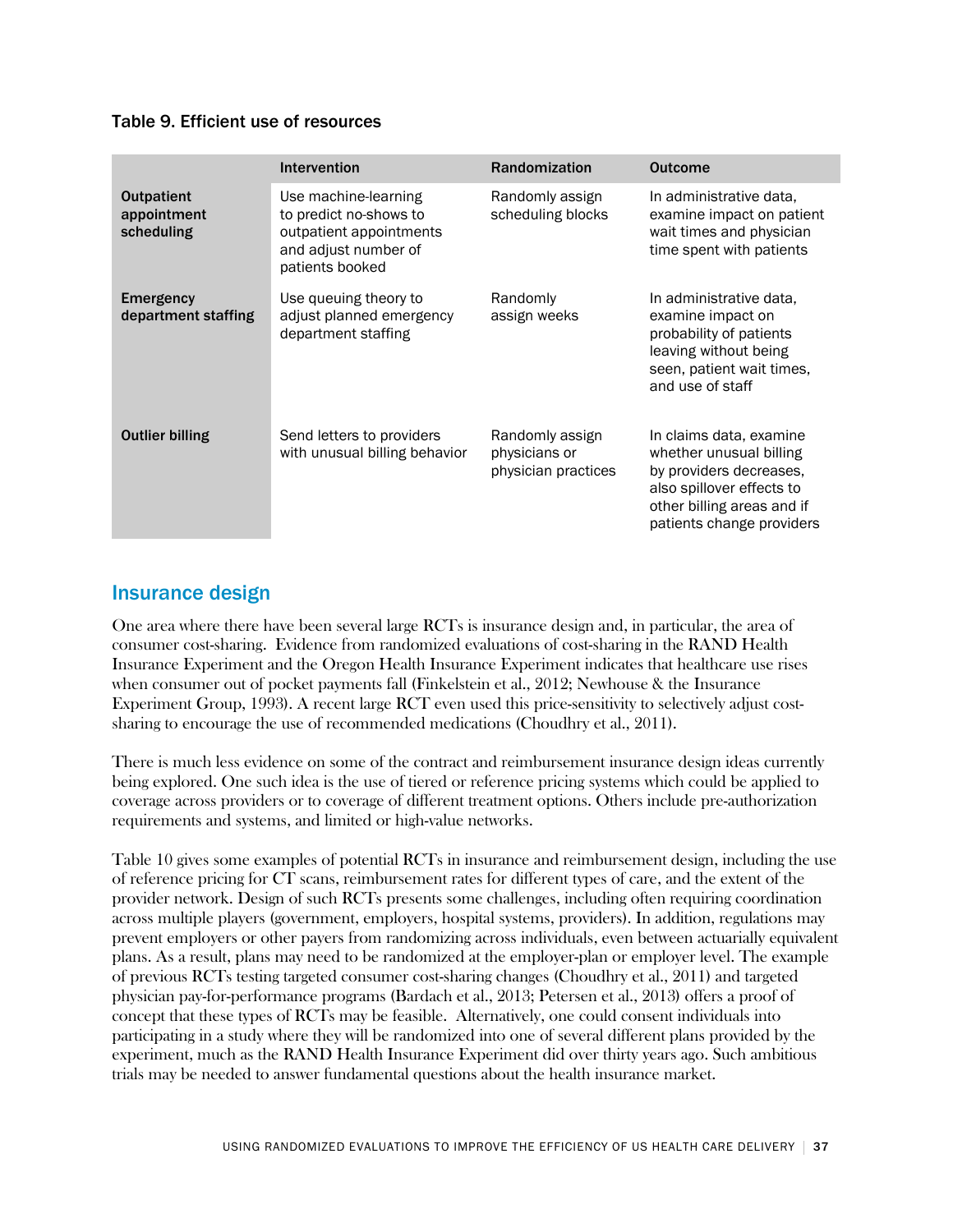**Table 9. Efficient use of resources**

| | Intervention | Randomization | Outcome |
|---|---|---|---|
| **Outpatient appointment scheduling** | Use machine-learning to predict no-shows to outpatient appointments and adjust number of patients booked | Randomly assign scheduling blocks | In administrative data, examine impact on patient wait times and physician time spent with patients |
| **Emergency department staffing** | Use queuing theory to adjust planned emergency department staffing | Randomly assign weeks | In administrative data, examine impact on probability of patients leaving without being seen, patient wait times, and use of staff |
| **Outlier billing** | Send letters to providers with unusual billing behavior | Randomly assign physicians or physician practices | In claims data, examine whether unusual billing by providers decreases, also spillover effects to other billing areas and if patients change providers |

## Insurance design

One area where there have been several large RCTs is insurance design and, in particular, the area of consumer cost-sharing. Evidence from randomized evaluations of cost-sharing in the RAND Health Insurance Experiment and the Oregon Health Insurance Experiment indicates that healthcare use rises when consumer out of pocket payments fall (Finkelstein et al., 2012; Newhouse & the Insurance Experiment Group, 1993). A recent large RCT even used this price-sensitivity to selectively adjust cost-sharing to encourage the use of recommended medications (Choudhry et al., 2011).

There is much less evidence on some of the contract and reimbursement insurance design ideas currently being explored. One such idea is the use of tiered or reference pricing systems which could be applied to coverage across providers or to coverage of different treatment options. Others include pre-authorization requirements and systems, and limited or high-value networks.

Table 10 gives some examples of potential RCTs in insurance and reimbursement design, including the use of reference pricing for CT scans, reimbursement rates for different types of care, and the extent of the provider network. Design of such RCTs presents some challenges, including often requiring coordination across multiple players (government, employers, hospital systems, providers). In addition, regulations may prevent employers or other payers from randomizing across individuals, even between actuarially equivalent plans. As a result, plans may need to be randomized at the employer-plan or employer level. The example of previous RCTs testing targeted consumer cost-sharing changes (Choudhry et al., 2011) and targeted physician pay-for-performance programs (Bardach et al., 2013; Petersen et al., 2013) offers a proof of concept that these types of RCTs may be feasible. Alternatively, one could consent individuals into participating in a study where they will be randomized into one of several different plans provided by the experiment, much as the RAND Health Insurance Experiment did over thirty years ago. Such ambitious trials may be needed to answer fundamental questions about the health insurance market.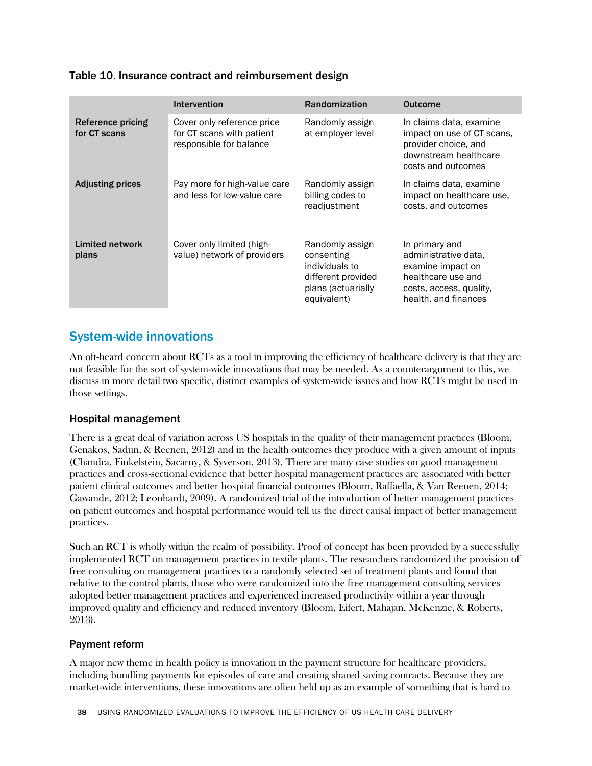### Table 10. Insurance contract and reimbursement design

| | Intervention | Randomization | Outcome |
|---|---|---|---|
| **Reference pricing for CT scans** | Cover only reference price for CT scans with patient responsible for balance | Randomly assign at employer level | In claims data, examine impact on use of CT scans, provider choice, and downstream healthcare costs and outcomes |
| **Adjusting prices** | Pay more for high-value care and less for low-value care | Randomly assign billing codes to readjustment | In claims data, examine impact on healthcare use, costs, and outcomes |
| **Limited network plans** | Cover only limited (high-value) network of providers | Randomly assign consenting individuals to different provided plans (actuarially equivalent) | In primary and administrative data, examine impact on healthcare use and costs, access, quality, health, and finances |

## System-wide innovations

An oft-heard concern about RCTs as a tool in improving the efficiency of healthcare delivery is that they are not feasible for the sort of system-wide innovations that may be needed. As a counterargument to this, we discuss in more detail two specific, distinct examples of system-wide issues and how RCTs might be used in those settings.

### Hospital management

There is a great deal of variation across US hospitals in the quality of their management practices (Bloom, Genakos, Sadun, & Reenen, 2012) and in the health outcomes they produce with a given amount of inputs (Chandra, Finkelstein, Sacarny, & Syverson, 2013). There are many case studies on good management practices and cross-sectional evidence that better hospital management practices are associated with better patient clinical outcomes and better hospital financial outcomes (Bloom, Raffaella, & Van Reenen, 2014; Gawande, 2012; Leonhardt, 2009). A randomized trial of the introduction of better management practices on patient outcomes and hospital performance would tell us the direct causal impact of better management practices.

Such an RCT is wholly within the realm of possibility. Proof of concept has been provided by a successfully implemented RCT on management practices in textile plants. The researchers randomized the provision of free consulting on management practices to a randomly selected set of treatment plants and found that relative to the control plants, those who were randomized into the free management consulting services adopted better management practices and experienced increased productivity within a year through improved quality and efficiency and reduced inventory (Bloom, Eifert, Mahajan, McKenzie, & Roberts, 2013).

### Payment reform

A major new theme in health policy is innovation in the payment structure for healthcare providers, including bundling payments for episodes of care and creating shared saving contracts. Because they are market-wide interventions, these innovations are often held up as an example of something that is hard to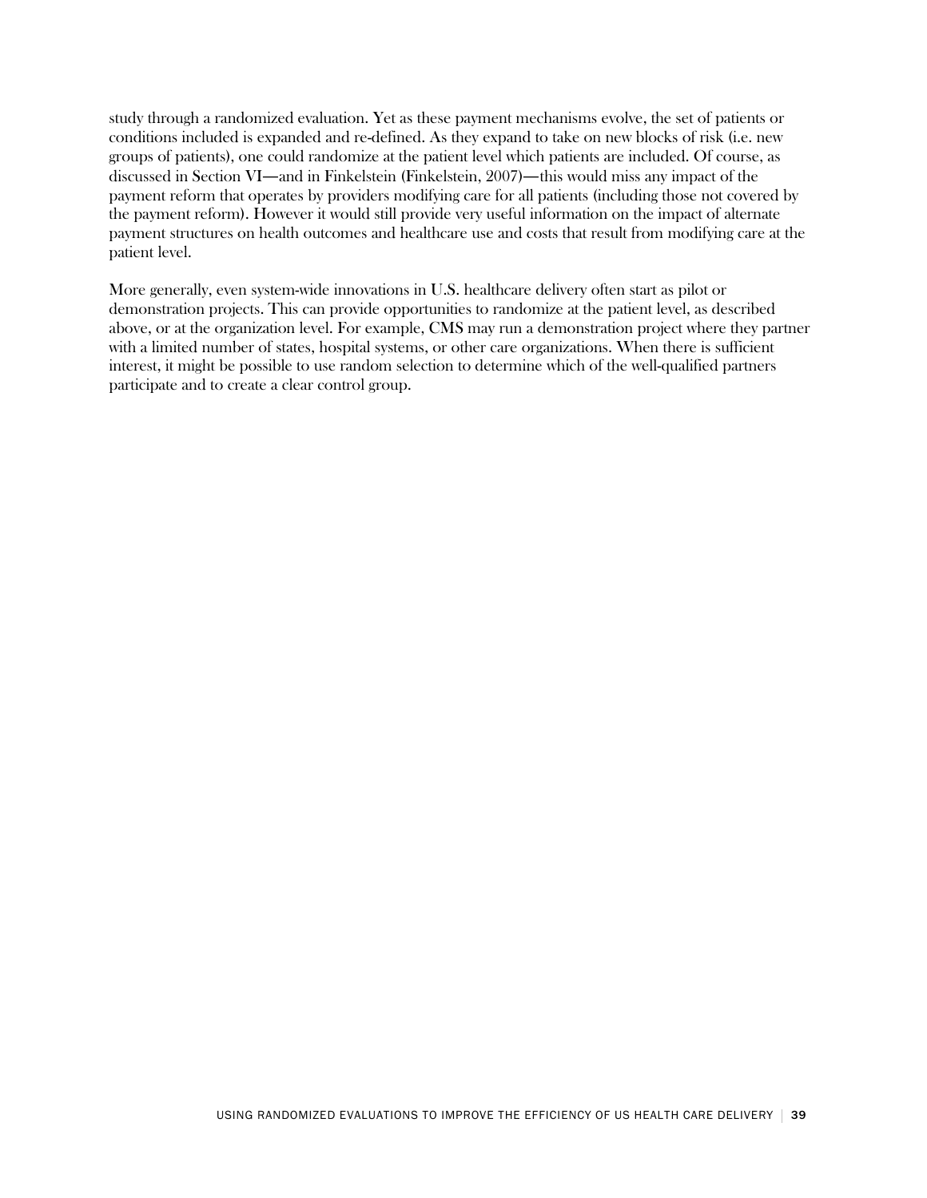study through a randomized evaluation. Yet as these payment mechanisms evolve, the set of patients or conditions included is expanded and re-defined. As they expand to take on new blocks of risk (i.e. new groups of patients), one could randomize at the patient level which patients are included. Of course, as discussed in Section VI—and in Finkelstein (Finkelstein, 2007)—this would miss any impact of the payment reform that operates by providers modifying care for all patients (including those not covered by the payment reform). However it would still provide very useful information on the impact of alternate payment structures on health outcomes and healthcare use and costs that result from modifying care at the patient level.

More generally, even system-wide innovations in U.S. healthcare delivery often start as pilot or demonstration projects. This can provide opportunities to randomize at the patient level, as described above, or at the organization level. For example, CMS may run a demonstration project where they partner with a limited number of states, hospital systems, or other care organizations. When there is sufficient interest, it might be possible to use random selection to determine which of the well-qualified partners participate and to create a clear control group.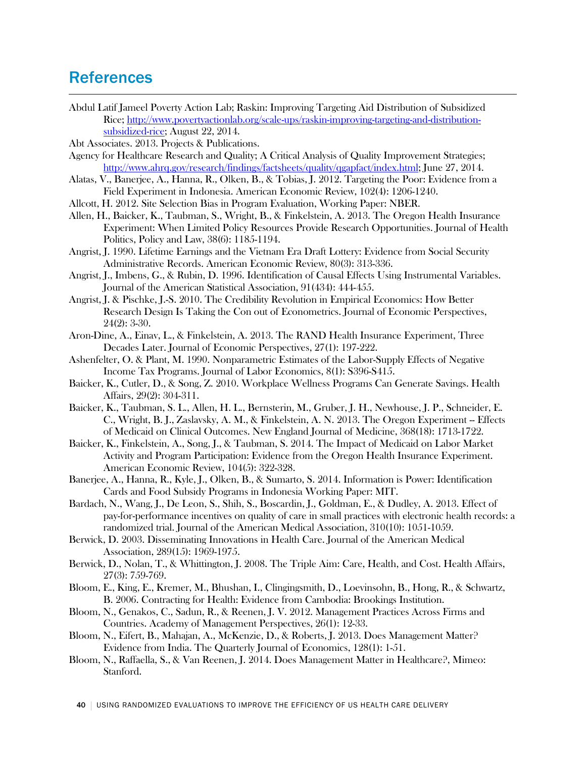## References

Abdul Latif Jameel Poverty Action Lab; Raskin: Improving Targeting Aid Distribution of Subsidized Rice; http://www.povertyactionlab.org/scale-ups/raskin-improving-targeting-and-distribution-subsidized-rice; August 22, 2014.

Abt Associates. 2013. Projects & Publications.

Agency for Healthcare Research and Quality; A Critical Analysis of Quality Improvement Strategies; http://www.ahrq.gov/research/findings/factsheets/quality/qgapfact/index.html; June 27, 2014.

Alatas, V., Banerjee, A., Hanna, R., Olken, B., & Tobias, J. 2012. Targeting the Poor: Evidence from a Field Experiment in Indonesia. American Economic Review, 102(4): 1206-1240.

Allcott, H. 2012. Site Selection Bias in Program Evaluation, Working Paper: NBER.

Allen, H., Baicker, K., Taubman, S., Wright, B., & Finkelstein, A. 2013. The Oregon Health Insurance Experiment: When Limited Policy Resources Provide Research Opportunities. Journal of Health Politics, Policy and Law, 38(6): 1183-1194.

Angrist, J. 1990. Lifetime Earnings and the Vietnam Era Draft Lottery: Evidence from Social Security Administrative Records. American Economic Review, 80(3): 313-336.

Angrist, J., Imbens, G., & Rubin, D. 1996. Identification of Causal Effects Using Instrumental Variables. Journal of the American Statistical Association, 91(434): 444-455.

Angrist, J. & Pischke, J.-S. 2010. The Credibility Revolution in Empirical Economics: How Better Research Design Is Taking the Con out of Econometrics. Journal of Economic Perspectives, 24(2): 3-30.

Aron-Dine, A., Einav, L., & Finkelstein, A. 2013. The RAND Health Insurance Experiment, Three Decades Later. Journal of Economic Perspectives, 27(1): 197-222.

Ashenfelter, O. & Plant, M. 1990. Nonparametric Estimates of the Labor-Supply Effects of Negative Income Tax Programs. Journal of Labor Economics, 8(1): S396-S415.

Baicker, K., Cutler, D., & Song, Z. 2010. Workplace Wellness Programs Can Generate Savings. Health Affairs, 29(2): 304-311.

Baicker, K., Taubman, S. L., Allen, H. L., Bernsterin, M., Gruber, J. H., Newhouse, J. P., Schneider, E. C., Wright, B. J., Zaslavsky, A. M., & Finkelstein, A. N. 2013. The Oregon Experiment -- Effects of Medicaid on Clinical Outcomes. New England Journal of Medicine, 368(18): 1713-1722.

Baicker, K., Finkelstein, A., Song, J., & Taubman, S. 2014. The Impact of Medicaid on Labor Market Activity and Program Participation: Evidence from the Oregon Health Insurance Experiment. American Economic Review, 104(5): 322-328.

Banerjee, A., Hanna, R., Kyle, J., Olken, B., & Sumarto, S. 2014. Information is Power: Identification Cards and Food Subsidy Programs in Indonesia Working Paper: MIT.

Bardach, N., Wang, J., De Leon, S., Shih, S., Boscardin, J., Goldman, E., & Dudley, A. 2013. Effect of pay-for-performance incentives on quality of care in small practices with electronic health records: a randomized trial. Journal of the American Medical Association, 310(10): 1051-1059.

Berwick, D. 2003. Disseminating Innovations in Health Care. Journal of the American Medical Association, 289(15): 1969-1975.

Berwick, D., Nolan, T., & Whittington, J. 2008. The Triple Aim: Care, Health, and Cost. Health Affairs, 27(3): 759-769.

Bloom, E., King, E., Kremer, M., Bhushan, I., Clingingsmith, D., Loevinsohn, B., Hong, R., & Schwartz, B. 2006. Contracting for Health: Evidence from Cambodia: Brookings Institution.

Bloom, N., Genakos, C., Sadun, R., & Reenen, J. V. 2012. Management Practices Across Firms and Countries. Academy of Management Perspectives, 26(1): 12-33.

Bloom, N., Eifert, B., Mahajan, A., McKenzie, D., & Roberts, J. 2013. Does Management Matter? Evidence from India. The Quarterly Journal of Economics, 128(1): 1-51.

Bloom, N., Raffaella, S., & Van Reenen, J. 2014. Does Management Matter in Healthcare?, Mimeo: Stanford.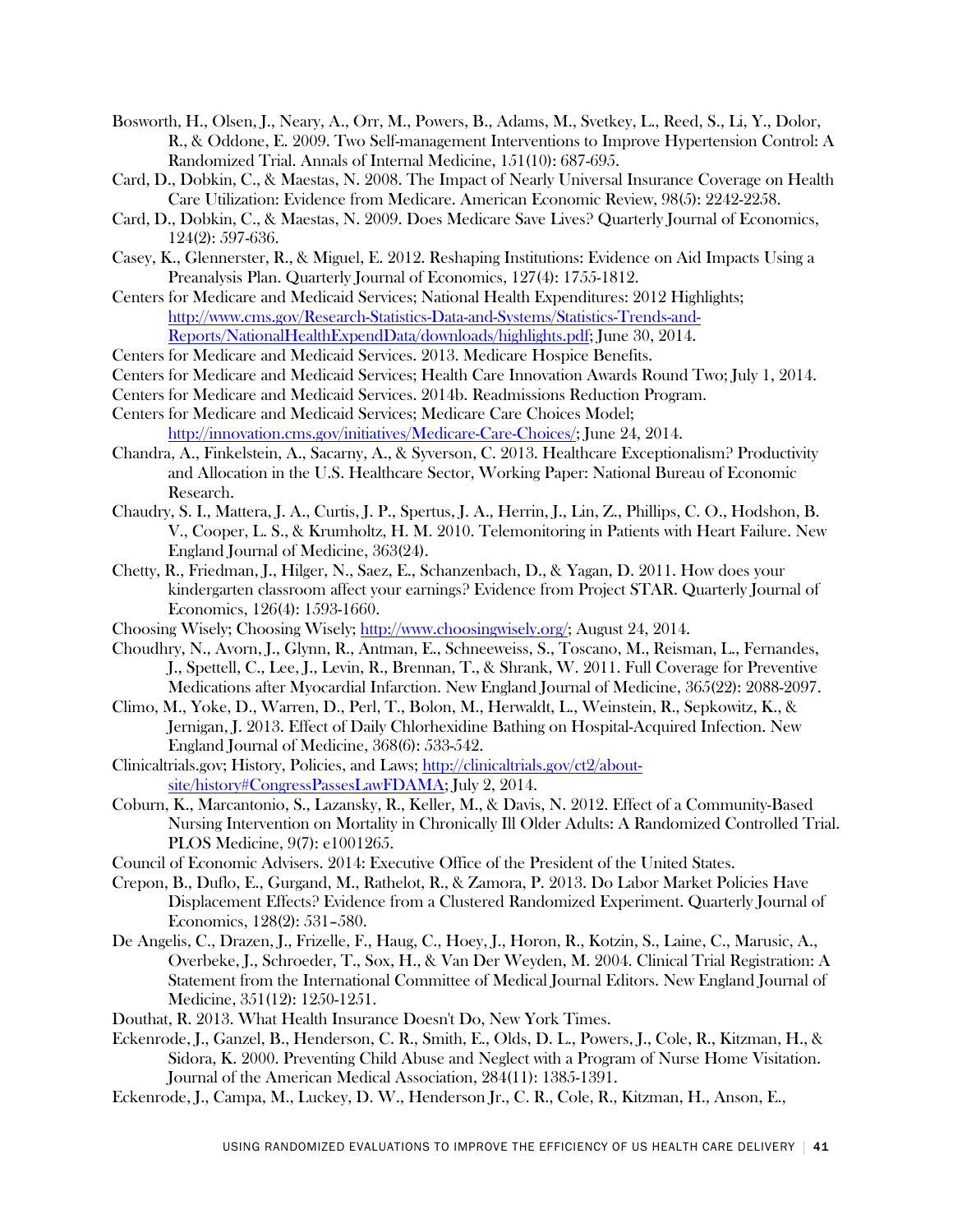Bosworth, H., Olsen, J., Neary, A., Orr, M., Powers, B., Adams, M., Svetkey, L., Reed, S., Li, Y., Dolor, R., & Oddone, E. 2009. Two Self-management Interventions to Improve Hypertension Control: A Randomized Trial. Annals of Internal Medicine, 151(10): 687-695.

Card, D., Dobkin, C., & Maestas, N. 2008. The Impact of Nearly Universal Insurance Coverage on Health Care Utilization: Evidence from Medicare. American Economic Review, 98(5): 2242-2258.

Card, D., Dobkin, C., & Maestas, N. 2009. Does Medicare Save Lives? Quarterly Journal of Economics, 124(2): 597-636.

Casey, K., Glennerster, R., & Miguel, E. 2012. Reshaping Institutions: Evidence on Aid Impacts Using a Preanalysis Plan. Quarterly Journal of Economics, 127(4): 1755-1812.

Centers for Medicare and Medicaid Services; National Health Expenditures: 2012 Highlights; [http://www.cms.gov/Research-Statistics-Data-and-Systems/Statistics-Trends-and-Reports/NationalHealthExpendData/downloads/highlights.pdf](http://www.cms.gov/Research-Statistics-Data-and-Systems/Statistics-Trends-and-Reports/NationalHealthExpendData/downloads/highlights.pdf); June 30, 2014.

Centers for Medicare and Medicaid Services. 2013. Medicare Hospice Benefits.

Centers for Medicare and Medicaid Services; Health Care Innovation Awards Round Two; July 1, 2014.

Centers for Medicare and Medicaid Services. 2014b. Readmissions Reduction Program.

Centers for Medicare and Medicaid Services; Medicare Care Choices Model; [http://innovation.cms.gov/initiatives/Medicare-Care-Choices/](http://innovation.cms.gov/initiatives/Medicare-Care-Choices/); June 24, 2014.

Chandra, A., Finkelstein, A., Sacarny, A., & Syverson, C. 2013. Healthcare Exceptionalism? Productivity and Allocation in the U.S. Healthcare Sector, Working Paper: National Bureau of Economic Research.

Chaudry, S. I., Mattera, J. A., Curtis, J. P., Spertus, J. A., Herrin, J., Lin, Z., Phillips, C. O., Hodshon, B. V., Cooper, L. S., & Krumholtz, H. M. 2010. Telemonitoring in Patients with Heart Failure. New England Journal of Medicine, 363(24).

Chetty, R., Friedman, J., Hilger, N., Saez, E., Schanzenbach, D., & Yagan, D. 2011. How does your kindergarten classroom affect your earnings? Evidence from Project STAR. Quarterly Journal of Economics, 126(4): 1593-1660.

Choosing Wisely; Choosing Wisely; [http://www.choosingwisely.org/](http://www.choosingwisely.org/); August 24, 2014.

Choudhry, N., Avorn, J., Glynn, R., Antman, E., Schneeweiss, S., Toscano, M., Reisman, L., Fernandes, J., Spettell, C., Lee, J., Levin, R., Brennan, T., & Shrank, W. 2011. Full Coverage for Preventive Medications after Myocardial Infarction. New England Journal of Medicine, 365(22): 2088-2097.

Climo, M., Yoke, D., Warren, D., Perl, T., Bolon, M., Herwaldt, L., Weinstein, R., Sepkowitz, K., & Jernigan, J. 2013. Effect of Daily Chlorhexidine Bathing on Hospital-Acquired Infection. New England Journal of Medicine, 368(6): 533-542.

Clinicaltrials.gov; History, Policies, and Laws; [http://clinicaltrials.gov/ct2/about-site/history#CongressPassesLawFDAMA](http://clinicaltrials.gov/ct2/about-site/history#CongressPassesLawFDAMA); July 2, 2014.

Coburn, K., Marcantonio, S., Lazansky, R., Keller, M., & Davis, N. 2012. Effect of a Community-Based Nursing Intervention on Mortality in Chronically Ill Older Adults: A Randomized Controlled Trial. PLOS Medicine, 9(7): e1001265.

Council of Economic Advisers. 2014: Executive Office of the President of the United States.

Crepon, B., Duflo, E., Gurgand, M., Rathelot, R., & Zamora, P. 2013. Do Labor Market Policies Have Displacement Effects? Evidence from a Clustered Randomized Experiment. Quarterly Journal of Economics, 128(2): 531–580.

De Angelis, C., Drazen, J., Frizelle, F., Haug, C., Hoey, J., Horon, R., Kotzin, S., Laine, C., Marusic, A., Overbeke, J., Schroeder, T., Sox, H., & Van Der Weyden, M. 2004. Clinical Trial Registration: A Statement from the International Committee of Medical Journal Editors. New England Journal of Medicine, 351(12): 1250-1251.

Douthat, R. 2013. What Health Insurance Doesn't Do, New York Times.

Eckenrode, J., Ganzel, B., Henderson, C. R., Smith, E., Olds, D. L., Powers, J., Cole, R., Kitzman, H., & Sidora, K. 2000. Preventing Child Abuse and Neglect with a Program of Nurse Home Visitation. Journal of the American Medical Association, 284(11): 1385-1391.

Eckenrode, J., Campa, M., Luckey, D. W., Henderson Jr., C. R., Cole, R., Kitzman, H., Anson, E.,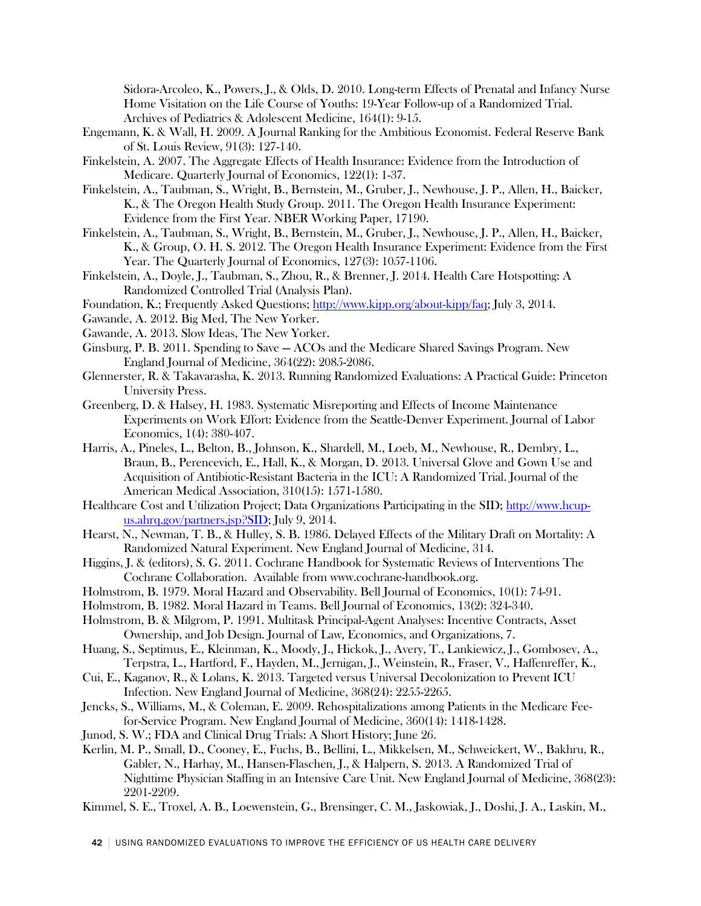Sidora-Arcoleo, K., Powers, J., & Olds, D. 2010. Long-term Effects of Prenatal and Infancy Nurse Home Visitation on the Life Course of Youths: 19-Year Follow-up of a Randomized Trial. Archives of Pediatrics & Adolescent Medicine, 164(1): 9-15.

Engemann, K. & Wall, H. 2009. A Journal Ranking for the Ambitious Economist. Federal Reserve Bank of St. Louis Review, 91(3): 127-140.

Finkelstein, A. 2007. The Aggregate Effects of Health Insurance: Evidence from the Introduction of Medicare. Quarterly Journal of Economics, 122(1): 1-37.

Finkelstein, A., Taubman, S., Wright, B., Bernstein, M., Gruber, J., Newhouse, J. P., Allen, H., Baicker, K., & The Oregon Health Study Group. 2011. The Oregon Health Insurance Experiment: Evidence from the First Year. NBER Working Paper, 17190.

Finkelstein, A., Taubman, S., Wright, B., Bernstein, M., Gruber, J., Newhouse, J. P., Allen, H., Baicker, K., & Group, O. H. S. 2012. The Oregon Health Insurance Experiment: Evidence from the First Year. The Quarterly Journal of Economics, 127(3): 1057-1106.

Finkelstein, A., Doyle, J., Taubman, S., Zhou, R., & Brenner, J. 2014. Health Care Hotspotting: A Randomized Controlled Trial (Analysis Plan).

Foundation, K.; Frequently Asked Questions; http://www.kipp.org/about-kipp/faq; July 3, 2014.

Gawande, A. 2012. Big Med, The New Yorker.

Gawande, A. 2013. Slow Ideas, The New Yorker.

Ginsburg, P. B. 2011. Spending to Save — ACOs and the Medicare Shared Savings Program. New England Journal of Medicine, 364(22): 2085-2086.

Glennerster, R. & Takavarasha, K. 2013. Running Randomized Evaluations: A Practical Guide: Princeton University Press.

Greenberg, D. & Halsey, H. 1983. Systematic Misreporting and Effects of Income Maintenance Experiments on Work Effort: Evidence from the Seattle-Denver Experiment. Journal of Labor Economics, 1(4): 380-407.

Harris, A., Pineles, L., Belton, B., Johnson, K., Shardell, M., Loeb, M., Newhouse, R., Dembry, L., Braun, B., Perencevich, E., Hall, K., & Morgan, D. 2013. Universal Glove and Gown Use and Acquisition of Antibiotic-Resistant Bacteria in the ICU: A Randomized Trial. Journal of the American Medical Association, 310(15): 1571-1580.

Healthcare Cost and Utilization Project; Data Organizations Participating in the SID; http://www.hcup-us.ahrq.gov/partners.jsp?SID; July 9, 2014.

Hearst, N., Newman, T. B., & Hulley, S. B. 1986. Delayed Effects of the Military Draft on Mortality: A Randomized Natural Experiment. New England Journal of Medicine, 314.

Higgins, J. & (editors), S. G. 2011. Cochrane Handbook for Systematic Reviews of Interventions The Cochrane Collaboration. Available from www.cochrane-handbook.org.

Holmstrom, B. 1979. Moral Hazard and Observability. Bell Journal of Economics, 10(1): 74-91.

Holmstrom, B. 1982. Moral Hazard in Teams. Bell Journal of Economics, 13(2): 324-340.

Holmstrom, B. & Milgrom, P. 1991. Multitask Principal-Agent Analyses: Incentive Contracts, Asset Ownership, and Job Design. Journal of Law, Economics, and Organizations, 7.

Huang, S., Septimus, E., Kleinman, K., Moody, J., Hickok, J., Avery, T., Lankiewicz, J., Gombosev, A., Terpstra, L., Hartford, F., Hayden, M., Jernigan, J., Weinstein, R., Fraser, V., Haffenreffer, K., Cui, E., Kaganov, R., & Lolans, K. 2013. Targeted versus Universal Decolonization to Prevent ICU Infection. New England Journal of Medicine, 368(24): 2255-2265.

Jencks, S., Williams, M., & Coleman, E. 2009. Rehospitalizations among Patients in the Medicare Fee-for-Service Program. New England Journal of Medicine, 360(14): 1418-1428.

Junod, S. W.; FDA and Clinical Drug Trials: A Short History; June 26.

Kerlin, M. P., Small, D., Cooney, E., Fuchs, B., Bellini, L., Mikkelsen, M., Schweickert, W., Bakhru, R., Gabler, N., Harhay, M., Hansen-Flaschen, J., & Halpern, S. 2013. A Randomized Trial of Nighttime Physician Staffing in an Intensive Care Unit. New England Journal of Medicine, 368(23): 2201-2209.

Kimmel, S. E., Troxel, A. B., Loewenstein, G., Brensinger, C. M., Jaskowiak, J., Doshi, J. A., Laskin, M.,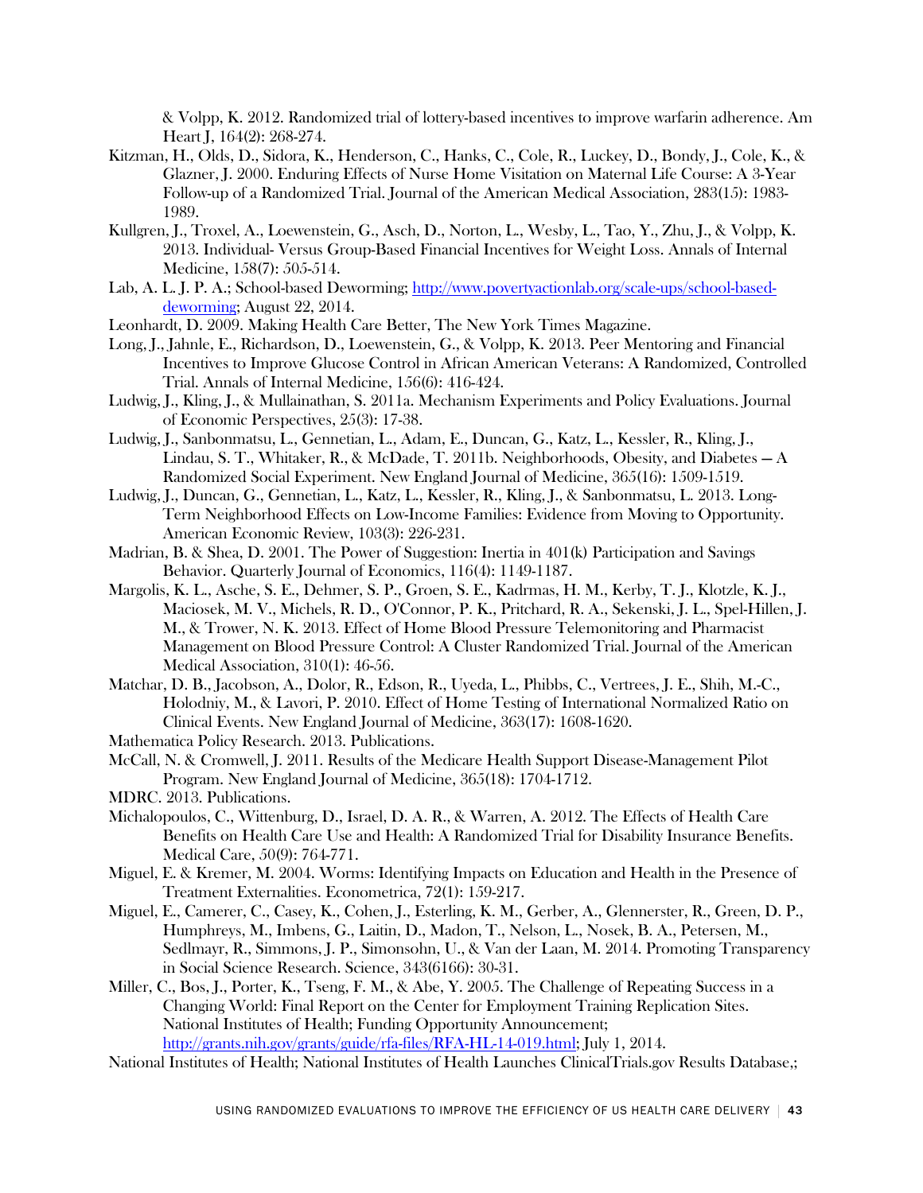& Volpp, K. 2012. Randomized trial of lottery-based incentives to improve warfarin adherence. Am Heart J, 164(2): 268-274.

Kitzman, H., Olds, D., Sidora, K., Henderson, C., Hanks, C., Cole, R., Luckey, D., Bondy, J., Cole, K., & Glazner, J. 2000. Enduring Effects of Nurse Home Visitation on Maternal Life Course: A 3-Year Follow-up of a Randomized Trial. Journal of the American Medical Association, 283(15): 1983-1989.

Kullgren, J., Troxel, A., Loewenstein, G., Asch, D., Norton, L., Wesby, L., Tao, Y., Zhu, J., & Volpp, K. 2013. Individual- Versus Group-Based Financial Incentives for Weight Loss. Annals of Internal Medicine, 158(7): 505-514.

Lab, A. L. J. P. A.; School-based Deworming; [http://www.povertyactionlab.org/scale-ups/school-based-deworming](http://www.povertyactionlab.org/scale-ups/school-based-deworming); August 22, 2014.

Leonhardt, D. 2009. Making Health Care Better, The New York Times Magazine.

Long, J., Jahnle, E., Richardson, D., Loewenstein, G., & Volpp, K. 2013. Peer Mentoring and Financial Incentives to Improve Glucose Control in African American Veterans: A Randomized, Controlled Trial. Annals of Internal Medicine, 156(6): 416-424.

Ludwig, J., Kling, J., & Mullainathan, S. 2011a. Mechanism Experiments and Policy Evaluations. Journal of Economic Perspectives, 25(3): 17-38.

Ludwig, J., Sanbonmatsu, L., Gennetian, L., Adam, E., Duncan, G., Katz, L., Kessler, R., Kling, J., Lindau, S. T., Whitaker, R., & McDade, T. 2011b. Neighborhoods, Obesity, and Diabetes — A Randomized Social Experiment. New England Journal of Medicine, 365(16): 1509-1519.

Ludwig, J., Duncan, G., Gennetian, L., Katz, L., Kessler, R., Kling, J., & Sanbonmatsu, L. 2013. Long-Term Neighborhood Effects on Low-Income Families: Evidence from Moving to Opportunity. American Economic Review, 103(3): 226-231.

Madrian, B. & Shea, D. 2001. The Power of Suggestion: Inertia in 401(k) Participation and Savings Behavior. Quarterly Journal of Economics, 116(4): 1149-1187.

Margolis, K. L., Asche, S. E., Dehmer, S. P., Groen, S. E., Kadrmas, H. M., Kerby, T. J., Klotzle, K. J., Maciosek, M. V., Michels, R. D., O'Connor, P. K., Pritchard, R. A., Sekenski, J. L., Spel-Hillen, J. M., & Trower, N. K. 2013. Effect of Home Blood Pressure Telemonitoring and Pharmacist Management on Blood Pressure Control: A Cluster Randomized Trial. Journal of the American Medical Association, 310(1): 46-56.

Matchar, D. B., Jacobson, A., Dolor, R., Edson, R., Uyeda, L., Phibbs, C., Vertrees, J. E., Shih, M.-C., Holodniy, M., & Lavori, P. 2010. Effect of Home Testing of International Normalized Ratio on Clinical Events. New England Journal of Medicine, 363(17): 1608-1620.

Mathematica Policy Research. 2013. Publications.

McCall, N. & Cromwell, J. 2011. Results of the Medicare Health Support Disease-Management Pilot Program. New England Journal of Medicine, 365(18): 1704-1712.

MDRC. 2013. Publications.

Michalopoulos, C., Wittenburg, D., Israel, D. A. R., & Warren, A. 2012. The Effects of Health Care Benefits on Health Care Use and Health: A Randomized Trial for Disability Insurance Benefits. Medical Care, 50(9): 764-771.

Miguel, E. & Kremer, M. 2004. Worms: Identifying Impacts on Education and Health in the Presence of Treatment Externalities. Econometrica, 72(1): 159-217.

Miguel, E., Camerer, C., Casey, K., Cohen, J., Esterling, K. M., Gerber, A., Glennerster, R., Green, D. P., Humphreys, M., Imbens, G., Laitin, D., Madon, T., Nelson, L., Nosek, B. A., Petersen, M., Sedlmayr, R., Simmons, J. P., Simonsohn, U., & Van der Laan, M. 2014. Promoting Transparency in Social Science Research. Science, 343(6166): 30-31.

Miller, C., Bos, J., Porter, K., Tseng, F. M., & Abe, Y. 2005. The Challenge of Repeating Success in a Changing World: Final Report on the Center for Employment Training Replication Sites. National Institutes of Health; Funding Opportunity Announcement; [http://grants.nih.gov/grants/guide/rfa-files/RFA-HL-14-019.html](http://grants.nih.gov/grants/guide/rfa-files/RFA-HL-14-019.html); July 1, 2014.

National Institutes of Health; National Institutes of Health Launches ClinicalTrials.gov Results Database,;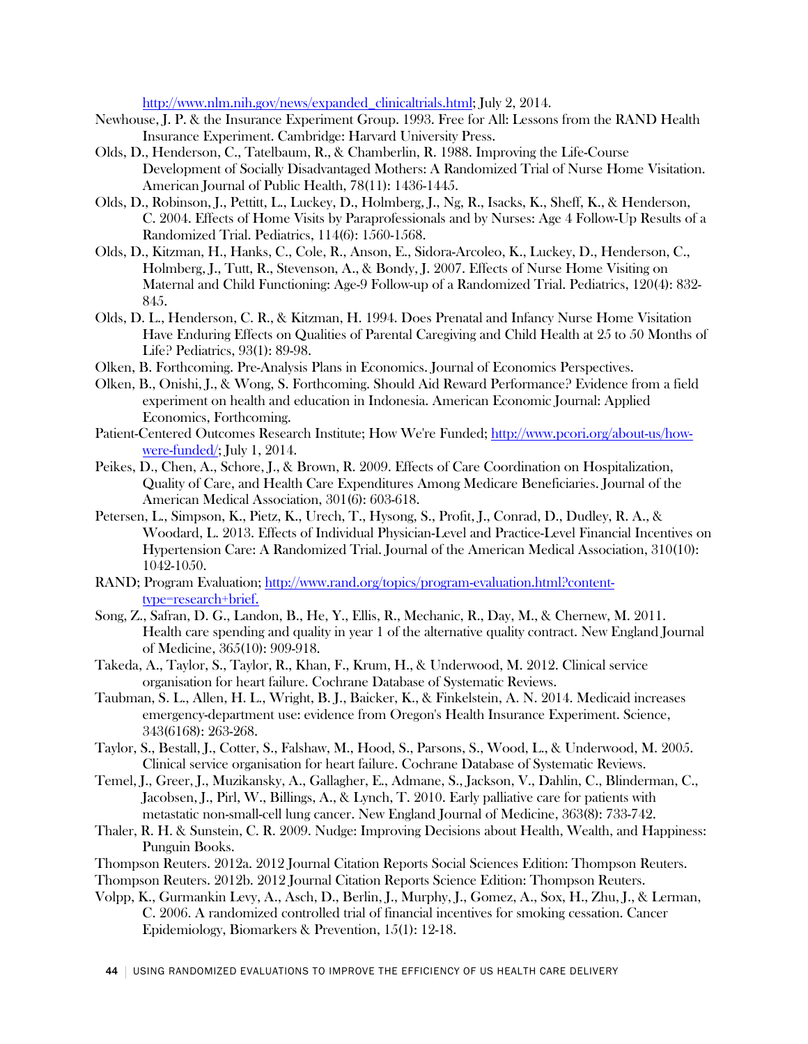http://www.nlm.nih.gov/news/expanded_clinicaltrials.html; July 2, 2014.

Newhouse, J. P. & the Insurance Experiment Group. 1993. Free for All: Lessons from the RAND Health Insurance Experiment. Cambridge: Harvard University Press.

Olds, D., Henderson, C., Tatelbaum, R., & Chamberlin, R. 1988. Improving the Life-Course Development of Socially Disadvantaged Mothers: A Randomized Trial of Nurse Home Visitation. American Journal of Public Health, 78(11): 1436-1445.

Olds, D., Robinson, J., Pettitt, L., Luckey, D., Holmberg, J., Ng, R., Isacks, K., Sheff, K., & Henderson, C. 2004. Effects of Home Visits by Paraprofessionals and by Nurses: Age 4 Follow-Up Results of a Randomized Trial. Pediatrics, 114(6): 1560-1568.

Olds, D., Kitzman, H., Hanks, C., Cole, R., Anson, E., Sidora-Arcoleo, K., Luckey, D., Henderson, C., Holmberg, J., Tutt, R., Stevenson, A., & Bondy, J. 2007. Effects of Nurse Home Visiting on Maternal and Child Functioning: Age-9 Follow-up of a Randomized Trial. Pediatrics, 120(4): 832-845.

Olds, D. L., Henderson, C. R., & Kitzman, H. 1994. Does Prenatal and Infancy Nurse Home Visitation Have Enduring Effects on Qualities of Parental Caregiving and Child Health at 25 to 50 Months of Life? Pediatrics, 93(1): 89-98.

Olken, B. Forthcoming. Pre-Analysis Plans in Economics. Journal of Economics Perspectives.

Olken, B., Onishi, J., & Wong, S. Forthcoming. Should Aid Reward Performance? Evidence from a field experiment on health and education in Indonesia. American Economic Journal: Applied Economics, Forthcoming.

Patient-Centered Outcomes Research Institute; How We're Funded; http://www.pcori.org/about-us/how-were-funded/; July 1, 2014.

Peikes, D., Chen, A., Schore, J., & Brown, R. 2009. Effects of Care Coordination on Hospitalization, Quality of Care, and Health Care Expenditures Among Medicare Beneficiaries. Journal of the American Medical Association, 301(6): 603-618.

Petersen, L., Simpson, K., Pietz, K., Urech, T., Hysong, S., Profit, J., Conrad, D., Dudley, R. A., & Woodard, L. 2013. Effects of Individual Physician-Level and Practice-Level Financial Incentives on Hypertension Care: A Randomized Trial. Journal of the American Medical Association, 310(10): 1042-1050.

RAND; Program Evaluation; http://www.rand.org/topics/program-evaluation.html?content-type=research+brief.

Song, Z., Safran, D. G., Landon, B., He, Y., Ellis, R., Mechanic, R., Day, M., & Chernew, M. 2011. Health care spending and quality in year 1 of the alternative quality contract. New England Journal of Medicine, 365(10): 909-918.

Takeda, A., Taylor, S., Taylor, R., Khan, F., Krum, H., & Underwood, M. 2012. Clinical service organisation for heart failure. Cochrane Database of Systematic Reviews.

Taubman, S. L., Allen, H. L., Wright, B. J., Baicker, K., & Finkelstein, A. N. 2014. Medicaid increases emergency-department use: evidence from Oregon's Health Insurance Experiment. Science, 343(6168): 263-268.

Taylor, S., Bestall, J., Cotter, S., Falshaw, M., Hood, S., Parsons, S., Wood, L., & Underwood, M. 2005. Clinical service organisation for heart failure. Cochrane Database of Systematic Reviews.

Temel, J., Greer, J., Muzikansky, A., Gallagher, E., Admane, S., Jackson, V., Dahlin, C., Blinderman, C., Jacobsen, J., Pirl, W., Billings, A., & Lynch, T. 2010. Early palliative care for patients with metastatic non-small-cell lung cancer. New England Journal of Medicine, 363(8): 733-742.

Thaler, R. H. & Sunstein, C. R. 2009. Nudge: Improving Decisions about Health, Wealth, and Happiness: Punguin Books.

Thompson Reuters. 2012a. 2012 Journal Citation Reports Social Sciences Edition: Thompson Reuters.

Thompson Reuters. 2012b. 2012 Journal Citation Reports Science Edition: Thompson Reuters.

Volpp, K., Gurmankin Levy, A., Asch, D., Berlin, J., Murphy, J., Gomez, A., Sox, H., Zhu, J., & Lerman, C. 2006. A randomized controlled trial of financial incentives for smoking cessation. Cancer Epidemiology, Biomarkers & Prevention, 15(1): 12-18.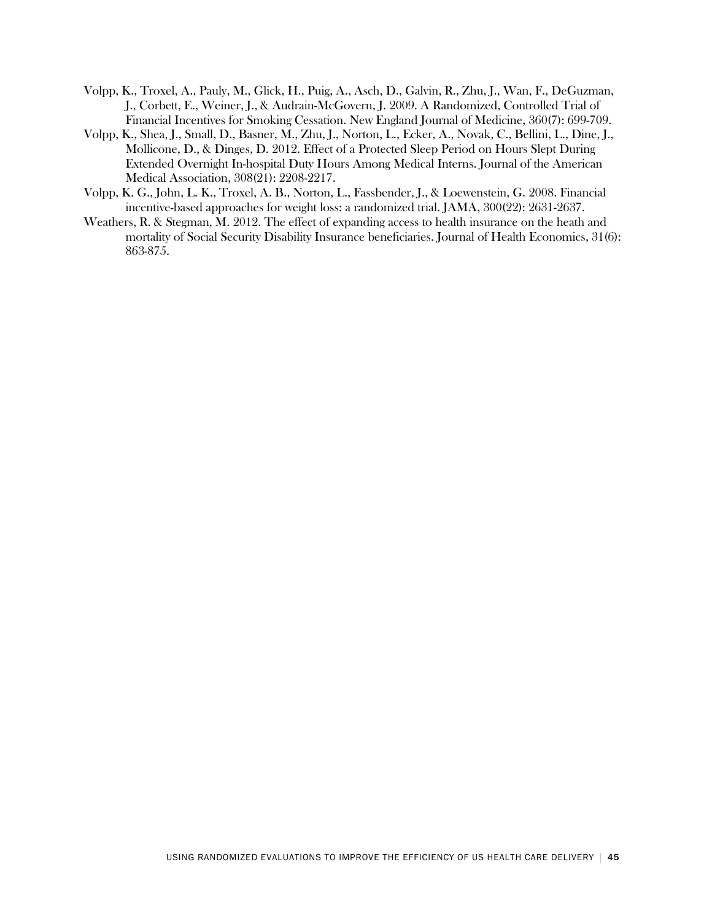Volpp, K., Troxel, A., Pauly, M., Glick, H., Puig, A., Asch, D., Galvin, R., Zhu, J., Wan, F., DeGuzman, J., Corbett, E., Weiner, J., & Audrain-McGovern, J. 2009. A Randomized, Controlled Trial of Financial Incentives for Smoking Cessation. New England Journal of Medicine, 360(7): 699-709.

Volpp, K., Shea, J., Small, D., Basner, M., Zhu, J., Norton, L., Ecker, A., Novak, C., Bellini, L., Dine, J., Mollicone, D., & Dinges, D. 2012. Effect of a Protected Sleep Period on Hours Slept During Extended Overnight In-hospital Duty Hours Among Medical Interns. Journal of the American Medical Association, 308(21): 2208-2217.

Volpp, K. G., John, L. K., Troxel, A. B., Norton, L., Fassbender, J., & Loewenstein, G. 2008. Financial incentive-based approaches for weight loss: a randomized trial. JAMA, 300(22): 2631-2637.

Weathers, R. & Stegman, M. 2012. The effect of expanding access to health insurance on the heath and mortality of Social Security Disability Insurance beneficiaries. Journal of Health Economics, 31(6): 863-875.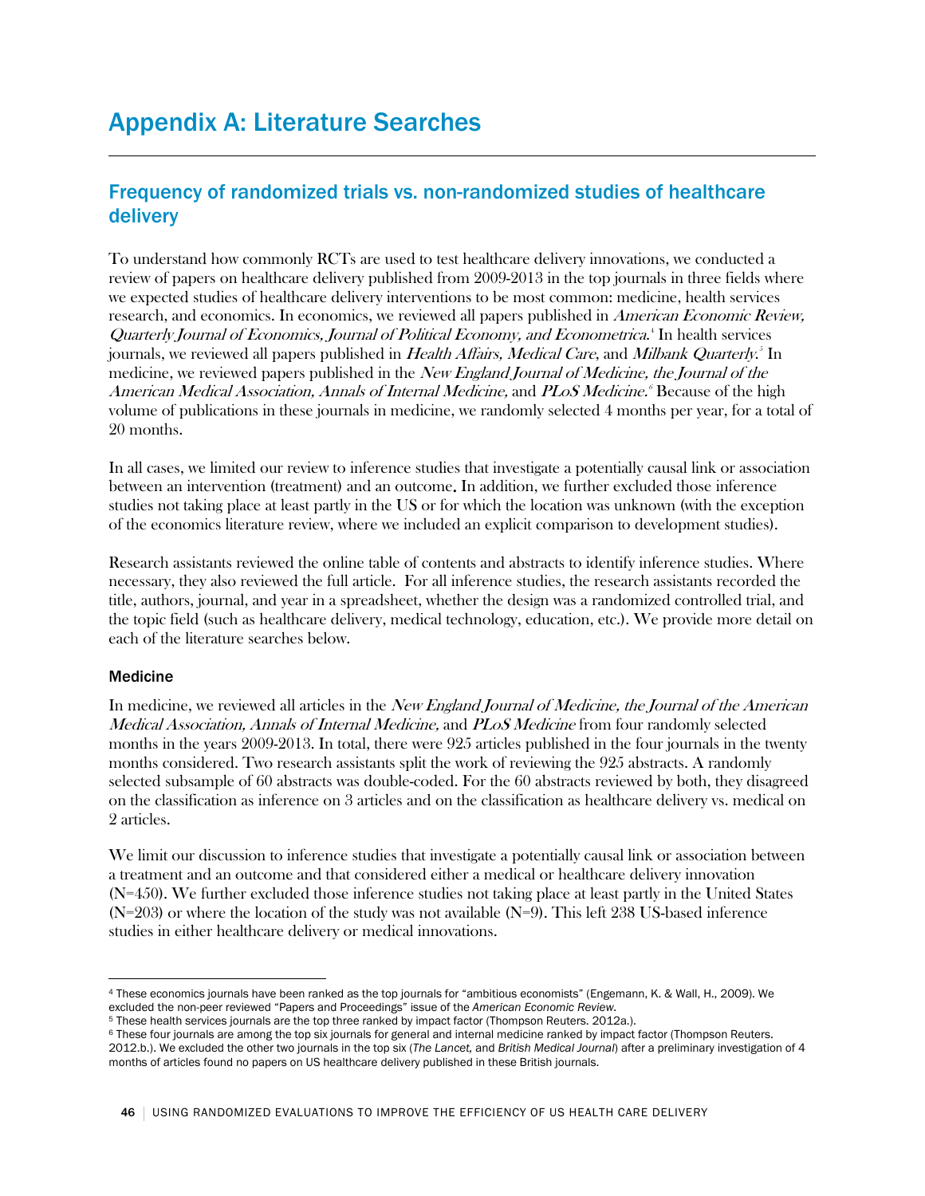# Appendix A: Literature Searches

## Frequency of randomized trials vs. non-randomized studies of healthcare delivery

To understand how commonly RCTs are used to test healthcare delivery innovations, we conducted a review of papers on healthcare delivery published from 2009-2013 in the top journals in three fields where we expected studies of healthcare delivery interventions to be most common: medicine, health services research, and economics. In economics, we reviewed all papers published in *American Economic Review, Quarterly Journal of Economics, Journal of Political Economy, and Econometrica.*[4] In health services journals, we reviewed all papers published in *Health Affairs, Medical Care*, and *Milbank Quarterly.*[5] In medicine, we reviewed papers published in the *New England Journal of Medicine, the Journal of the American Medical Association, Annals of Internal Medicine,* and *PLoS Medicine.*[6] Because of the high volume of publications in these journals in medicine, we randomly selected 4 months per year, for a total of 20 months.

In all cases, we limited our review to inference studies that investigate a potentially causal link or association between an intervention (treatment) and an outcome. In addition, we further excluded those inference studies not taking place at least partly in the US or for which the location was unknown (with the exception of the economics literature review, where we included an explicit comparison to development studies).

Research assistants reviewed the online table of contents and abstracts to identify inference studies. Where necessary, they also reviewed the full article. For all inference studies, the research assistants recorded the title, authors, journal, and year in a spreadsheet, whether the design was a randomized controlled trial, and the topic field (such as healthcare delivery, medical technology, education, etc.). We provide more detail on each of the literature searches below.

### Medicine

In medicine, we reviewed all articles in the *New England Journal of Medicine, the Journal of the American Medical Association, Annals of Internal Medicine,* and *PLoS Medicine* from four randomly selected months in the years 2009-2013. In total, there were 925 articles published in the four journals in the twenty months considered. Two research assistants split the work of reviewing the 925 abstracts. A randomly selected subsample of 60 abstracts was double-coded. For the 60 abstracts reviewed by both, they disagreed on the classification as inference on 3 articles and on the classification as healthcare delivery vs. medical on 2 articles.

We limit our discussion to inference studies that investigate a potentially causal link or association between a treatment and an outcome and that considered either a medical or healthcare delivery innovation (N=450). We further excluded those inference studies not taking place at least partly in the United States (N=203) or where the location of the study was not available (N=9). This left 238 US-based inference studies in either healthcare delivery or medical innovations.

---

[4] These economics journals have been ranked as the top journals for "ambitious economists" (Engemann, K. & Wall, H., 2009). We excluded the non-peer reviewed "Papers and Proceedings" issue of the *American Economic Review.*

[5] These health services journals are the top three ranked by impact factor (Thompson Reuters. 2012a.).

[6] These four journals are among the top six journals for general and internal medicine ranked by impact factor (Thompson Reuters. 2012.b.). We excluded the other two journals in the top six (*The Lancet,* and *British Medical Journal*) after a preliminary investigation of 4 months of articles found no papers on US healthcare delivery published in these British journals.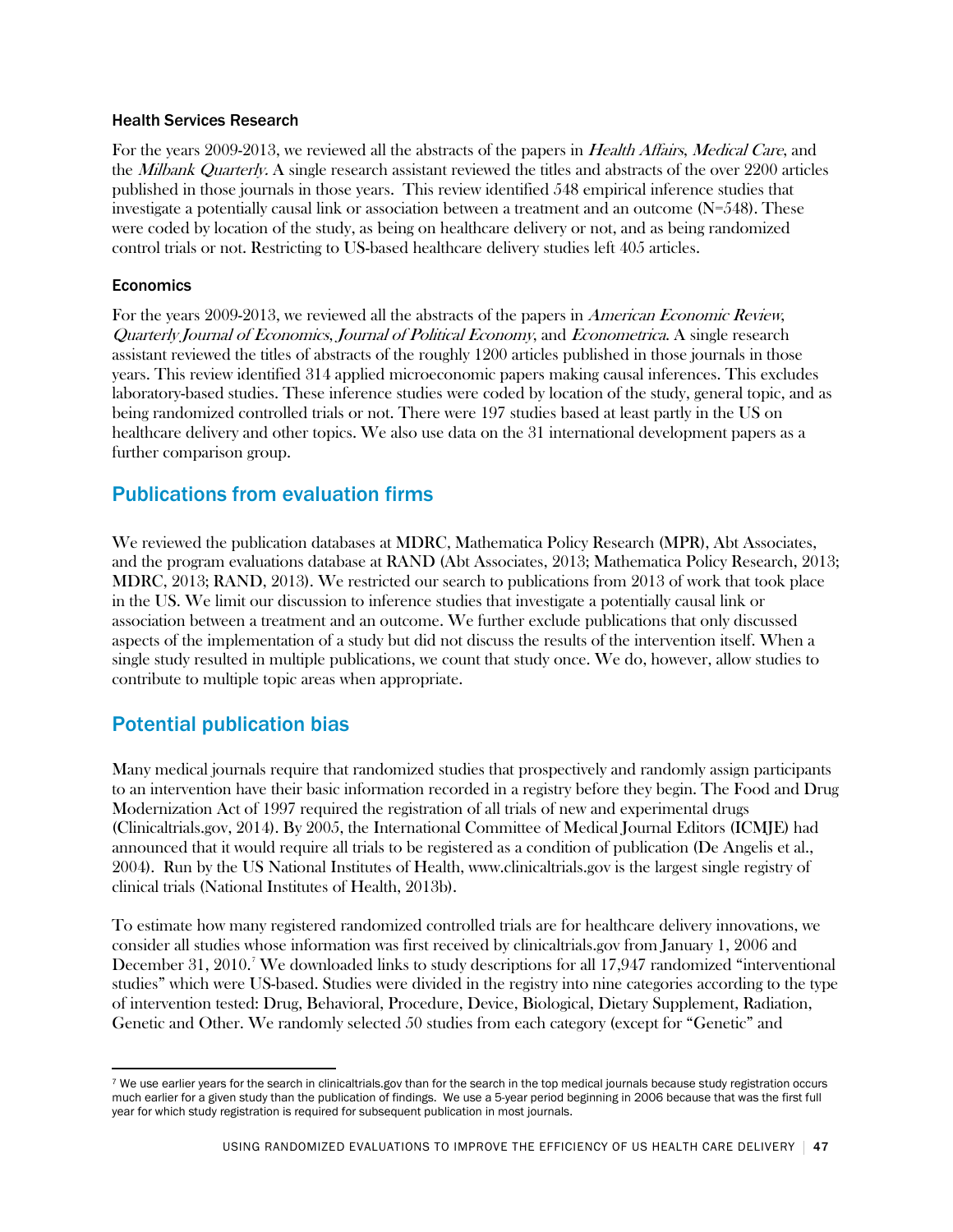### Health Services Research

For the years 2009-2013, we reviewed all the abstracts of the papers in *Health Affairs*, *Medical Care*, and the *Milbank Quarterly*. A single research assistant reviewed the titles and abstracts of the over 2200 articles published in those journals in those years. This review identified 548 empirical inference studies that investigate a potentially causal link or association between a treatment and an outcome (N=548). These were coded by location of the study, as being on healthcare delivery or not, and as being randomized control trials or not. Restricting to US-based healthcare delivery studies left 405 articles.

### Economics

For the years 2009-2013, we reviewed all the abstracts of the papers in *American Economic Review*, *Quarterly Journal of Economics*, *Journal of Political Economy*, and *Econometrica*. A single research assistant reviewed the titles of abstracts of the roughly 1200 articles published in those journals in those years. This review identified 314 applied microeconomic papers making causal inferences. This excludes laboratory-based studies. These inference studies were coded by location of the study, general topic, and as being randomized controlled trials or not. There were 197 studies based at least partly in the US on healthcare delivery and other topics. We also use data on the 31 international development papers as a further comparison group.

## Publications from evaluation firms

We reviewed the publication databases at MDRC, Mathematica Policy Research (MPR), Abt Associates, and the program evaluations database at RAND (Abt Associates, 2013; Mathematica Policy Research, 2013; MDRC, 2013; RAND, 2013). We restricted our search to publications from 2013 of work that took place in the US. We limit our discussion to inference studies that investigate a potentially causal link or association between a treatment and an outcome. We further exclude publications that only discussed aspects of the implementation of a study but did not discuss the results of the intervention itself. When a single study resulted in multiple publications, we count that study once. We do, however, allow studies to contribute to multiple topic areas when appropriate.

## Potential publication bias

Many medical journals require that randomized studies that prospectively and randomly assign participants to an intervention have their basic information recorded in a registry before they begin. The Food and Drug Modernization Act of 1997 required the registration of all trials of new and experimental drugs (Clinicaltrials.gov, 2014). By 2005, the International Committee of Medical Journal Editors (ICMJE) had announced that it would require all trials to be registered as a condition of publication (De Angelis et al., 2004). Run by the US National Institutes of Health, www.clinicaltrials.gov is the largest single registry of clinical trials (National Institutes of Health, 2013b).

To estimate how many registered randomized controlled trials are for healthcare delivery innovations, we consider all studies whose information was first received by clinicaltrials.gov from January 1, 2006 and December 31, 2010.[7] We downloaded links to study descriptions for all 17,947 randomized "interventional studies" which were US-based. Studies were divided in the registry into nine categories according to the type of intervention tested: Drug, Behavioral, Procedure, Device, Biological, Dietary Supplement, Radiation, Genetic and Other. We randomly selected 50 studies from each category (except for "Genetic" and

---

[7] We use earlier years for the search in clinicaltrials.gov than for the search in the top medical journals because study registration occurs much earlier for a given study than the publication of findings. We use a 5-year period beginning in 2006 because that was the first full year for which study registration is required for subsequent publication in most journals.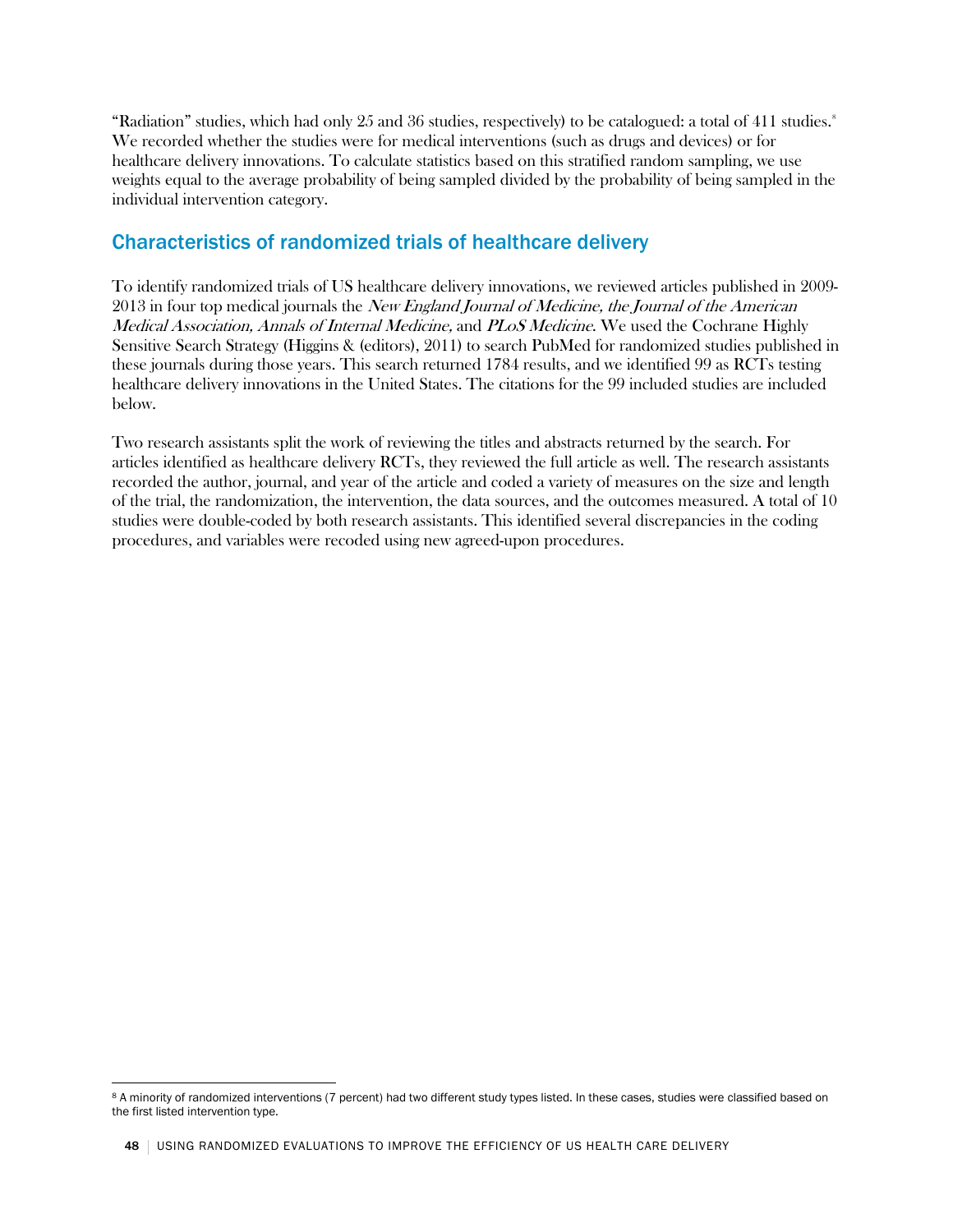"Radiation" studies, which had only 25 and 36 studies, respectively) to be catalogued: a total of 411 studies.[8] We recorded whether the studies were for medical interventions (such as drugs and devices) or for healthcare delivery innovations. To calculate statistics based on this stratified random sampling, we use weights equal to the average probability of being sampled divided by the probability of being sampled in the individual intervention category.

## Characteristics of randomized trials of healthcare delivery

To identify randomized trials of US healthcare delivery innovations, we reviewed articles published in 2009-2013 in four top medical journals the *New England Journal of Medicine, the Journal of the American Medical Association, Annals of Internal Medicine,* and *PLoS Medicine*. We used the Cochrane Highly Sensitive Search Strategy (Higgins & (editors), 2011) to search PubMed for randomized studies published in these journals during those years. This search returned 1784 results, and we identified 99 as RCTs testing healthcare delivery innovations in the United States. The citations for the 99 included studies are included below.

Two research assistants split the work of reviewing the titles and abstracts returned by the search. For articles identified as healthcare delivery RCTs, they reviewed the full article as well. The research assistants recorded the author, journal, and year of the article and coded a variety of measures on the size and length of the trial, the randomization, the intervention, the data sources, and the outcomes measured. A total of 10 studies were double-coded by both research assistants. This identified several discrepancies in the coding procedures, and variables were recoded using new agreed-upon procedures.

---

[8] A minority of randomized interventions (7 percent) had two different study types listed. In these cases, studies were classified based on the first listed intervention type.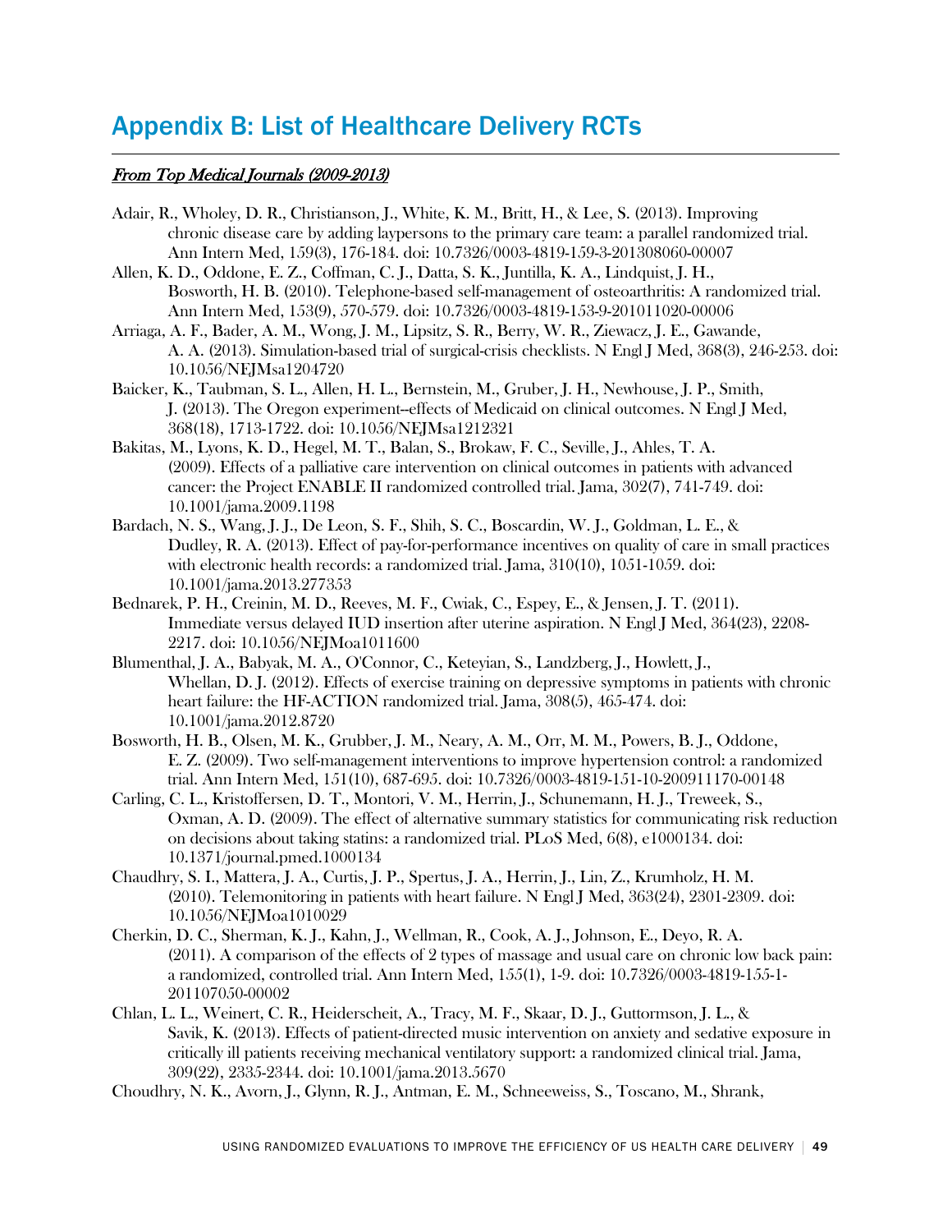# Appendix B: List of Healthcare Delivery RCTs

***From Top Medical Journals (2009-2013)***

Adair, R., Wholey, D. R., Christianson, J., White, K. M., Britt, H., & Lee, S. (2013). Improving chronic disease care by adding laypersons to the primary care team: a parallel randomized trial. Ann Intern Med, 159(3), 176-184. doi: 10.7326/0003-4819-159-3-201308060-00007

Allen, K. D., Oddone, E. Z., Coffman, C. J., Datta, S. K., Juntilla, K. A., Lindquist, J. H., Bosworth, H. B. (2010). Telephone-based self-management of osteoarthritis: A randomized trial. Ann Intern Med, 153(9), 570-579. doi: 10.7326/0003-4819-153-9-201011020-00006

Arriaga, A. F., Bader, A. M., Wong, J. M., Lipsitz, S. R., Berry, W. R., Ziewacz, J. E., Gawande, A. A. (2013). Simulation-based trial of surgical-crisis checklists. N Engl J Med, 368(3), 246-253. doi: 10.1056/NEJMsa1204720

Baicker, K., Taubman, S. L., Allen, H. L., Bernstein, M., Gruber, J. H., Newhouse, J. P., Smith, J. (2013). The Oregon experiment--effects of Medicaid on clinical outcomes. N Engl J Med, 368(18), 1713-1722. doi: 10.1056/NEJMsa1212321

Bakitas, M., Lyons, K. D., Hegel, M. T., Balan, S., Brokaw, F. C., Seville, J., Ahles, T. A. (2009). Effects of a palliative care intervention on clinical outcomes in patients with advanced cancer: the Project ENABLE II randomized controlled trial. Jama, 302(7), 741-749. doi: 10.1001/jama.2009.1198

Bardach, N. S., Wang, J. J., De Leon, S. F., Shih, S. C., Boscardin, W. J., Goldman, L. E., & Dudley, R. A. (2013). Effect of pay-for-performance incentives on quality of care in small practices with electronic health records: a randomized trial. Jama, 310(10), 1051-1059. doi: 10.1001/jama.2013.277353

Bednarek, P. H., Creinin, M. D., Reeves, M. F., Cwiak, C., Espey, E., & Jensen, J. T. (2011). Immediate versus delayed IUD insertion after uterine aspiration. N Engl J Med, 364(23), 2208-2217. doi: 10.1056/NEJMoa1011600

Blumenthal, J. A., Babyak, M. A., O'Connor, C., Keteyian, S., Landzberg, J., Howlett, J., Whellan, D. J. (2012). Effects of exercise training on depressive symptoms in patients with chronic heart failure: the HF-ACTION randomized trial. Jama, 308(5), 465-474. doi: 10.1001/jama.2012.8720

Bosworth, H. B., Olsen, M. K., Grubber, J. M., Neary, A. M., Orr, M. M., Powers, B. J., Oddone, E. Z. (2009). Two self-management interventions to improve hypertension control: a randomized trial. Ann Intern Med, 151(10), 687-695. doi: 10.7326/0003-4819-151-10-200911170-00148

Carling, C. L., Kristoffersen, D. T., Montori, V. M., Herrin, J., Schunemann, H. J., Treweek, S., Oxman, A. D. (2009). The effect of alternative summary statistics for communicating risk reduction on decisions about taking statins: a randomized trial. PLoS Med, 6(8), e1000134. doi: 10.1371/journal.pmed.1000134

Chaudhry, S. I., Mattera, J. A., Curtis, J. P., Spertus, J. A., Herrin, J., Lin, Z., Krumholz, H. M. (2010). Telemonitoring in patients with heart failure. N Engl J Med, 363(24), 2301-2309. doi: 10.1056/NEJMoa1010029

Cherkin, D. C., Sherman, K. J., Kahn, J., Wellman, R., Cook, A. J., Johnson, E., Deyo, R. A. (2011). A comparison of the effects of 2 types of massage and usual care on chronic low back pain: a randomized, controlled trial. Ann Intern Med, 155(1), 1-9. doi: 10.7326/0003-4819-155-1-201107050-00002

Chlan, L. L., Weinert, C. R., Heiderscheit, A., Tracy, M. F., Skaar, D. J., Guttormson, J. L., & Savik, K. (2013). Effects of patient-directed music intervention on anxiety and sedative exposure in critically ill patients receiving mechanical ventilatory support: a randomized clinical trial. Jama, 309(22), 2335-2344. doi: 10.1001/jama.2013.5670

Choudhry, N. K., Avorn, J., Glynn, R. J., Antman, E. M., Schneeweiss, S., Toscano, M., Shrank,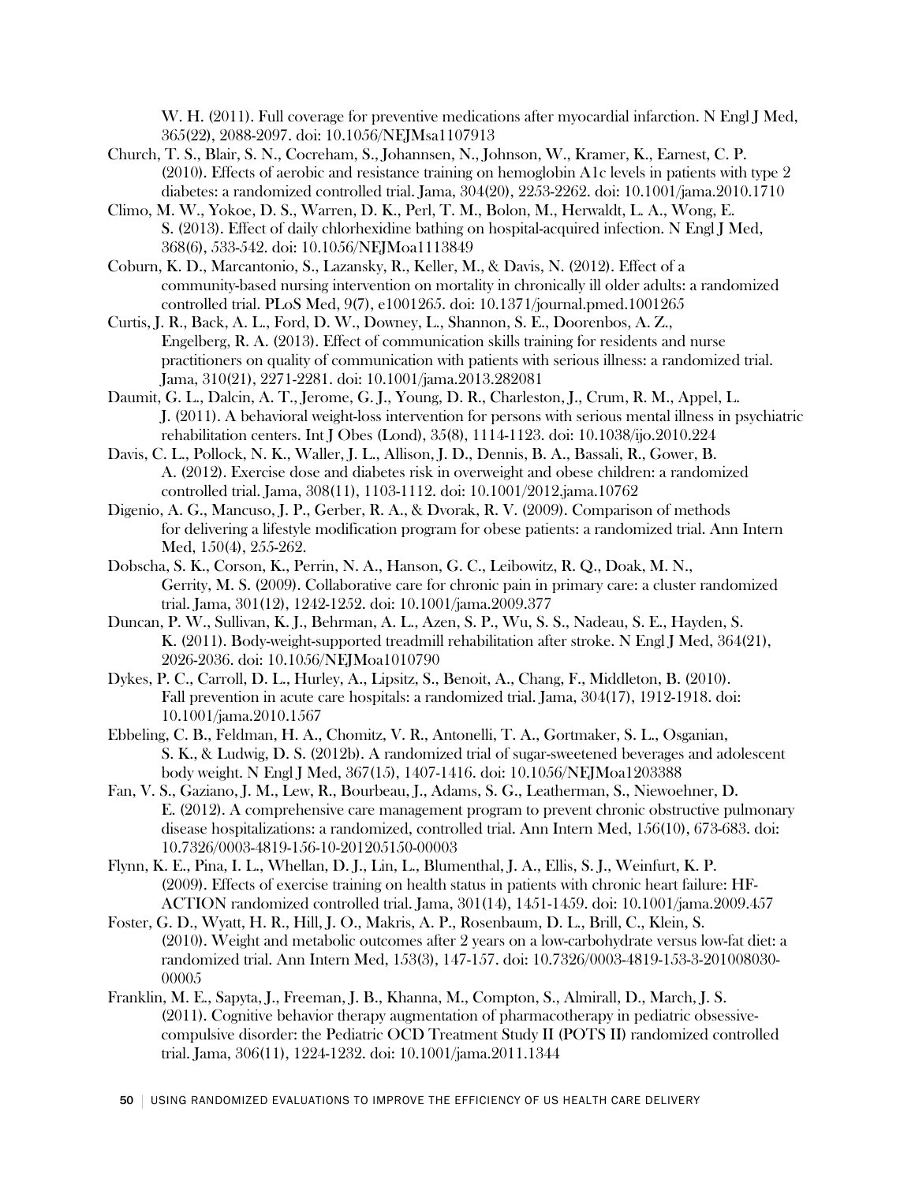W. H. (2011). Full coverage for preventive medications after myocardial infarction. N Engl J Med, 365(22), 2088-2097. doi: 10.1056/NEJMsa1107913

Church, T. S., Blair, S. N., Cocreham, S., Johannsen, N., Johnson, W., Kramer, K., Earnest, C. P. (2010). Effects of aerobic and resistance training on hemoglobin A1c levels in patients with type 2 diabetes: a randomized controlled trial. Jama, 304(20), 2253-2262. doi: 10.1001/jama.2010.1710

Climo, M. W., Yokoe, D. S., Warren, D. K., Perl, T. M., Bolon, M., Herwaldt, L. A., Wong, E. S. (2013). Effect of daily chlorhexidine bathing on hospital-acquired infection. N Engl J Med, 368(6), 533-542. doi: 10.1056/NEJMoa1113849

Coburn, K. D., Marcantonio, S., Lazansky, R., Keller, M., & Davis, N. (2012). Effect of a community-based nursing intervention on mortality in chronically ill older adults: a randomized controlled trial. PLoS Med, 9(7), e1001265. doi: 10.1371/journal.pmed.1001265

Curtis, J. R., Back, A. L., Ford, D. W., Downey, L., Shannon, S. E., Doorenbos, A. Z., Engelberg, R. A. (2013). Effect of communication skills training for residents and nurse practitioners on quality of communication with patients with serious illness: a randomized trial. Jama, 310(21), 2271-2281. doi: 10.1001/jama.2013.282081

Daumit, G. L., Dalcin, A. T., Jerome, G. J., Young, D. R., Charleston, J., Crum, R. M., Appel, L. J. (2011). A behavioral weight-loss intervention for persons with serious mental illness in psychiatric rehabilitation centers. Int J Obes (Lond), 35(8), 1114-1123. doi: 10.1038/ijo.2010.224

Davis, C. L., Pollock, N. K., Waller, J. L., Allison, J. D., Dennis, B. A., Bassali, R., Gower, B. A. (2012). Exercise dose and diabetes risk in overweight and obese children: a randomized controlled trial. Jama, 308(11), 1103-1112. doi: 10.1001/2012.jama.10762

Digenio, A. G., Mancuso, J. P., Gerber, R. A., & Dvorak, R. V. (2009). Comparison of methods for delivering a lifestyle modification program for obese patients: a randomized trial. Ann Intern Med, 150(4), 255-262.

Dobscha, S. K., Corson, K., Perrin, N. A., Hanson, G. C., Leibowitz, R. Q., Doak, M. N., Gerrity, M. S. (2009). Collaborative care for chronic pain in primary care: a cluster randomized trial. Jama, 301(12), 1242-1252. doi: 10.1001/jama.2009.377

Duncan, P. W., Sullivan, K. J., Behrman, A. L., Azen, S. P., Wu, S. S., Nadeau, S. E., Hayden, S. K. (2011). Body-weight-supported treadmill rehabilitation after stroke. N Engl J Med, 364(21), 2026-2036. doi: 10.1056/NEJMoa1010790

Dykes, P. C., Carroll, D. L., Hurley, A., Lipsitz, S., Benoit, A., Chang, F., Middleton, B. (2010). Fall prevention in acute care hospitals: a randomized trial. Jama, 304(17), 1912-1918. doi: 10.1001/jama.2010.1567

Ebbeling, C. B., Feldman, H. A., Chomitz, V. R., Antonelli, T. A., Gortmaker, S. L., Osganian, S. K., & Ludwig, D. S. (2012b). A randomized trial of sugar-sweetened beverages and adolescent body weight. N Engl J Med, 367(15), 1407-1416. doi: 10.1056/NEJMoa1203388

Fan, V. S., Gaziano, J. M., Lew, R., Bourbeau, J., Adams, S. G., Leatherman, S., Niewoehner, D. E. (2012). A comprehensive care management program to prevent chronic obstructive pulmonary disease hospitalizations: a randomized, controlled trial. Ann Intern Med, 156(10), 673-683. doi: 10.7326/0003-4819-156-10-201205150-00003

Flynn, K. E., Pina, I. L., Whellan, D. J., Lin, L., Blumenthal, J. A., Ellis, S. J., Weinfurt, K. P. (2009). Effects of exercise training on health status in patients with chronic heart failure: HF-ACTION randomized controlled trial. Jama, 301(14), 1451-1459. doi: 10.1001/jama.2009.457

Foster, G. D., Wyatt, H. R., Hill, J. O., Makris, A. P., Rosenbaum, D. L., Brill, C., Klein, S. (2010). Weight and metabolic outcomes after 2 years on a low-carbohydrate versus low-fat diet: a randomized trial. Ann Intern Med, 153(3), 147-157. doi: 10.7326/0003-4819-153-3-201008030-00005

Franklin, M. E., Sapyta, J., Freeman, J. B., Khanna, M., Compton, S., Almirall, D., March, J. S. (2011). Cognitive behavior therapy augmentation of pharmacotherapy in pediatric obsessive-compulsive disorder: the Pediatric OCD Treatment Study II (POTS II) randomized controlled trial. Jama, 306(11), 1224-1232. doi: 10.1001/jama.2011.1344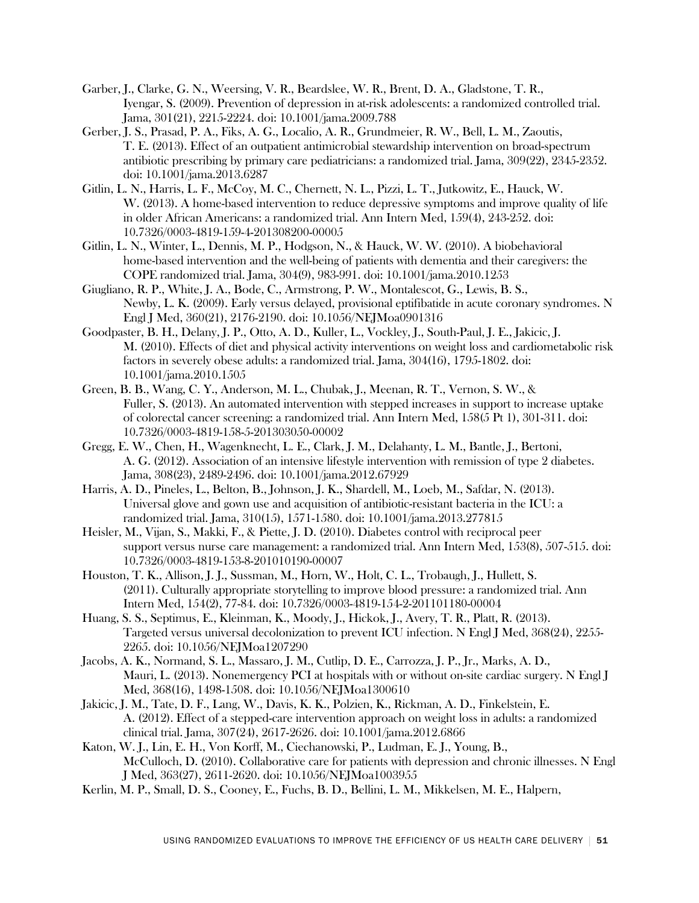Garber, J., Clarke, G. N., Weersing, V. R., Beardslee, W. R., Brent, D. A., Gladstone, T. R., Iyengar, S. (2009). Prevention of depression in at-risk adolescents: a randomized controlled trial. Jama, 301(21), 2215-2224. doi: 10.1001/jama.2009.788

Gerber, J. S., Prasad, P. A., Fiks, A. G., Localio, A. R., Grundmeier, R. W., Bell, L. M., Zaoutis, T. E. (2013). Effect of an outpatient antimicrobial stewardship intervention on broad-spectrum antibiotic prescribing by primary care pediatricians: a randomized trial. Jama, 309(22), 2345-2352. doi: 10.1001/jama.2013.6287

Gitlin, L. N., Harris, L. F., McCoy, M. C., Chernett, N. L., Pizzi, L. T., Jutkowitz, E., Hauck, W. W. (2013). A home-based intervention to reduce depressive symptoms and improve quality of life in older African Americans: a randomized trial. Ann Intern Med, 159(4), 243-252. doi: 10.7326/0003-4819-159-4-201308200-00005

Gitlin, L. N., Winter, L., Dennis, M. P., Hodgson, N., & Hauck, W. W. (2010). A biobehavioral home-based intervention and the well-being of patients with dementia and their caregivers: the COPE randomized trial. Jama, 304(9), 983-991. doi: 10.1001/jama.2010.1253

Giugliano, R. P., White, J. A., Bode, C., Armstrong, P. W., Montalescot, G., Lewis, B. S., Newby, L. K. (2009). Early versus delayed, provisional eptifibatide in acute coronary syndromes. N Engl J Med, 360(21), 2176-2190. doi: 10.1056/NEJMoa0901316

Goodpaster, B. H., Delany, J. P., Otto, A. D., Kuller, L., Vockley, J., South-Paul, J. E., Jakicic, J. M. (2010). Effects of diet and physical activity interventions on weight loss and cardiometabolic risk factors in severely obese adults: a randomized trial. Jama, 304(16), 1795-1802. doi: 10.1001/jama.2010.1505

Green, B. B., Wang, C. Y., Anderson, M. L., Chubak, J., Meenan, R. T., Vernon, S. W., & Fuller, S. (2013). An automated intervention with stepped increases in support to increase uptake of colorectal cancer screening: a randomized trial. Ann Intern Med, 158(5 Pt 1), 301-311. doi: 10.7326/0003-4819-158-5-201303050-00002

Gregg, E. W., Chen, H., Wagenknecht, L. E., Clark, J. M., Delahanty, L. M., Bantle, J., Bertoni, A. G. (2012). Association of an intensive lifestyle intervention with remission of type 2 diabetes. Jama, 308(23), 2489-2496. doi: 10.1001/jama.2012.67929

Harris, A. D., Pineles, L., Belton, B., Johnson, J. K., Shardell, M., Loeb, M., Safdar, N. (2013). Universal glove and gown use and acquisition of antibiotic-resistant bacteria in the ICU: a randomized trial. Jama, 310(15), 1571-1580. doi: 10.1001/jama.2013.277815

Heisler, M., Vijan, S., Makki, F., & Piette, J. D. (2010). Diabetes control with reciprocal peer support versus nurse care management: a randomized trial. Ann Intern Med, 153(8), 507-515. doi: 10.7326/0003-4819-153-8-201010190-00007

Houston, T. K., Allison, J. J., Sussman, M., Horn, W., Holt, C. L., Trobaugh, J., Hullett, S. (2011). Culturally appropriate storytelling to improve blood pressure: a randomized trial. Ann Intern Med, 154(2), 77-84. doi: 10.7326/0003-4819-154-2-201101180-00004

Huang, S. S., Septimus, E., Kleinman, K., Moody, J., Hickok, J., Avery, T. R., Platt, R. (2013). Targeted versus universal decolonization to prevent ICU infection. N Engl J Med, 368(24), 2255-2265. doi: 10.1056/NEJMoa1207290

Jacobs, A. K., Normand, S. L., Massaro, J. M., Cutlip, D. E., Carrozza, J. P., Jr., Marks, A. D., Mauri, L. (2013). Nonemergency PCI at hospitals with or without on-site cardiac surgery. N Engl J Med, 368(16), 1498-1508. doi: 10.1056/NEJMoa1300610

Jakicic, J. M., Tate, D. F., Lang, W., Davis, K. K., Polzien, K., Rickman, A. D., Finkelstein, E. A. (2012). Effect of a stepped-care intervention approach on weight loss in adults: a randomized clinical trial. Jama, 307(24), 2617-2626. doi: 10.1001/jama.2012.6866

Katon, W. J., Lin, E. H., Von Korff, M., Ciechanowski, P., Ludman, E. J., Young, B., McCulloch, D. (2010). Collaborative care for patients with depression and chronic illnesses. N Engl J Med, 363(27), 2611-2620. doi: 10.1056/NEJMoa1003955

Kerlin, M. P., Small, D. S., Cooney, E., Fuchs, B. D., Bellini, L. M., Mikkelsen, M. E., Halpern,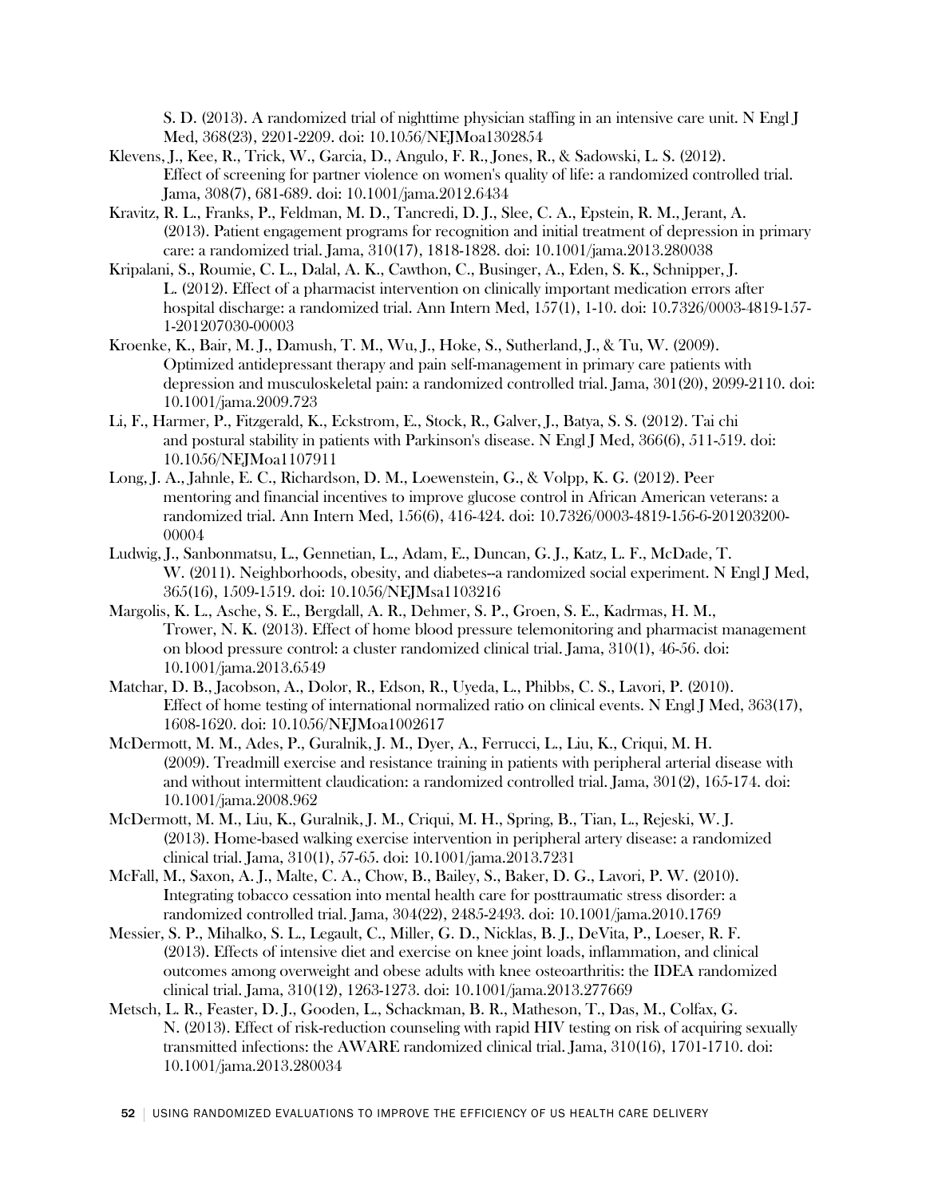S. D. (2013). A randomized trial of nighttime physician staffing in an intensive care unit. N Engl J Med, 368(23), 2201-2209. doi: 10.1056/NEJMoa1302854

Klevens, J., Kee, R., Trick, W., Garcia, D., Angulo, F. R., Jones, R., & Sadowski, L. S. (2012). Effect of screening for partner violence on women's quality of life: a randomized controlled trial. Jama, 308(7), 681-689. doi: 10.1001/jama.2012.6434

Kravitz, R. L., Franks, P., Feldman, M. D., Tancredi, D. J., Slee, C. A., Epstein, R. M., Jerant, A. (2013). Patient engagement programs for recognition and initial treatment of depression in primary care: a randomized trial. Jama, 310(17), 1818-1828. doi: 10.1001/jama.2013.280038

Kripalani, S., Roumie, C. L., Dalal, A. K., Cawthon, C., Businger, A., Eden, S. K., Schnipper, J. L. (2012). Effect of a pharmacist intervention on clinically important medication errors after hospital discharge: a randomized trial. Ann Intern Med, 157(1), 1-10. doi: 10.7326/0003-4819-157-1-201207030-00003

Kroenke, K., Bair, M. J., Damush, T. M., Wu, J., Hoke, S., Sutherland, J., & Tu, W. (2009). Optimized antidepressant therapy and pain self-management in primary care patients with depression and musculoskeletal pain: a randomized controlled trial. Jama, 301(20), 2099-2110. doi: 10.1001/jama.2009.723

Li, F., Harmer, P., Fitzgerald, K., Eckstrom, E., Stock, R., Galver, J., Batya, S. S. (2012). Tai chi and postural stability in patients with Parkinson's disease. N Engl J Med, 366(6), 511-519. doi: 10.1056/NEJMoa1107911

Long, J. A., Jahnle, E. C., Richardson, D. M., Loewenstein, G., & Volpp, K. G. (2012). Peer mentoring and financial incentives to improve glucose control in African American veterans: a randomized trial. Ann Intern Med, 156(6), 416-424. doi: 10.7326/0003-4819-156-6-201203200-00004

Ludwig, J., Sanbonmatsu, L., Gennetian, L., Adam, E., Duncan, G. J., Katz, L. F., McDade, T. W. (2011). Neighborhoods, obesity, and diabetes--a randomized social experiment. N Engl J Med, 365(16), 1509-1519. doi: 10.1056/NEJMsa1103216

Margolis, K. L., Asche, S. E., Bergdall, A. R., Dehmer, S. P., Groen, S. E., Kadrmas, H. M., Trower, N. K. (2013). Effect of home blood pressure telemonitoring and pharmacist management on blood pressure control: a cluster randomized clinical trial. Jama, 310(1), 46-56. doi: 10.1001/jama.2013.6549

Matchar, D. B., Jacobson, A., Dolor, R., Edson, R., Uyeda, L., Phibbs, C. S., Lavori, P. (2010). Effect of home testing of international normalized ratio on clinical events. N Engl J Med, 363(17), 1608-1620. doi: 10.1056/NEJMoa1002617

McDermott, M. M., Ades, P., Guralnik, J. M., Dyer, A., Ferrucci, L., Liu, K., Criqui, M. H. (2009). Treadmill exercise and resistance training in patients with peripheral arterial disease with and without intermittent claudication: a randomized controlled trial. Jama, 301(2), 165-174. doi: 10.1001/jama.2008.962

McDermott, M. M., Liu, K., Guralnik, J. M., Criqui, M. H., Spring, B., Tian, L., Rejeski, W. J. (2013). Home-based walking exercise intervention in peripheral artery disease: a randomized clinical trial. Jama, 310(1), 57-65. doi: 10.1001/jama.2013.7231

McFall, M., Saxon, A. J., Malte, C. A., Chow, B., Bailey, S., Baker, D. G., Lavori, P. W. (2010). Integrating tobacco cessation into mental health care for posttraumatic stress disorder: a randomized controlled trial. Jama, 304(22), 2485-2493. doi: 10.1001/jama.2010.1769

Messier, S. P., Mihalko, S. L., Legault, C., Miller, G. D., Nicklas, B. J., DeVita, P., Loeser, R. F. (2013). Effects of intensive diet and exercise on knee joint loads, inflammation, and clinical outcomes among overweight and obese adults with knee osteoarthritis: the IDEA randomized clinical trial. Jama, 310(12), 1263-1273. doi: 10.1001/jama.2013.277669

Metsch, L. R., Feaster, D. J., Gooden, L., Schackman, B. R., Matheson, T., Das, M., Colfax, G. N. (2013). Effect of risk-reduction counseling with rapid HIV testing on risk of acquiring sexually transmitted infections: the AWARE randomized clinical trial. Jama, 310(16), 1701-1710. doi: 10.1001/jama.2013.280034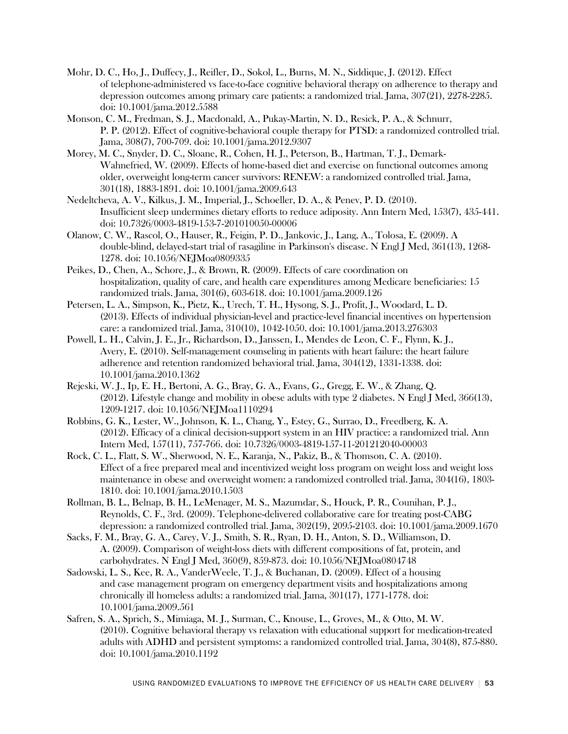Mohr, D. C., Ho, J., Duffecy, J., Reifler, D., Sokol, L., Burns, M. N., Siddique, J. (2012). Effect of telephone-administered vs face-to-face cognitive behavioral therapy on adherence to therapy and depression outcomes among primary care patients: a randomized trial. Jama, 307(21), 2278-2285. doi: 10.1001/jama.2012.5588

Monson, C. M., Fredman, S. J., Macdonald, A., Pukay-Martin, N. D., Resick, P. A., & Schnurr, P. P. (2012). Effect of cognitive-behavioral couple therapy for PTSD: a randomized controlled trial. Jama, 308(7), 700-709. doi: 10.1001/jama.2012.9307

Morey, M. C., Snyder, D. C., Sloane, R., Cohen, H. J., Peterson, B., Hartman, T. J., Demark-Wahnefried, W. (2009). Effects of home-based diet and exercise on functional outcomes among older, overweight long-term cancer survivors: RENEW: a randomized controlled trial. Jama, 301(18), 1883-1891. doi: 10.1001/jama.2009.643

Nedeltcheva, A. V., Kilkus, J. M., Imperial, J., Schoeller, D. A., & Penev, P. D. (2010). Insufficient sleep undermines dietary efforts to reduce adiposity. Ann Intern Med, 153(7), 435-441. doi: 10.7326/0003-4819-153-7-201010050-00006

Olanow, C. W., Rascol, O., Hauser, R., Feigin, P. D., Jankovic, J., Lang, A., Tolosa, E. (2009). A double-blind, delayed-start trial of rasagiline in Parkinson's disease. N Engl J Med, 361(13), 1268-1278. doi: 10.1056/NEJMoa0809335

Peikes, D., Chen, A., Schore, J., & Brown, R. (2009). Effects of care coordination on hospitalization, quality of care, and health care expenditures among Medicare beneficiaries: 15 randomized trials. Jama, 301(6), 603-618. doi: 10.1001/jama.2009.126

Petersen, L. A., Simpson, K., Pietz, K., Urech, T. H., Hysong, S. J., Profit, J., Woodard, L. D. (2013). Effects of individual physician-level and practice-level financial incentives on hypertension care: a randomized trial. Jama, 310(10), 1042-1050. doi: 10.1001/jama.2013.276303

Powell, L. H., Calvin, J. E., Jr., Richardson, D., Janssen, I., Mendes de Leon, C. F., Flynn, K. J., Avery, E. (2010). Self-management counseling in patients with heart failure: the heart failure adherence and retention randomized behavioral trial. Jama, 304(12), 1331-1338. doi: 10.1001/jama.2010.1362

Rejeski, W. J., Ip, E. H., Bertoni, A. G., Bray, G. A., Evans, G., Gregg, E. W., & Zhang, Q. (2012). Lifestyle change and mobility in obese adults with type 2 diabetes. N Engl J Med, 366(13), 1209-1217. doi: 10.1056/NEJMoa1110294

Robbins, G. K., Lester, W., Johnson, K. L., Chang, Y., Estey, G., Surrao, D., Freedberg, K. A. (2012). Efficacy of a clinical decision-support system in an HIV practice: a randomized trial. Ann Intern Med, 157(11), 757-766. doi: 10.7326/0003-4819-157-11-201212040-00003

Rock, C. L., Flatt, S. W., Sherwood, N. E., Karanja, N., Pakiz, B., & Thomson, C. A. (2010). Effect of a free prepared meal and incentivized weight loss program on weight loss and weight loss maintenance in obese and overweight women: a randomized controlled trial. Jama, 304(16), 1803-1810. doi: 10.1001/jama.2010.1503

Rollman, B. L., Belnap, B. H., LeMenager, M. S., Mazumdar, S., Houck, P. R., Counihan, P. J., Reynolds, C. F., 3rd. (2009). Telephone-delivered collaborative care for treating post-CABG depression: a randomized controlled trial. Jama, 302(19), 2095-2103. doi: 10.1001/jama.2009.1670

Sacks, F. M., Bray, G. A., Carey, V. J., Smith, S. R., Ryan, D. H., Anton, S. D., Williamson, D. A. (2009). Comparison of weight-loss diets with different compositions of fat, protein, and carbohydrates. N Engl J Med, 360(9), 859-873. doi: 10.1056/NEJMoa0804748

Sadowski, L. S., Kee, R. A., VanderWeele, T. J., & Buchanan, D. (2009). Effect of a housing and case management program on emergency department visits and hospitalizations among chronically ill homeless adults: a randomized trial. Jama, 301(17), 1771-1778. doi: 10.1001/jama.2009.561

Safren, S. A., Sprich, S., Mimiaga, M. J., Surman, C., Knouse, L., Groves, M., & Otto, M. W. (2010). Cognitive behavioral therapy vs relaxation with educational support for medication-treated adults with ADHD and persistent symptoms: a randomized controlled trial. Jama, 304(8), 875-880. doi: 10.1001/jama.2010.1192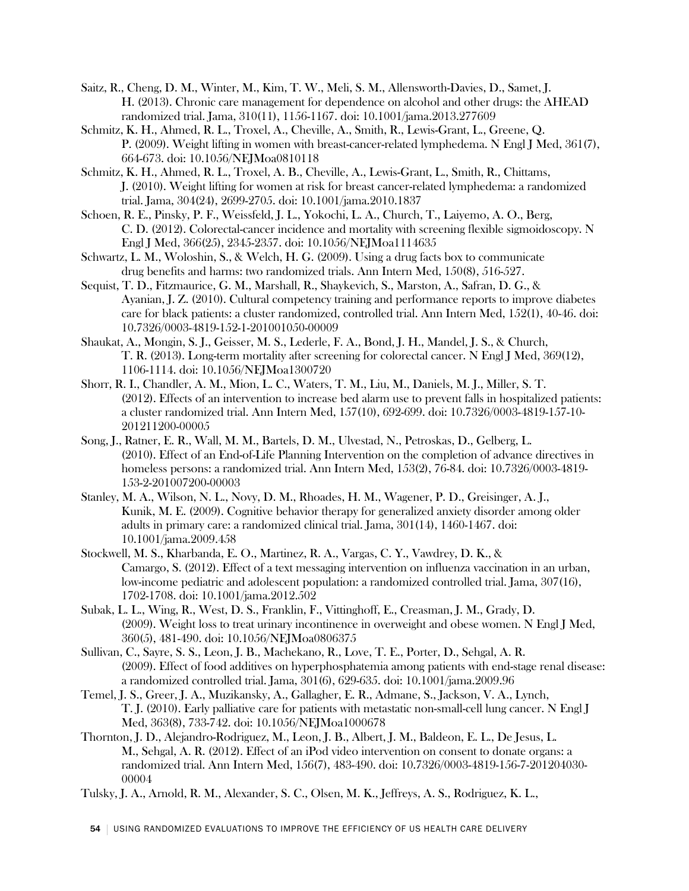Saitz, R., Cheng, D. M., Winter, M., Kim, T. W., Meli, S. M., Allensworth-Davies, D., Samet, J. H. (2013). Chronic care management for dependence on alcohol and other drugs: the AHEAD randomized trial. Jama, 310(11), 1156-1167. doi: 10.1001/jama.2013.277609

Schmitz, K. H., Ahmed, R. L., Troxel, A., Cheville, A., Smith, R., Lewis-Grant, L., Greene, Q. P. (2009). Weight lifting in women with breast-cancer-related lymphedema. N Engl J Med, 361(7), 664-673. doi: 10.1056/NEJMoa0810118

Schmitz, K. H., Ahmed, R. L., Troxel, A. B., Cheville, A., Lewis-Grant, L., Smith, R., Chittams, J. (2010). Weight lifting for women at risk for breast cancer-related lymphedema: a randomized trial. Jama, 304(24), 2699-2705. doi: 10.1001/jama.2010.1837

Schoen, R. E., Pinsky, P. F., Weissfeld, J. L., Yokochi, L. A., Church, T., Laiyemo, A. O., Berg, C. D. (2012). Colorectal-cancer incidence and mortality with screening flexible sigmoidoscopy. N Engl J Med, 366(25), 2345-2357. doi: 10.1056/NEJMoa1114635

Schwartz, L. M., Woloshin, S., & Welch, H. G. (2009). Using a drug facts box to communicate drug benefits and harms: two randomized trials. Ann Intern Med, 150(8), 516-527.

Sequist, T. D., Fitzmaurice, G. M., Marshall, R., Shaykevich, S., Marston, A., Safran, D. G., & Ayanian, J. Z. (2010). Cultural competency training and performance reports to improve diabetes care for black patients: a cluster randomized, controlled trial. Ann Intern Med, 152(1), 40-46. doi: 10.7326/0003-4819-152-1-201001050-00009

Shaukat, A., Mongin, S. J., Geisser, M. S., Lederle, F. A., Bond, J. H., Mandel, J. S., & Church, T. R. (2013). Long-term mortality after screening for colorectal cancer. N Engl J Med, 369(12), 1106-1114. doi: 10.1056/NEJMoa1300720

Shorr, R. I., Chandler, A. M., Mion, L. C., Waters, T. M., Liu, M., Daniels, M. J., Miller, S. T. (2012). Effects of an intervention to increase bed alarm use to prevent falls in hospitalized patients: a cluster randomized trial. Ann Intern Med, 157(10), 692-699. doi: 10.7326/0003-4819-157-10-201211200-00005

Song, J., Ratner, E. R., Wall, M. M., Bartels, D. M., Ulvestad, N., Petroskas, D., Gelberg, L. (2010). Effect of an End-of-Life Planning Intervention on the completion of advance directives in homeless persons: a randomized trial. Ann Intern Med, 153(2), 76-84. doi: 10.7326/0003-4819-153-2-201007200-00003

Stanley, M. A., Wilson, N. L., Novy, D. M., Rhoades, H. M., Wagener, P. D., Greisinger, A. J., Kunik, M. E. (2009). Cognitive behavior therapy for generalized anxiety disorder among older adults in primary care: a randomized clinical trial. Jama, 301(14), 1460-1467. doi: 10.1001/jama.2009.458

Stockwell, M. S., Kharbanda, E. O., Martinez, R. A., Vargas, C. Y., Vawdrey, D. K., & Camargo, S. (2012). Effect of a text messaging intervention on influenza vaccination in an urban, low-income pediatric and adolescent population: a randomized controlled trial. Jama, 307(16), 1702-1708. doi: 10.1001/jama.2012.502

Subak, L. L., Wing, R., West, D. S., Franklin, F., Vittinghoff, E., Creasman, J. M., Grady, D. (2009). Weight loss to treat urinary incontinence in overweight and obese women. N Engl J Med, 360(5), 481-490. doi: 10.1056/NEJMoa0806375

Sullivan, C., Sayre, S. S., Leon, J. B., Machekano, R., Love, T. E., Porter, D., Sehgal, A. R. (2009). Effect of food additives on hyperphosphatemia among patients with end-stage renal disease: a randomized controlled trial. Jama, 301(6), 629-635. doi: 10.1001/jama.2009.96

Temel, J. S., Greer, J. A., Muzikansky, A., Gallagher, E. R., Admane, S., Jackson, V. A., Lynch, T. J. (2010). Early palliative care for patients with metastatic non-small-cell lung cancer. N Engl J Med, 363(8), 733-742. doi: 10.1056/NEJMoa1000678

Thornton, J. D., Alejandro-Rodriguez, M., Leon, J. B., Albert, J. M., Baldeon, E. L., De Jesus, L. M., Sehgal, A. R. (2012). Effect of an iPod video intervention on consent to donate organs: a randomized trial. Ann Intern Med, 156(7), 483-490. doi: 10.7326/0003-4819-156-7-201204030-00004

Tulsky, J. A., Arnold, R. M., Alexander, S. C., Olsen, M. K., Jeffreys, A. S., Rodriguez, K. L.,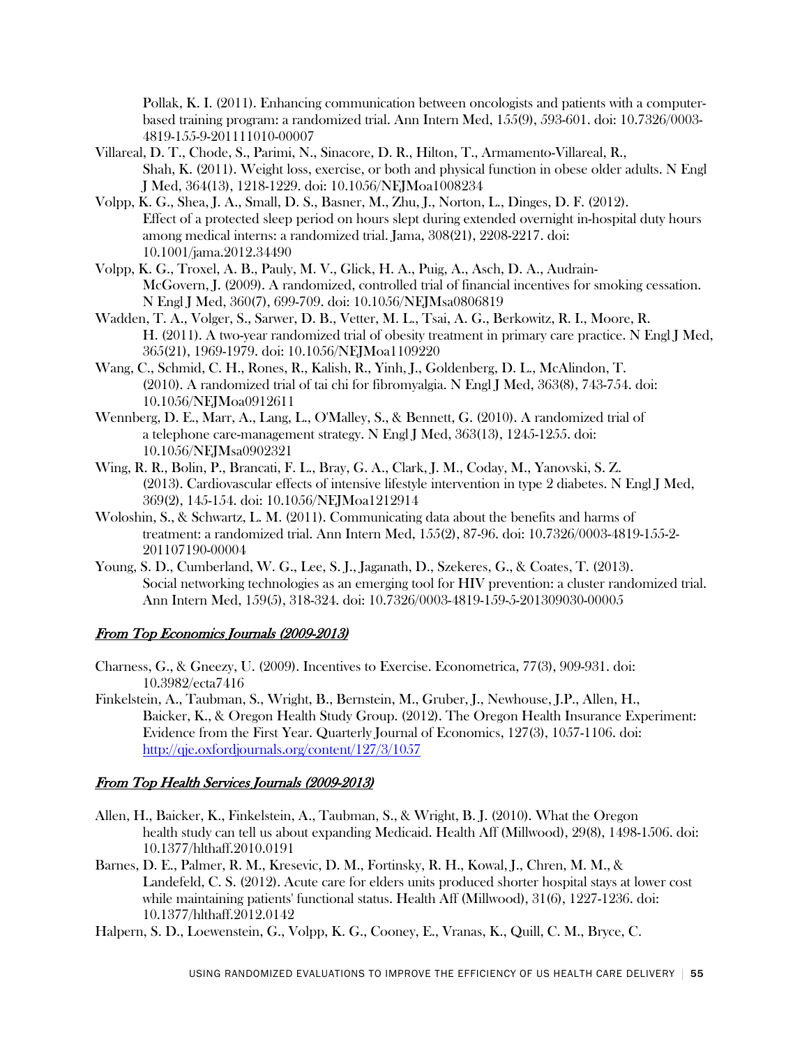Pollak, K. I. (2011). Enhancing communication between oncologists and patients with a computer-based training program: a randomized trial. Ann Intern Med, 155(9), 593-601. doi: 10.7326/0003-4819-155-9-201111010-00007

Villareal, D. T., Chode, S., Parimi, N., Sinacore, D. R., Hilton, T., Armamento-Villareal, R., Shah, K. (2011). Weight loss, exercise, or both and physical function in obese older adults. N Engl J Med, 364(13), 1218-1229. doi: 10.1056/NEJMoa1008234

Volpp, K. G., Shea, J. A., Small, D. S., Basner, M., Zhu, J., Norton, L., Dinges, D. F. (2012). Effect of a protected sleep period on hours slept during extended overnight in-hospital duty hours among medical interns: a randomized trial. Jama, 308(21), 2208-2217. doi: 10.1001/jama.2012.34490

Volpp, K. G., Troxel, A. B., Pauly, M. V., Glick, H. A., Puig, A., Asch, D. A., Audrain-McGovern, J. (2009). A randomized, controlled trial of financial incentives for smoking cessation. N Engl J Med, 360(7), 699-709. doi: 10.1056/NEJMsa0806819

Wadden, T. A., Volger, S., Sarwer, D. B., Vetter, M. L., Tsai, A. G., Berkowitz, R. I., Moore, R. H. (2011). A two-year randomized trial of obesity treatment in primary care practice. N Engl J Med, 365(21), 1969-1979. doi: 10.1056/NEJMoa1109220

Wang, C., Schmid, C. H., Rones, R., Kalish, R., Yinh, J., Goldenberg, D. L., McAlindon, T. (2010). A randomized trial of tai chi for fibromyalgia. N Engl J Med, 363(8), 743-754. doi: 10.1056/NEJMoa0912611

Wennberg, D. E., Marr, A., Lang, L., O'Malley, S., & Bennett, G. (2010). A randomized trial of a telephone care-management strategy. N Engl J Med, 363(13), 1245-1255. doi: 10.1056/NEJMsa0902321

Wing, R. R., Bolin, P., Brancati, F. L., Bray, G. A., Clark, J. M., Coday, M., Yanovski, S. Z. (2013). Cardiovascular effects of intensive lifestyle intervention in type 2 diabetes. N Engl J Med, 369(2), 145-154. doi: 10.1056/NEJMoa1212914

Woloshin, S., & Schwartz, L. M. (2011). Communicating data about the benefits and harms of treatment: a randomized trial. Ann Intern Med, 155(2), 87-96. doi: 10.7326/0003-4819-155-2-201107190-00004

Young, S. D., Cumberland, W. G., Lee, S. J., Jaganath, D., Szekeres, G., & Coates, T. (2013). Social networking technologies as an emerging tool for HIV prevention: a cluster randomized trial. Ann Intern Med, 159(5), 318-324. doi: 10.7326/0003-4819-159-5-201309030-00005

### *From Top Economics Journals (2009-2013)*

Charness, G., & Gneezy, U. (2009). Incentives to Exercise. Econometrica, 77(3), 909-931. doi: 10.3982/ecta7416

Finkelstein, A., Taubman, S., Wright, B., Bernstein, M., Gruber, J., Newhouse, J.P., Allen, H., Baicker, K., & Oregon Health Study Group. (2012). The Oregon Health Insurance Experiment: Evidence from the First Year. Quarterly Journal of Economics, 127(3), 1057-1106. doi: http://qje.oxfordjournals.org/content/127/3/1057

### *From Top Health Services Journals (2009-2013)*

Allen, H., Baicker, K., Finkelstein, A., Taubman, S., & Wright, B. J. (2010). What the Oregon health study can tell us about expanding Medicaid. Health Aff (Millwood), 29(8), 1498-1506. doi: 10.1377/hlthaff.2010.0191

Barnes, D. E., Palmer, R. M., Kresevic, D. M., Fortinsky, R. H., Kowal, J., Chren, M. M., & Landefeld, C. S. (2012). Acute care for elders units produced shorter hospital stays at lower cost while maintaining patients' functional status. Health Aff (Millwood), 31(6), 1227-1236. doi: 10.1377/hlthaff.2012.0142

Halpern, S. D., Loewenstein, G., Volpp, K. G., Cooney, E., Vranas, K., Quill, C. M., Bryce, C.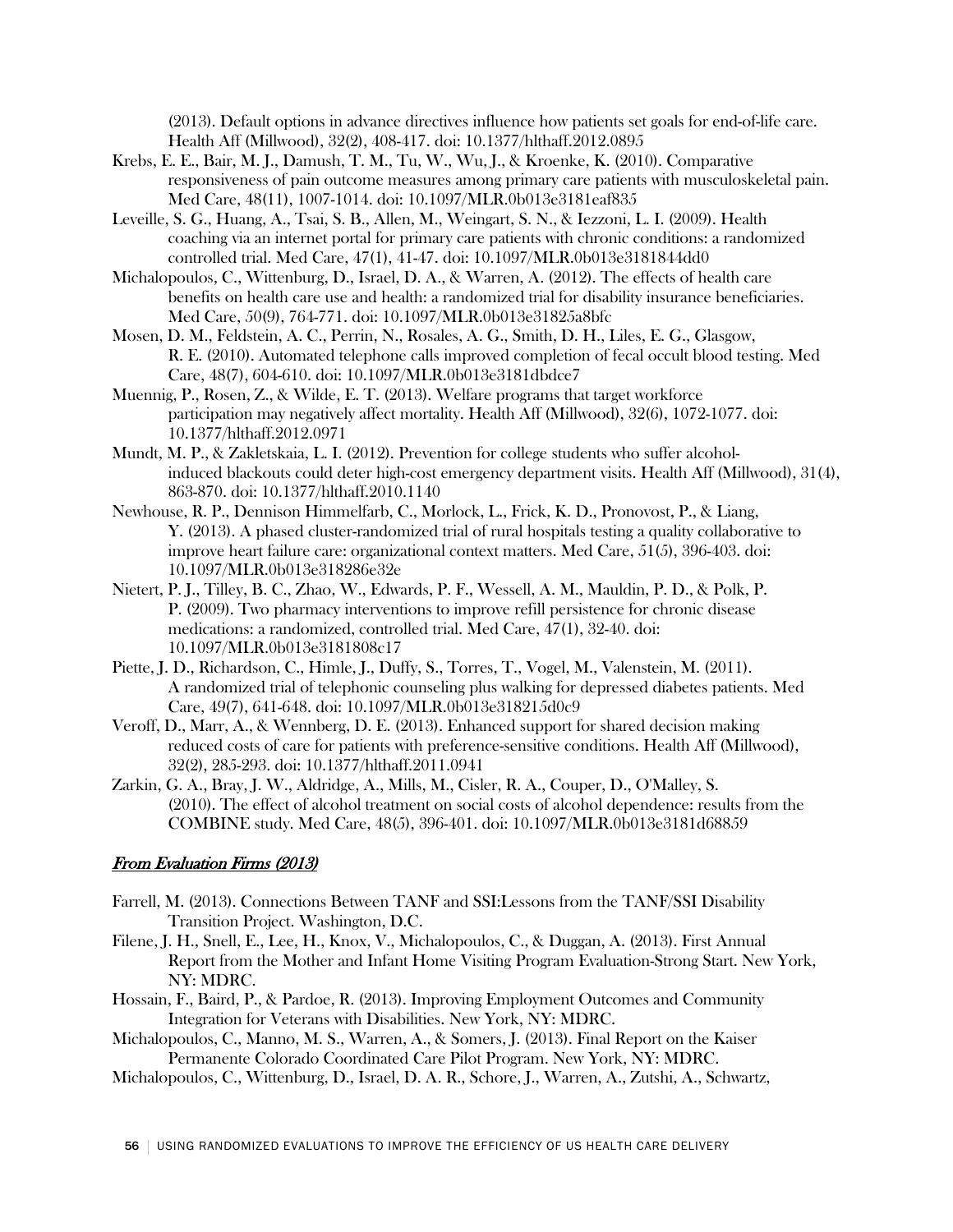(2013). Default options in advance directives influence how patients set goals for end-of-life care. Health Aff (Millwood), 32(2), 408-417. doi: 10.1377/hlthaff.2012.0895

Krebs, E. E., Bair, M. J., Damush, T. M., Tu, W., Wu, J., & Kroenke, K. (2010). Comparative responsiveness of pain outcome measures among primary care patients with musculoskeletal pain. Med Care, 48(11), 1007-1014. doi: 10.1097/MLR.0b013e3181eaf835

Leveille, S. G., Huang, A., Tsai, S. B., Allen, M., Weingart, S. N., & Iezzoni, L. I. (2009). Health coaching via an internet portal for primary care patients with chronic conditions: a randomized controlled trial. Med Care, 47(1), 41-47. doi: 10.1097/MLR.0b013e3181844dd0

Michalopoulos, C., Wittenburg, D., Israel, D. A., & Warren, A. (2012). The effects of health care benefits on health care use and health: a randomized trial for disability insurance beneficiaries. Med Care, 50(9), 764-771. doi: 10.1097/MLR.0b013e31825a8bfc

Mosen, D. M., Feldstein, A. C., Perrin, N., Rosales, A. G., Smith, D. H., Liles, E. G., Glasgow, R. E. (2010). Automated telephone calls improved completion of fecal occult blood testing. Med Care, 48(7), 604-610. doi: 10.1097/MLR.0b013e3181dbdce7

Muennig, P., Rosen, Z., & Wilde, E. T. (2013). Welfare programs that target workforce participation may negatively affect mortality. Health Aff (Millwood), 32(6), 1072-1077. doi: 10.1377/hlthaff.2012.0971

Mundt, M. P., & Zakletskaia, L. I. (2012). Prevention for college students who suffer alcohol-induced blackouts could deter high-cost emergency department visits. Health Aff (Millwood), 31(4), 863-870. doi: 10.1377/hlthaff.2010.1140

Newhouse, R. P., Dennison Himmelfarb, C., Morlock, L., Frick, K. D., Pronovost, P., & Liang, Y. (2013). A phased cluster-randomized trial of rural hospitals testing a quality collaborative to improve heart failure care: organizational context matters. Med Care, 51(5), 396-403. doi: 10.1097/MLR.0b013e318286e32e

Nietert, P. J., Tilley, B. C., Zhao, W., Edwards, P. F., Wessell, A. M., Mauldin, P. D., & Polk, P. P. (2009). Two pharmacy interventions to improve refill persistence for chronic disease medications: a randomized, controlled trial. Med Care, 47(1), 32-40. doi: 10.1097/MLR.0b013e3181808c17

Piette, J. D., Richardson, C., Himle, J., Duffy, S., Torres, T., Vogel, M., Valenstein, M. (2011). A randomized trial of telephonic counseling plus walking for depressed diabetes patients. Med Care, 49(7), 641-648. doi: 10.1097/MLR.0b013e318215d0c9

Veroff, D., Marr, A., & Wennberg, D. E. (2013). Enhanced support for shared decision making reduced costs of care for patients with preference-sensitive conditions. Health Aff (Millwood), 32(2), 285-293. doi: 10.1377/hlthaff.2011.0941

Zarkin, G. A., Bray, J. W., Aldridge, A., Mills, M., Cisler, R. A., Couper, D., O'Malley, S. (2010). The effect of alcohol treatment on social costs of alcohol dependence: results from the COMBINE study. Med Care, 48(5), 396-401. doi: 10.1097/MLR.0b013e3181d68859

### *From Evaluation Firms (2013)*

Farrell, M. (2013). Connections Between TANF and SSI:Lessons from the TANF/SSI Disability Transition Project. Washington, D.C.

Filene, J. H., Snell, E., Lee, H., Knox, V., Michalopoulos, C., & Duggan, A. (2013). First Annual Report from the Mother and Infant Home Visiting Program Evaluation-Strong Start. New York, NY: MDRC.

Hossain, F., Baird, P., & Pardoe, R. (2013). Improving Employment Outcomes and Community Integration for Veterans with Disabilities. New York, NY: MDRC.

Michalopoulos, C., Manno, M. S., Warren, A., & Somers, J. (2013). Final Report on the Kaiser Permanente Colorado Coordinated Care Pilot Program. New York, NY: MDRC.

Michalopoulos, C., Wittenburg, D., Israel, D. A. R., Schore, J., Warren, A., Zutshi, A., Schwartz,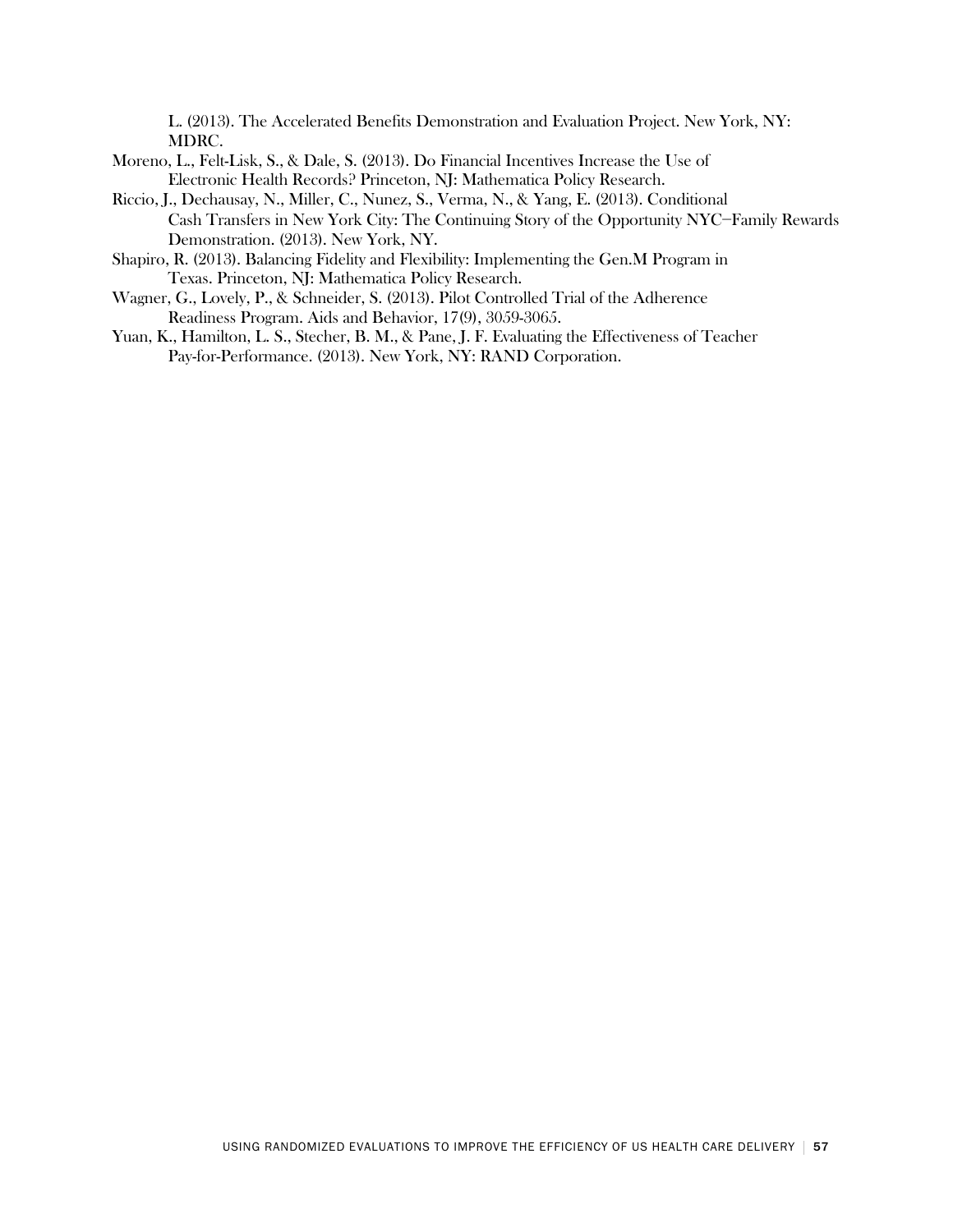L. (2013). The Accelerated Benefits Demonstration and Evaluation Project. New York, NY: MDRC.

Moreno, L., Felt-Lisk, S., & Dale, S. (2013). Do Financial Incentives Increase the Use of Electronic Health Records? Princeton, NJ: Mathematica Policy Research.

Riccio, J., Dechausay, N., Miller, C., Nunez, S., Verma, N., & Yang, E. (2013). Conditional Cash Transfers in New York City: The Continuing Story of the Opportunity NYC—Family Rewards Demonstration. (2013). New York, NY.

Shapiro, R. (2013). Balancing Fidelity and Flexibility: Implementing the Gen.M Program in Texas. Princeton, NJ: Mathematica Policy Research.

Wagner, G., Lovely, P., & Schneider, S. (2013). Pilot Controlled Trial of the Adherence Readiness Program. Aids and Behavior, 17(9), 3059-3065.

Yuan, K., Hamilton, L. S., Stecher, B. M., & Pane, J. F. Evaluating the Effectiveness of Teacher Pay-for-Performance. (2013). New York, NY: RAND Corporation.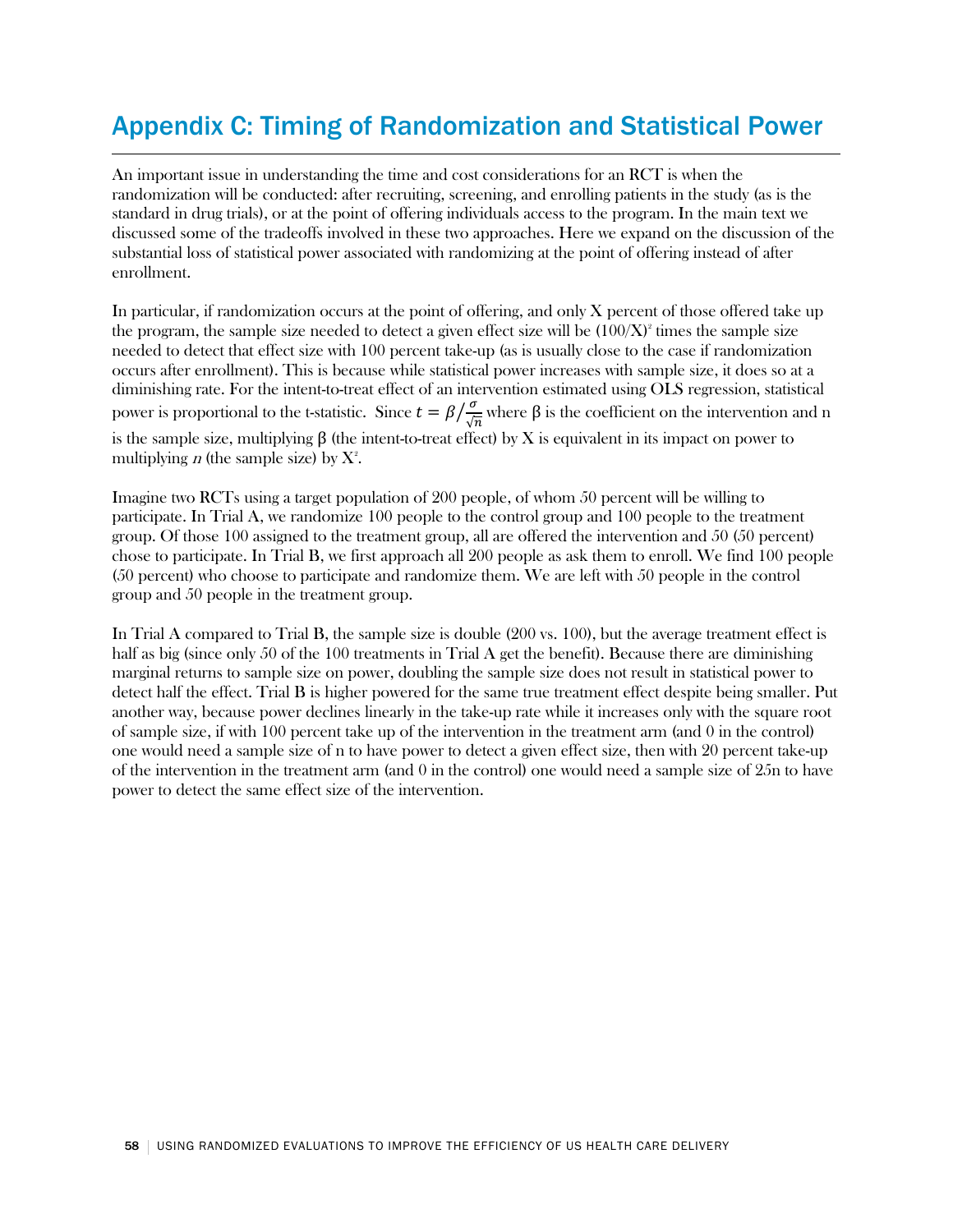## Appendix C: Timing of Randomization and Statistical Power

An important issue in understanding the time and cost considerations for an RCT is when the randomization will be conducted: after recruiting, screening, and enrolling patients in the study (as is the standard in drug trials), or at the point of offering individuals access to the program. In the main text we discussed some of the tradeoffs involved in these two approaches. Here we expand on the discussion of the substantial loss of statistical power associated with randomizing at the point of offering instead of after enrollment.

In particular, if randomization occurs at the point of offering, and only X percent of those offered take up the program, the sample size needed to detect a given effect size will be $(100/X)^2$ times the sample size needed to detect that effect size with 100 percent take-up (as is usually close to the case if randomization occurs after enrollment). This is because while statistical power increases with sample size, it does so at a diminishing rate. For the intent-to-treat effect of an intervention estimated using OLS regression, statistical power is proportional to the t-statistic. Since $t = \beta / \frac{\sigma}{\sqrt{n}}$ where β is the coefficient on the intervention and n is the sample size, multiplying β (the intent-to-treat effect) by X is equivalent in its impact on power to multiplying $n$ (the sample size) by $X^2$.

Imagine two RCTs using a target population of 200 people, of whom 50 percent will be willing to participate. In Trial A, we randomize 100 people to the control group and 100 people to the treatment group. Of those 100 assigned to the treatment group, all are offered the intervention and 50 (50 percent) chose to participate. In Trial B, we first approach all 200 people as ask them to enroll. We find 100 people (50 percent) who choose to participate and randomize them. We are left with 50 people in the control group and 50 people in the treatment group.

In Trial A compared to Trial B, the sample size is double (200 vs. 100), but the average treatment effect is half as big (since only 50 of the 100 treatments in Trial A get the benefit). Because there are diminishing marginal returns to sample size on power, doubling the sample size does not result in statistical power to detect half the effect. Trial B is higher powered for the same true treatment effect despite being smaller. Put another way, because power declines linearly in the take-up rate while it increases only with the square root of sample size, if with 100 percent take up of the intervention in the treatment arm (and 0 in the control) one would need a sample size of n to have power to detect a given effect size, then with 20 percent take-up of the intervention in the treatment arm (and 0 in the control) one would need a sample size of 25n to have power to detect the same effect size of the intervention.